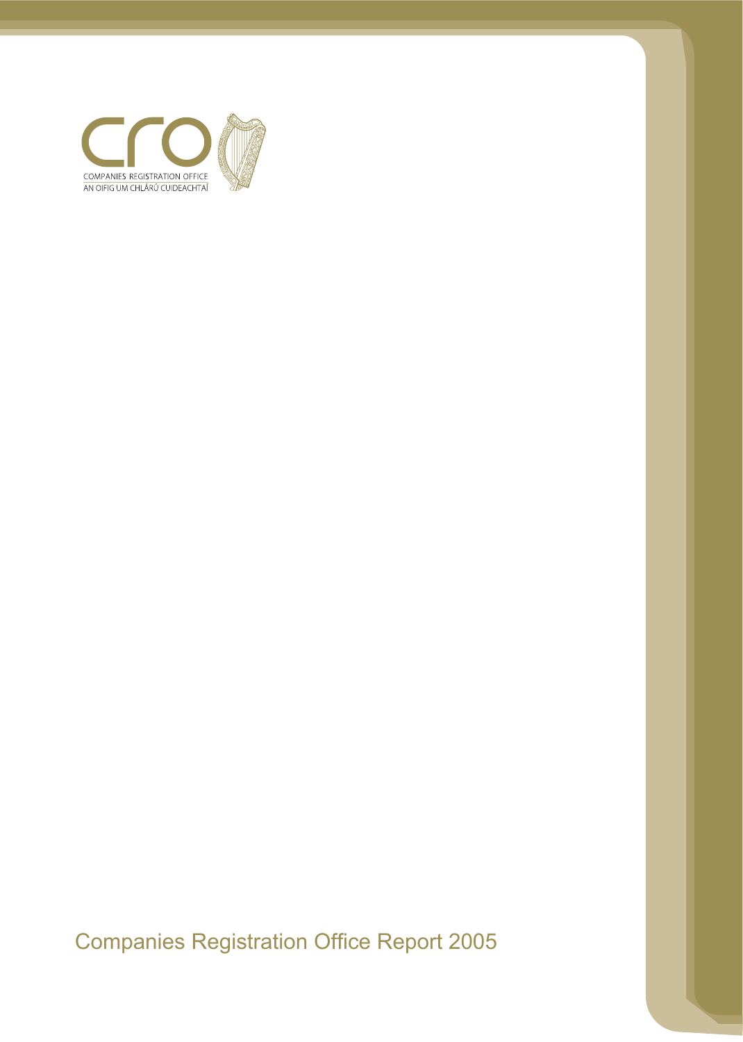CRO

COMPANIES REGISTRATION OFFICE

AN OIFIG UM CHLÁRÚ CUIDEACHTAÍ

# Companies Registration Office Report 2005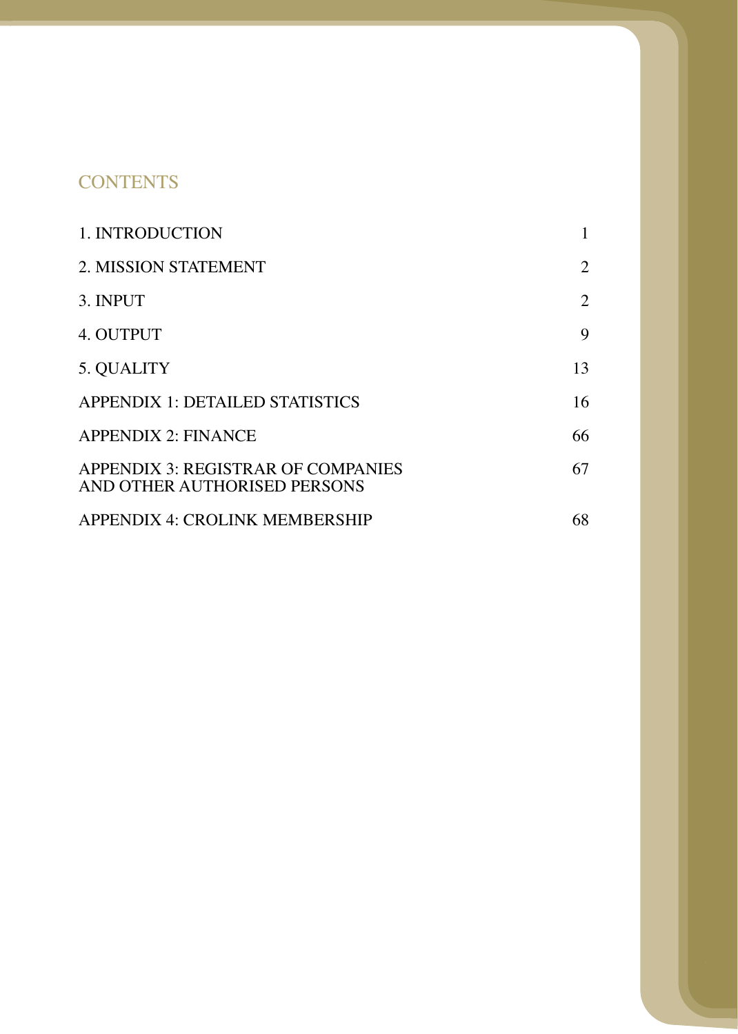# CONTENTS

| | |
|---|---|
| 1. INTRODUCTION | 1 |
| 2. MISSION STATEMENT | 2 |
| 3. INPUT | 2 |
| 4. OUTPUT | 9 |
| 5. QUALITY | 13 |
| APPENDIX 1: DETAILED STATISTICS | 16 |
| APPENDIX 2: FINANCE | 66 |
| APPENDIX 3: REGISTRAR OF COMPANIES AND OTHER AUTHORISED PERSONS | 67 |
| APPENDIX 4: CROLINK MEMBERSHIP | 68 |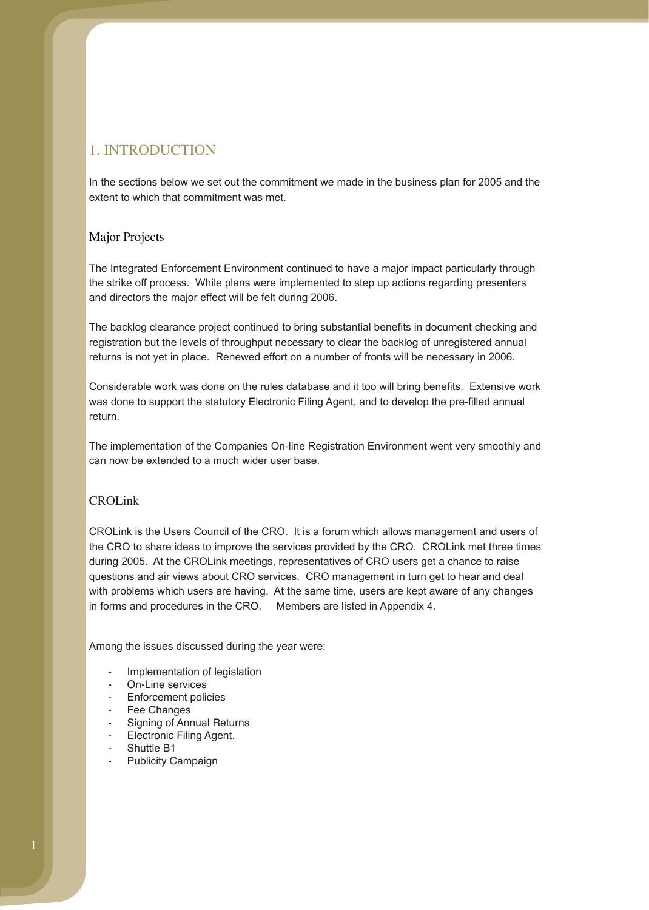# 1. INTRODUCTION

In the sections below we set out the commitment we made in the business plan for 2005 and the extent to which that commitment was met.

## Major Projects

The Integrated Enforcement Environment continued to have a major impact particularly through the strike off process. While plans were implemented to step up actions regarding presenters and directors the major effect will be felt during 2006.

The backlog clearance project continued to bring substantial benefits in document checking and registration but the levels of throughput necessary to clear the backlog of unregistered annual returns is not yet in place. Renewed effort on a number of fronts will be necessary in 2006.

Considerable work was done on the rules database and it too will bring benefits. Extensive work was done to support the statutory Electronic Filing Agent, and to develop the pre-filled annual return.

The implementation of the Companies On-line Registration Environment went very smoothly and can now be extended to a much wider user base.

## CROLink

CROLink is the Users Council of the CRO. It is a forum which allows management and users of the CRO to share ideas to improve the services provided by the CRO. CROLink met three times during 2005. At the CROLink meetings, representatives of CRO users get a chance to raise questions and air views about CRO services. CRO management in turn get to hear and deal with problems which users are having. At the same time, users are kept aware of any changes in forms and procedures in the CRO. Members are listed in Appendix 4.

Among the issues discussed during the year were:

- Implementation of legislation
- On-Line services
- Enforcement policies
- Fee Changes
- Signing of Annual Returns
- Electronic Filing Agent.
- Shuttle B1
- Publicity Campaign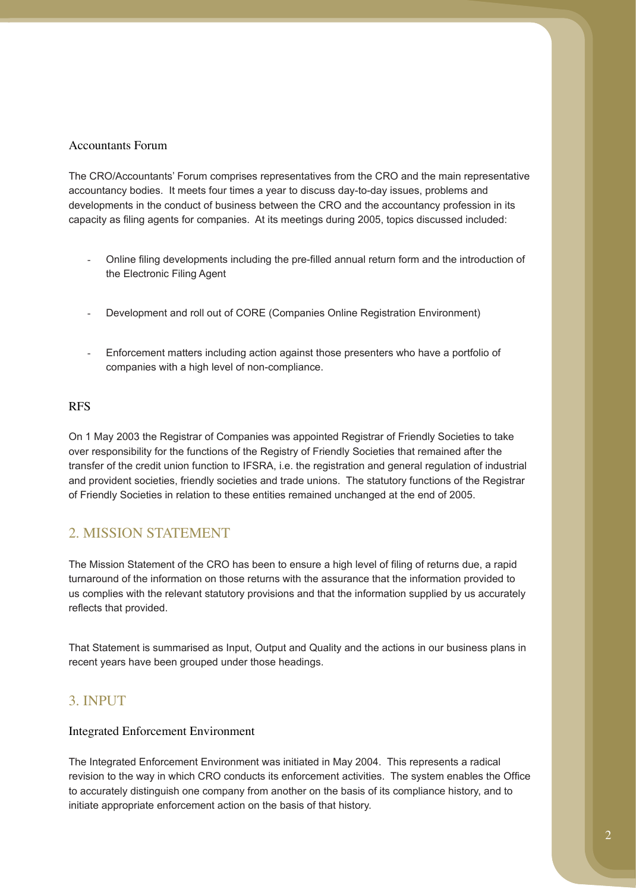### Accountants Forum

The CRO/Accountants' Forum comprises representatives from the CRO and the main representative accountancy bodies. It meets four times a year to discuss day-to-day issues, problems and developments in the conduct of business between the CRO and the accountancy profession in its capacity as filing agents for companies. At its meetings during 2005, topics discussed included:

- Online filing developments including the pre-filled annual return form and the introduction of the Electronic Filing Agent
- Development and roll out of CORE (Companies Online Registration Environment)
- Enforcement matters including action against those presenters who have a portfolio of companies with a high level of non-compliance.

### RFS

On 1 May 2003 the Registrar of Companies was appointed Registrar of Friendly Societies to take over responsibility for the functions of the Registry of Friendly Societies that remained after the transfer of the credit union function to IFSRA, i.e. the registration and general regulation of industrial and provident societies, friendly societies and trade unions. The statutory functions of the Registrar of Friendly Societies in relation to these entities remained unchanged at the end of 2005.

## 2. MISSION STATEMENT

The Mission Statement of the CRO has been to ensure a high level of filing of returns due, a rapid turnaround of the information on those returns with the assurance that the information provided to us complies with the relevant statutory provisions and that the information supplied by us accurately reflects that provided.

That Statement is summarised as Input, Output and Quality and the actions in our business plans in recent years have been grouped under those headings.

## 3. INPUT

### Integrated Enforcement Environment

The Integrated Enforcement Environment was initiated in May 2004. This represents a radical revision to the way in which CRO conducts its enforcement activities. The system enables the Office to accurately distinguish one company from another on the basis of its compliance history, and to initiate appropriate enforcement action on the basis of that history.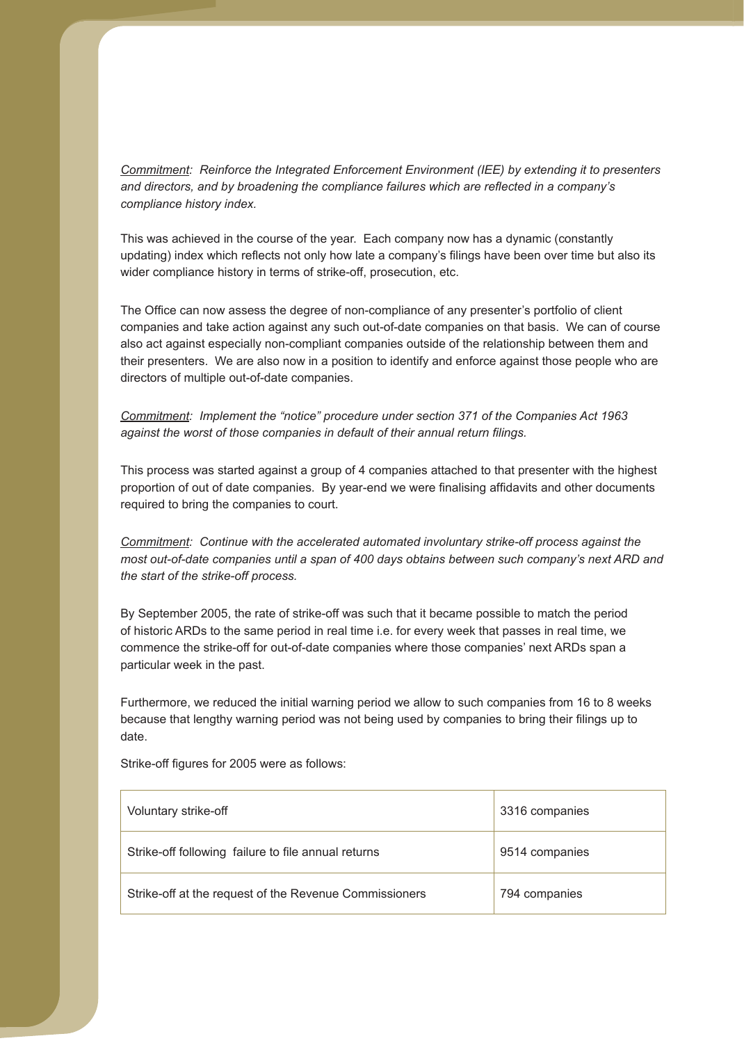*<u>Commitment</u>: Reinforce the Integrated Enforcement Environment (IEE) by extending it to presenters and directors, and by broadening the compliance failures which are reflected in a company's compliance history index.*

This was achieved in the course of the year. Each company now has a dynamic (constantly updating) index which reflects not only how late a company's filings have been over time but also its wider compliance history in terms of strike-off, prosecution, etc.

The Office can now assess the degree of non-compliance of any presenter's portfolio of client companies and take action against any such out-of-date companies on that basis. We can of course also act against especially non-compliant companies outside of the relationship between them and their presenters. We are also now in a position to identify and enforce against those people who are directors of multiple out-of-date companies.

*<u>Commitment</u>: Implement the "notice" procedure under section 371 of the Companies Act 1963 against the worst of those companies in default of their annual return filings.*

This process was started against a group of 4 companies attached to that presenter with the highest proportion of out of date companies. By year-end we were finalising affidavits and other documents required to bring the companies to court.

*<u>Commitment</u>: Continue with the accelerated automated involuntary strike-off process against the most out-of-date companies until a span of 400 days obtains between such company's next ARD and the start of the strike-off process.*

By September 2005, the rate of strike-off was such that it became possible to match the period of historic ARDs to the same period in real time i.e. for every week that passes in real time, we commence the strike-off for out-of-date companies where those companies' next ARDs span a particular week in the past.

Furthermore, we reduced the initial warning period we allow to such companies from 16 to 8 weeks because that lengthy warning period was not being used by companies to bring their filings up to date.

Strike-off figures for 2005 were as follows:

| | |
|---|---|
| Voluntary strike-off | 3316 companies |
| Strike-off following failure to file annual returns | 9514 companies |
| Strike-off at the request of the Revenue Commissioners | 794 companies |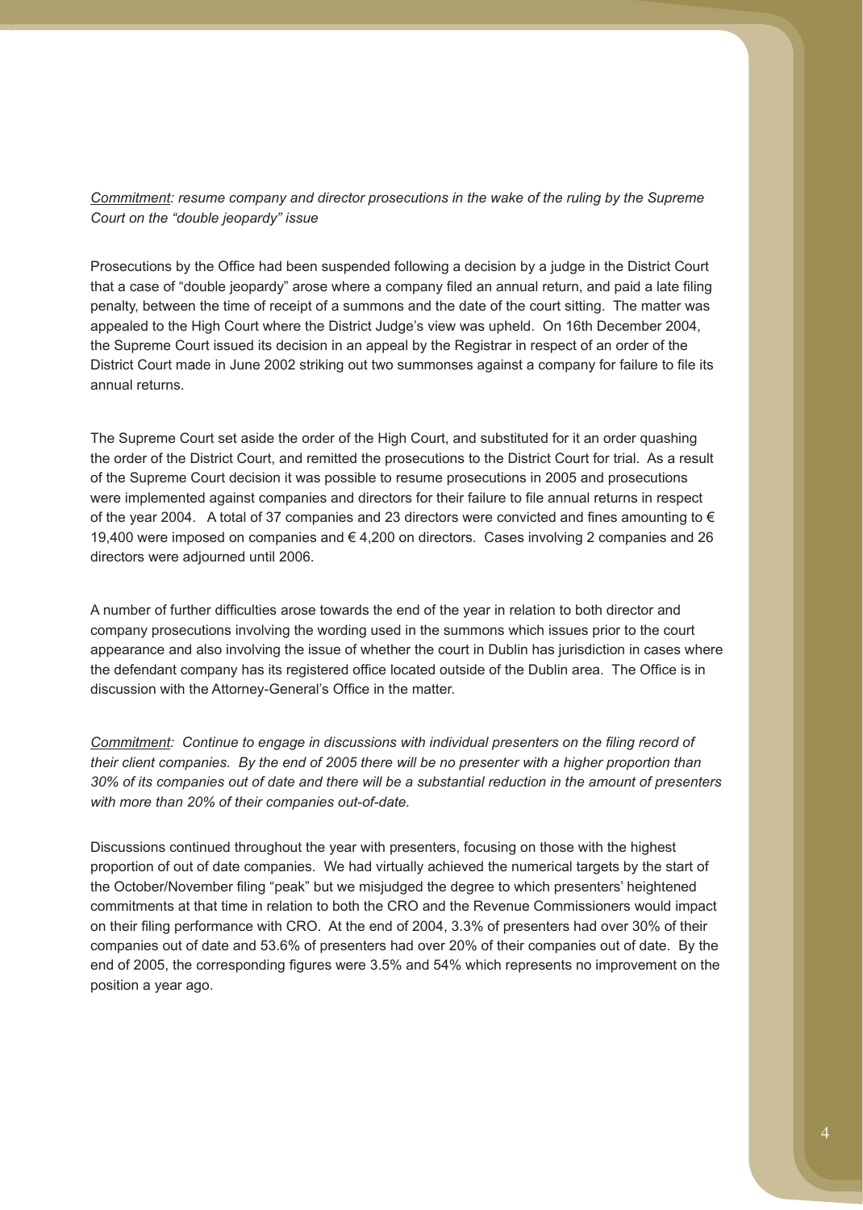*<u>Commitment</u>: resume company and director prosecutions in the wake of the ruling by the Supreme Court on the "double jeopardy" issue*

Prosecutions by the Office had been suspended following a decision by a judge in the District Court that a case of "double jeopardy" arose where a company filed an annual return, and paid a late filing penalty, between the time of receipt of a summons and the date of the court sitting. The matter was appealed to the High Court where the District Judge's view was upheld. On 16th December 2004, the Supreme Court issued its decision in an appeal by the Registrar in respect of an order of the District Court made in June 2002 striking out two summonses against a company for failure to file its annual returns.

The Supreme Court set aside the order of the High Court, and substituted for it an order quashing the order of the District Court, and remitted the prosecutions to the District Court for trial. As a result of the Supreme Court decision it was possible to resume prosecutions in 2005 and prosecutions were implemented against companies and directors for their failure to file annual returns in respect of the year 2004. A total of 37 companies and 23 directors were convicted and fines amounting to € 19,400 were imposed on companies and € 4,200 on directors. Cases involving 2 companies and 26 directors were adjourned until 2006.

A number of further difficulties arose towards the end of the year in relation to both director and company prosecutions involving the wording used in the summons which issues prior to the court appearance and also involving the issue of whether the court in Dublin has jurisdiction in cases where the defendant company has its registered office located outside of the Dublin area. The Office is in discussion with the Attorney-General's Office in the matter.

*<u>Commitment</u>: Continue to engage in discussions with individual presenters on the filing record of their client companies. By the end of 2005 there will be no presenter with a higher proportion than 30% of its companies out of date and there will be a substantial reduction in the amount of presenters with more than 20% of their companies out-of-date.*

Discussions continued throughout the year with presenters, focusing on those with the highest proportion of out of date companies. We had virtually achieved the numerical targets by the start of the October/November filing "peak" but we misjudged the degree to which presenters' heightened commitments at that time in relation to both the CRO and the Revenue Commissioners would impact on their filing performance with CRO. At the end of 2004, 3.3% of presenters had over 30% of their companies out of date and 53.6% of presenters had over 20% of their companies out of date. By the end of 2005, the corresponding figures were 3.5% and 54% which represents no improvement on the position a year ago.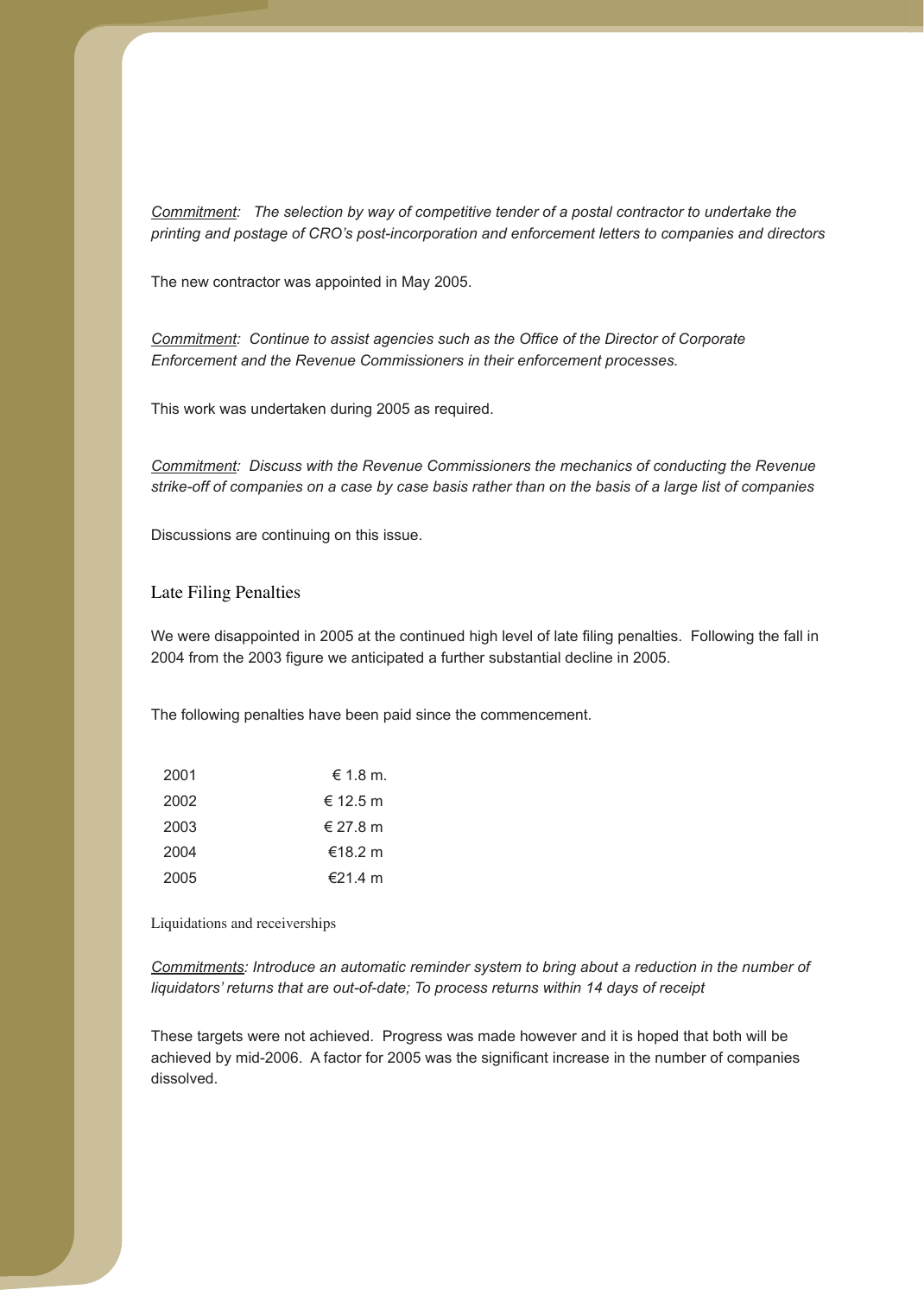_Commitment_: *The selection by way of competitive tender of a postal contractor to undertake the printing and postage of CRO's post-incorporation and enforcement letters to companies and directors*

The new contractor was appointed in May 2005.

_Commitment_: *Continue to assist agencies such as the Office of the Director of Corporate Enforcement and the Revenue Commissioners in their enforcement processes.*

This work was undertaken during 2005 as required.

_Commitment_: *Discuss with the Revenue Commissioners the mechanics of conducting the Revenue strike-off of companies on a case by case basis rather than on the basis of a large list of companies*

Discussions are continuing on this issue.

## Late Filing Penalties

We were disappointed in 2005 at the continued high level of late filing penalties. Following the fall in 2004 from the 2003 figure we anticipated a further substantial decline in 2005.

The following penalties have been paid since the commencement.

| Year | Amount |
|---|---|
| 2001 | € 1.8 m. |
| 2002 | € 12.5 m |
| 2003 | € 27.8 m |
| 2004 | €18.2 m |
| 2005 | €21.4 m |

### Liquidations and receiverships

_Commitments_: *Introduce an automatic reminder system to bring about a reduction in the number of liquidators' returns that are out-of-date; To process returns within 14 days of receipt*

These targets were not achieved. Progress was made however and it is hoped that both will be achieved by mid-2006. A factor for 2005 was the significant increase in the number of companies dissolved.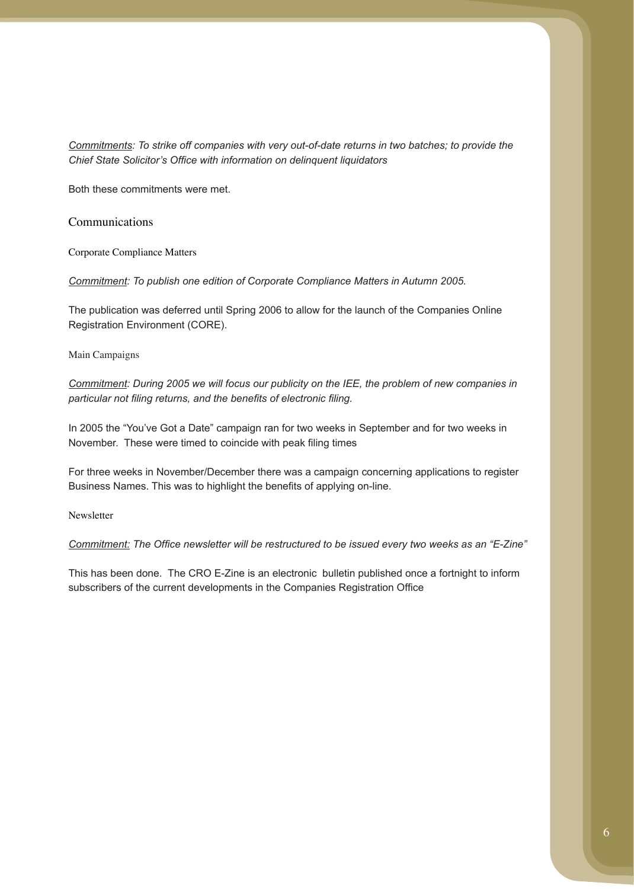*<u>Commitments</u>: To strike off companies with very out-of-date returns in two batches; to provide the Chief State Solicitor's Office with information on delinquent liquidators*

Both these commitments were met.

## Communications

### Corporate Compliance Matters

*<u>Commitment</u>: To publish one edition of Corporate Compliance Matters in Autumn 2005.*

The publication was deferred until Spring 2006 to allow for the launch of the Companies Online Registration Environment (CORE).

### Main Campaigns

*<u>Commitment</u>: During 2005 we will focus our publicity on the IEE, the problem of new companies in particular not filing returns, and the benefits of electronic filing.*

In 2005 the "You've Got a Date" campaign ran for two weeks in September and for two weeks in November. These were timed to coincide with peak filing times

For three weeks in November/December there was a campaign concerning applications to register Business Names. This was to highlight the benefits of applying on-line.

### Newsletter

*<u>Commitment:</u> The Office newsletter will be restructured to be issued every two weeks as an "E-Zine"*

This has been done. The CRO E-Zine is an electronic bulletin published once a fortnight to inform subscribers of the current developments in the Companies Registration Office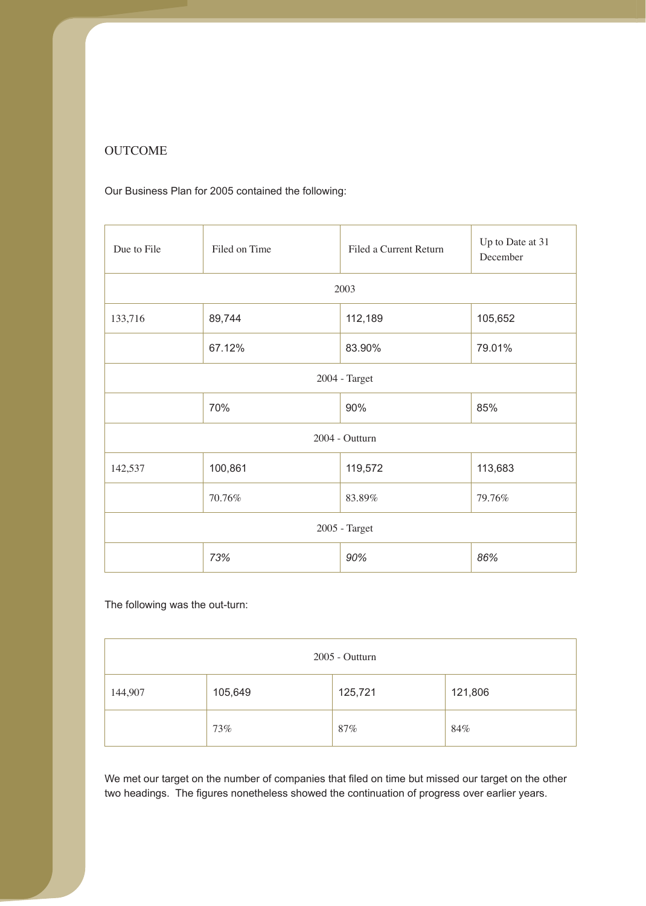## OUTCOME

Our Business Plan for 2005 contained the following:

| Due to File | Filed on Time | Filed a Current Return | Up to Date at 31 December |
|---|---|---|---|
| 2003 | | | |
| 133,716 | 89,744 | 112,189 | 105,652 |
| | 67.12% | 83.90% | 79.01% |
| 2004 - Target | | | |
| | 70% | 90% | 85% |
| 2004 - Outturn | | | |
| 142,537 | 100,861 | 119,572 | 113,683 |
| | 70.76% | 83.89% | 79.76% |
| 2005 - Target | | | |
| | *73%* | *90%* | *86%* |

The following was the out-turn:

| 2005 - Outturn | | | |
|---|---|---|---|
| 144,907 | 105,649 | 125,721 | 121,806 |
| | 73% | 87% | 84% |

We met our target on the number of companies that filed on time but missed our target on the other two headings. The figures nonetheless showed the continuation of progress over earlier years.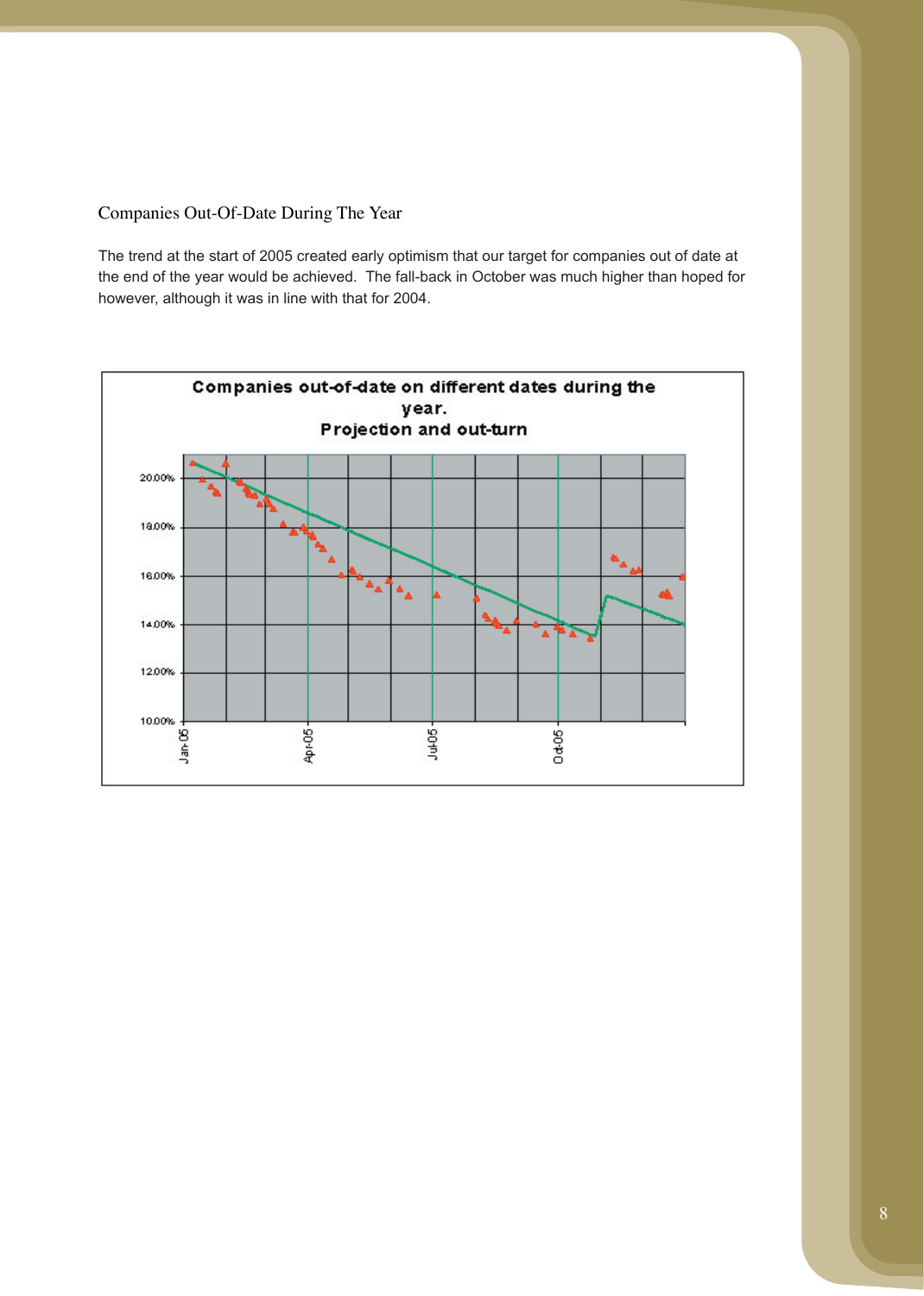## Companies Out-Of-Date During The Year

The trend at the start of 2005 created early optimism that our target for companies out of date at the end of the year would be achieved. The fall-back in October was much higher than hoped for however, although it was in line with that for 2004.

**Companies out-of-date on different dates during the year.**
**Projection and out-turn**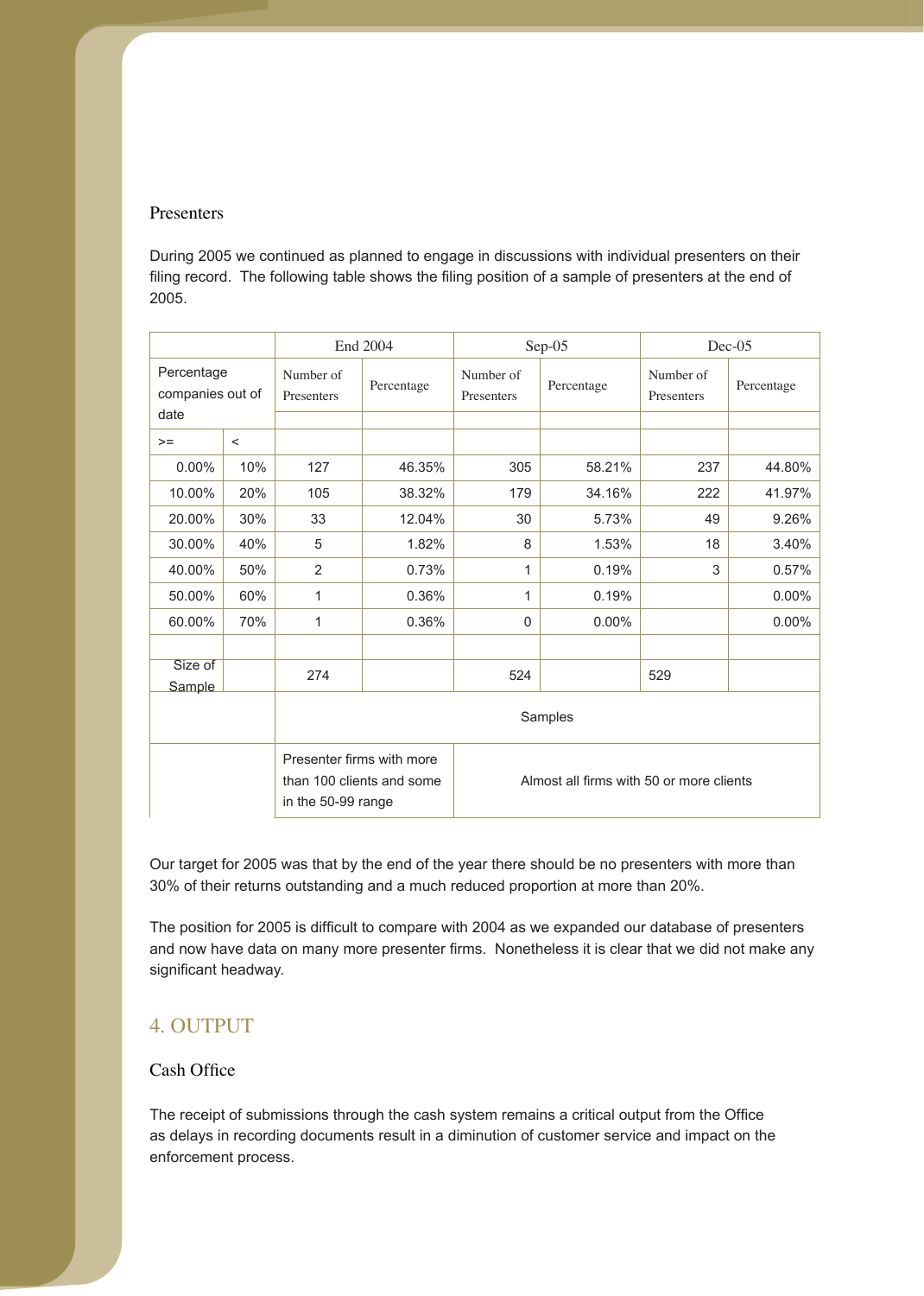### Presenters

During 2005 we continued as planned to engage in discussions with individual presenters on their filing record. The following table shows the filing position of a sample of presenters at the end of 2005.

| Percentage companies out of date | | End 2004 | | Sep-05 | | Dec-05 | |
|---|---|---|---|---|---|---|---|
| | | Number of Presenters | Percentage | Number of Presenters | Percentage | Number of Presenters | Percentage |
| >= | < | | | | | | |
| 0.00% | 10% | 127 | 46.35% | 305 | 58.21% | 237 | 44.80% |
| 10.00% | 20% | 105 | 38.32% | 179 | 34.16% | 222 | 41.97% |
| 20.00% | 30% | 33 | 12.04% | 30 | 5.73% | 49 | 9.26% |
| 30.00% | 40% | 5 | 1.82% | 8 | 1.53% | 18 | 3.40% |
| 40.00% | 50% | 2 | 0.73% | 1 | 0.19% | 3 | 0.57% |
| 50.00% | 60% | 1 | 0.36% | 1 | 0.19% | | 0.00% |
| 60.00% | 70% | 1 | 0.36% | 0 | 0.00% | | 0.00% |
| | | | | | | | |
| Size of Sample | | 274 | | 524 | | 529 | |
| | | Samples | | | | | |
| | | Presenter firms with more than 100 clients and some in the 50-99 range | | Almost all firms with 50 or more clients | | | |

Our target for 2005 was that by the end of the year there should be no presenters with more than 30% of their returns outstanding and a much reduced proportion at more than 20%.

The position for 2005 is difficult to compare with 2004 as we expanded our database of presenters and now have data on many more presenter firms. Nonetheless it is clear that we did not make any significant headway.

## 4. OUTPUT

### Cash Office

The receipt of submissions through the cash system remains a critical output from the Office as delays in recording documents result in a diminution of customer service and impact on the enforcement process.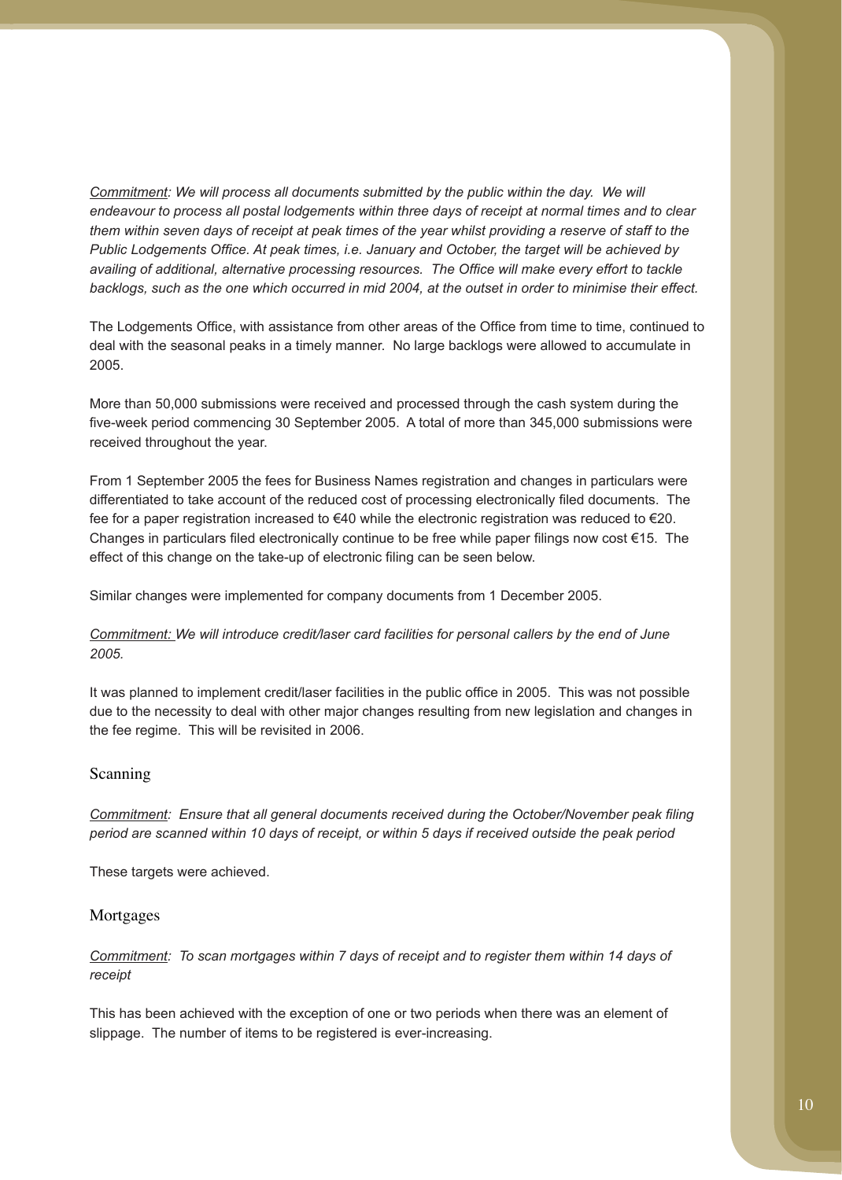*Commitment: We will process all documents submitted by the public within the day. We will endeavour to process all postal lodgements within three days of receipt at normal times and to clear them within seven days of receipt at peak times of the year whilst providing a reserve of staff to the Public Lodgements Office. At peak times, i.e. January and October, the target will be achieved by availing of additional, alternative processing resources. The Office will make every effort to tackle backlogs, such as the one which occurred in mid 2004, at the outset in order to minimise their effect.*

The Lodgements Office, with assistance from other areas of the Office from time to time, continued to deal with the seasonal peaks in a timely manner. No large backlogs were allowed to accumulate in 2005.

More than 50,000 submissions were received and processed through the cash system during the five-week period commencing 30 September 2005. A total of more than 345,000 submissions were received throughout the year.

From 1 September 2005 the fees for Business Names registration and changes in particulars were differentiated to take account of the reduced cost of processing electronically filed documents. The fee for a paper registration increased to €40 while the electronic registration was reduced to €20. Changes in particulars filed electronically continue to be free while paper filings now cost €15. The effect of this change on the take-up of electronic filing can be seen below.

Similar changes were implemented for company documents from 1 December 2005.

*Commitment: We will introduce credit/laser card facilities for personal callers by the end of June 2005.*

It was planned to implement credit/laser facilities in the public office in 2005. This was not possible due to the necessity to deal with other major changes resulting from new legislation and changes in the fee regime. This will be revisited in 2006.

## Scanning

*Commitment: Ensure that all general documents received during the October/November peak filing period are scanned within 10 days of receipt, or within 5 days if received outside the peak period*

These targets were achieved.

## Mortgages

*Commitment: To scan mortgages within 7 days of receipt and to register them within 14 days of receipt*

This has been achieved with the exception of one or two periods when there was an element of slippage. The number of items to be registered is ever-increasing.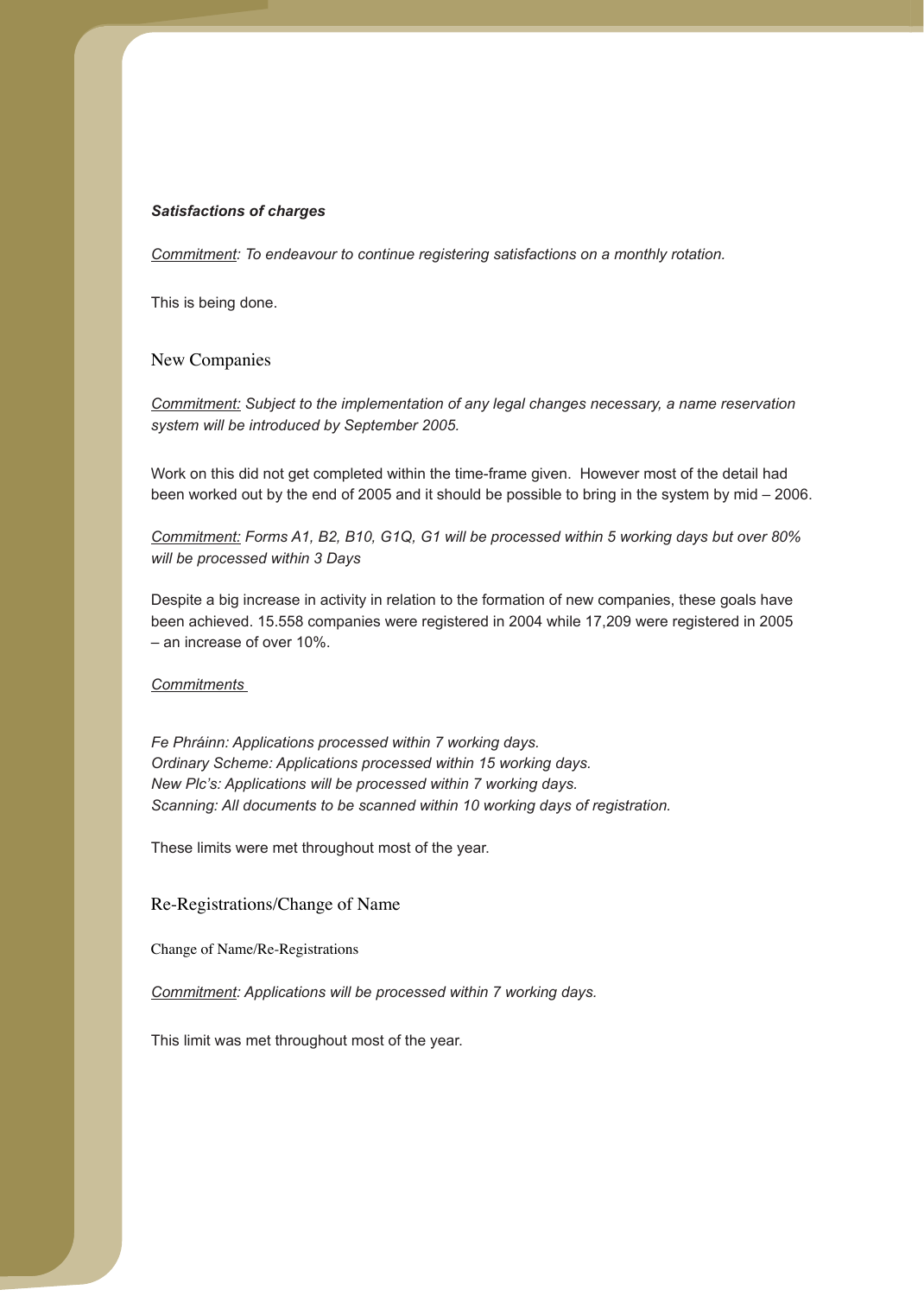***Satisfactions of charges***

*Commitment: To endeavour to continue registering satisfactions on a monthly rotation.*

This is being done.

## New Companies

*Commitment: Subject to the implementation of any legal changes necessary, a name reservation system will be introduced by September 2005.*

Work on this did not get completed within the time-frame given. However most of the detail had been worked out by the end of 2005 and it should be possible to bring in the system by mid – 2006.

*Commitment: Forms A1, B2, B10, G1Q, G1 will be processed within 5 working days but over 80% will be processed within 3 Days*

Despite a big increase in activity in relation to the formation of new companies, these goals have been achieved. 15.558 companies were registered in 2004 while 17,209 were registered in 2005 – an increase of over 10%.

*Commitments*

*Fe Phráinn: Applications processed within 7 working days.*
*Ordinary Scheme: Applications processed within 15 working days.*
*New Plc's: Applications will be processed within 7 working days.*
*Scanning: All documents to be scanned within 10 working days of registration.*

These limits were met throughout most of the year.

## Re-Registrations/Change of Name

Change of Name/Re-Registrations

*Commitment: Applications will be processed within 7 working days.*

This limit was met throughout most of the year.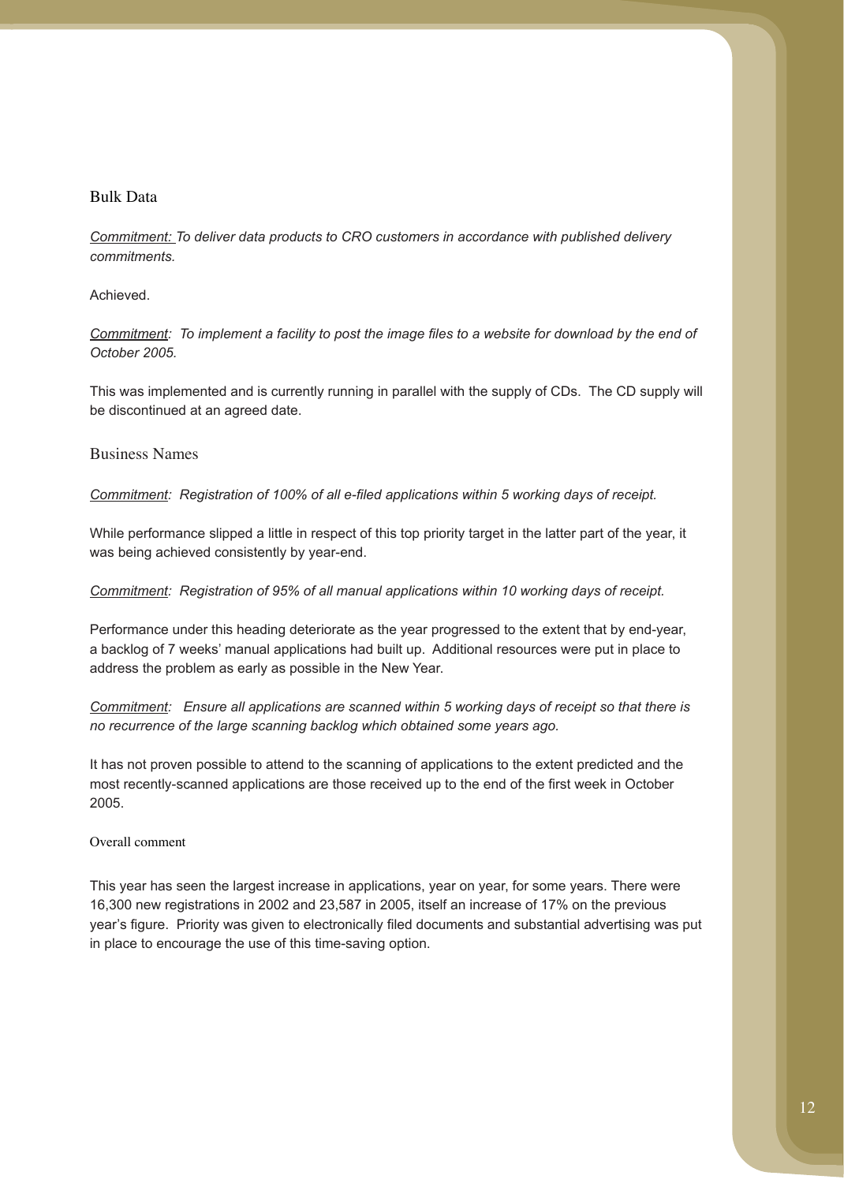## Bulk Data

*Commitment: To deliver data products to CRO customers in accordance with published delivery commitments.*

Achieved.

*Commitment: To implement a facility to post the image files to a website for download by the end of October 2005.*

This was implemented and is currently running in parallel with the supply of CDs. The CD supply will be discontinued at an agreed date.

## Business Names

*Commitment: Registration of 100% of all e-filed applications within 5 working days of receipt.*

While performance slipped a little in respect of this top priority target in the latter part of the year, it was being achieved consistently by year-end.

*Commitment: Registration of 95% of all manual applications within 10 working days of receipt.*

Performance under this heading deteriorate as the year progressed to the extent that by end-year, a backlog of 7 weeks' manual applications had built up. Additional resources were put in place to address the problem as early as possible in the New Year.

*Commitment: Ensure all applications are scanned within 5 working days of receipt so that there is no recurrence of the large scanning backlog which obtained some years ago.*

It has not proven possible to attend to the scanning of applications to the extent predicted and the most recently-scanned applications are those received up to the end of the first week in October 2005.

### Overall comment

This year has seen the largest increase in applications, year on year, for some years. There were 16,300 new registrations in 2002 and 23,587 in 2005, itself an increase of 17% on the previous year's figure. Priority was given to electronically filed documents and substantial advertising was put in place to encourage the use of this time-saving option.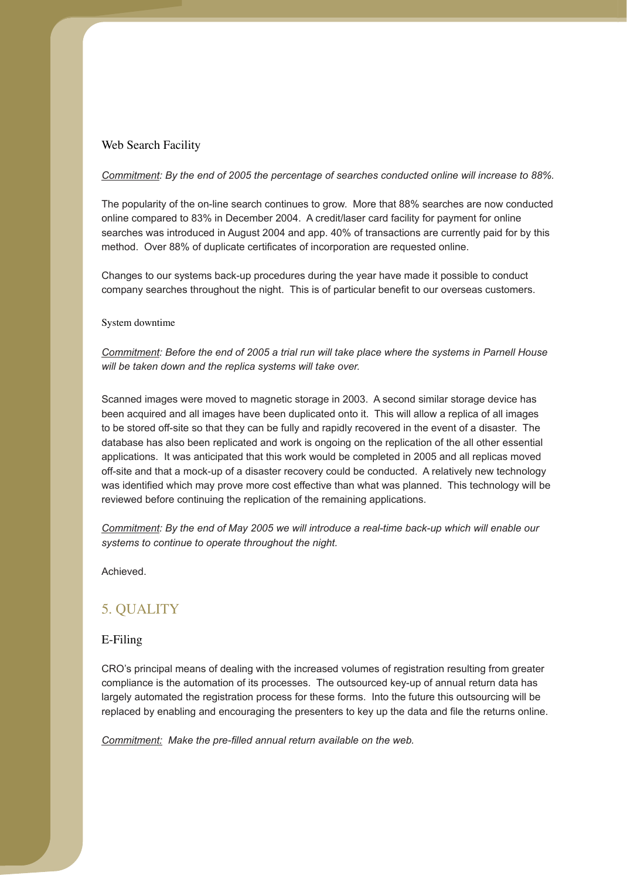### Web Search Facility

*<u>Commitment</u>: By the end of 2005 the percentage of searches conducted online will increase to 88%.*

The popularity of the on-line search continues to grow. More that 88% searches are now conducted online compared to 83% in December 2004. A credit/laser card facility for payment for online searches was introduced in August 2004 and app. 40% of transactions are currently paid for by this method. Over 88% of duplicate certificates of incorporation are requested online.

Changes to our systems back-up procedures during the year have made it possible to conduct company searches throughout the night. This is of particular benefit to our overseas customers.

#### System downtime

*<u>Commitment</u>: Before the end of 2005 a trial run will take place where the systems in Parnell House will be taken down and the replica systems will take over.*

Scanned images were moved to magnetic storage in 2003. A second similar storage device has been acquired and all images have been duplicated onto it. This will allow a replica of all images to be stored off-site so that they can be fully and rapidly recovered in the event of a disaster. The database has also been replicated and work is ongoing on the replication of the all other essential applications. It was anticipated that this work would be completed in 2005 and all replicas moved off-site and that a mock-up of a disaster recovery could be conducted. A relatively new technology was identified which may prove more cost effective than what was planned. This technology will be reviewed before continuing the replication of the remaining applications.

*<u>Commitment</u>: By the end of May 2005 we will introduce a real-time back-up which will enable our systems to continue to operate throughout the night.*

Achieved.

## 5. QUALITY

### E-Filing

CRO's principal means of dealing with the increased volumes of registration resulting from greater compliance is the automation of its processes. The outsourced key-up of annual return data has largely automated the registration process for these forms. Into the future this outsourcing will be replaced by enabling and encouraging the presenters to key up the data and file the returns online.

*<u>Commitment:</u> Make the pre-filled annual return available on the web.*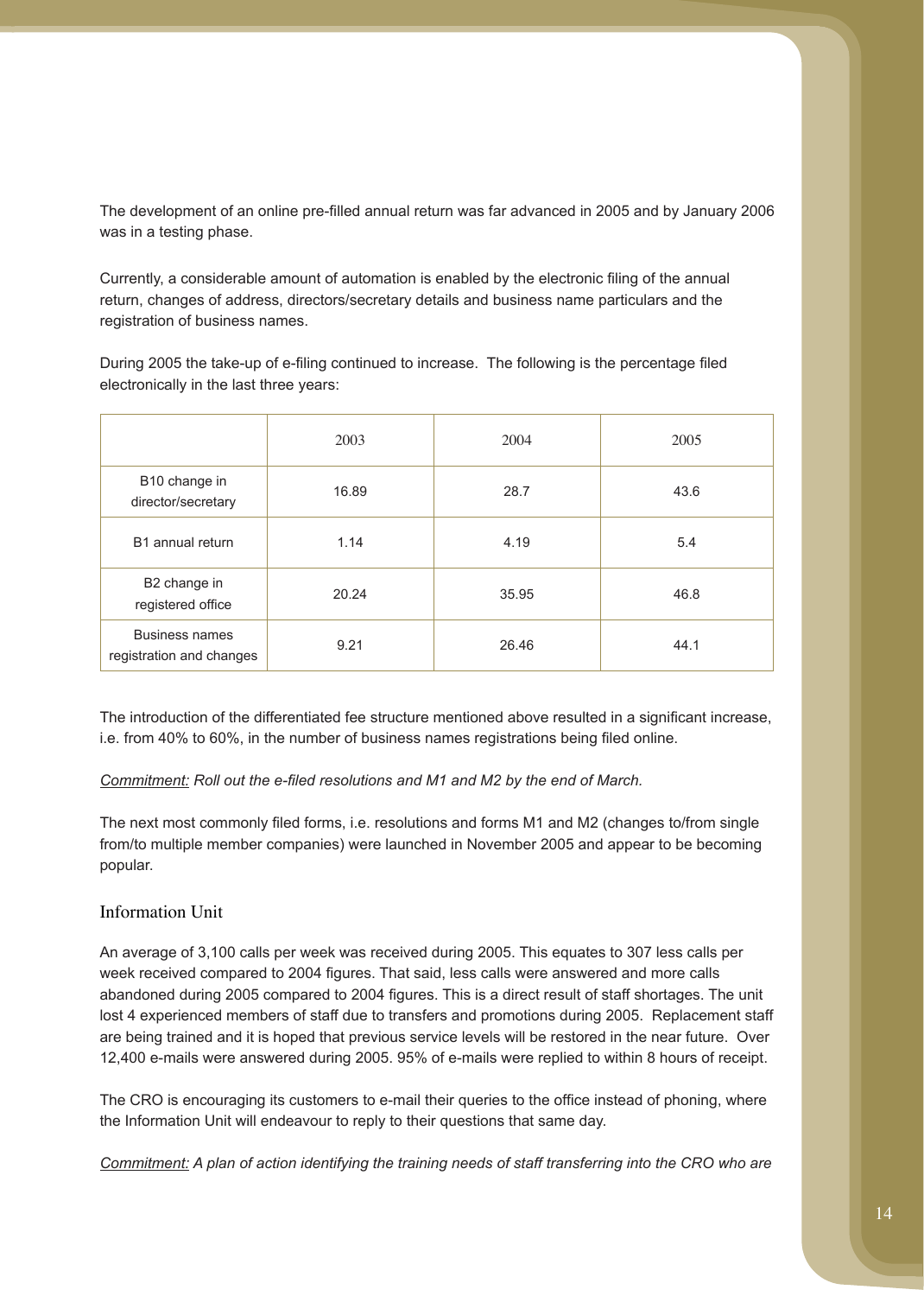The development of an online pre-filled annual return was far advanced in 2005 and by January 2006 was in a testing phase.

Currently, a considerable amount of automation is enabled by the electronic filing of the annual return, changes of address, directors/secretary details and business name particulars and the registration of business names.

During 2005 the take-up of e-filing continued to increase. The following is the percentage filed electronically in the last three years:

| | 2003 | 2004 | 2005 |
|---|---|---|---|
| B10 change in director/secretary | 16.89 | 28.7 | 43.6 |
| B1 annual return | 1.14 | 4.19 | 5.4 |
| B2 change in registered office | 20.24 | 35.95 | 46.8 |
| Business names registration and changes | 9.21 | 26.46 | 44.1 |

The introduction of the differentiated fee structure mentioned above resulted in a significant increase, i.e. from 40% to 60%, in the number of business names registrations being filed online.

*Commitment: Roll out the e-filed resolutions and M1 and M2 by the end of March.*

The next most commonly filed forms, i.e. resolutions and forms M1 and M2 (changes to/from single from/to multiple member companies) were launched in November 2005 and appear to be becoming popular.

## Information Unit

An average of 3,100 calls per week was received during 2005. This equates to 307 less calls per week received compared to 2004 figures. That said, less calls were answered and more calls abandoned during 2005 compared to 2004 figures. This is a direct result of staff shortages. The unit lost 4 experienced members of staff due to transfers and promotions during 2005. Replacement staff are being trained and it is hoped that previous service levels will be restored in the near future. Over 12,400 e-mails were answered during 2005. 95% of e-mails were replied to within 8 hours of receipt.

The CRO is encouraging its customers to e-mail their queries to the office instead of phoning, where the Information Unit will endeavour to reply to their questions that same day.

*Commitment: A plan of action identifying the training needs of staff transferring into the CRO who are*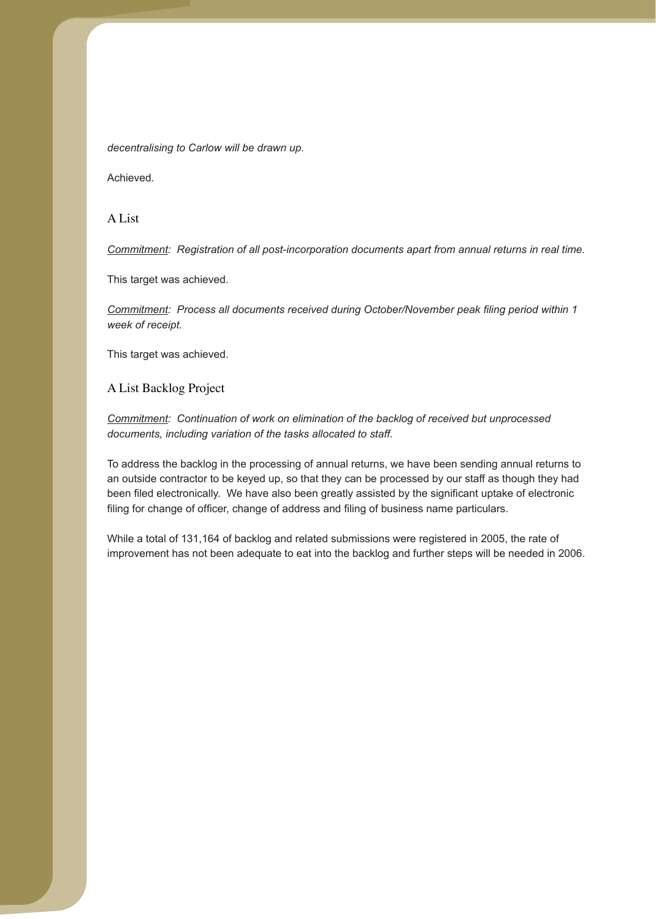*decentralising to Carlow will be drawn up.*

Achieved.

### A List

*<u>Commitment</u>: Registration of all post-incorporation documents apart from annual returns in real time.*

This target was achieved.

*<u>Commitment</u>: Process all documents received during October/November peak filing period within 1 week of receipt.*

This target was achieved.

### A List Backlog Project

*<u>Commitment</u>: Continuation of work on elimination of the backlog of received but unprocessed documents, including variation of the tasks allocated to staff.*

To address the backlog in the processing of annual returns, we have been sending annual returns to an outside contractor to be keyed up, so that they can be processed by our staff as though they had been filed electronically. We have also been greatly assisted by the significant uptake of electronic filing for change of officer, change of address and filing of business name particulars.

While a total of 131,164 of backlog and related submissions were registered in 2005, the rate of improvement has not been adequate to eat into the backlog and further steps will be needed in 2006.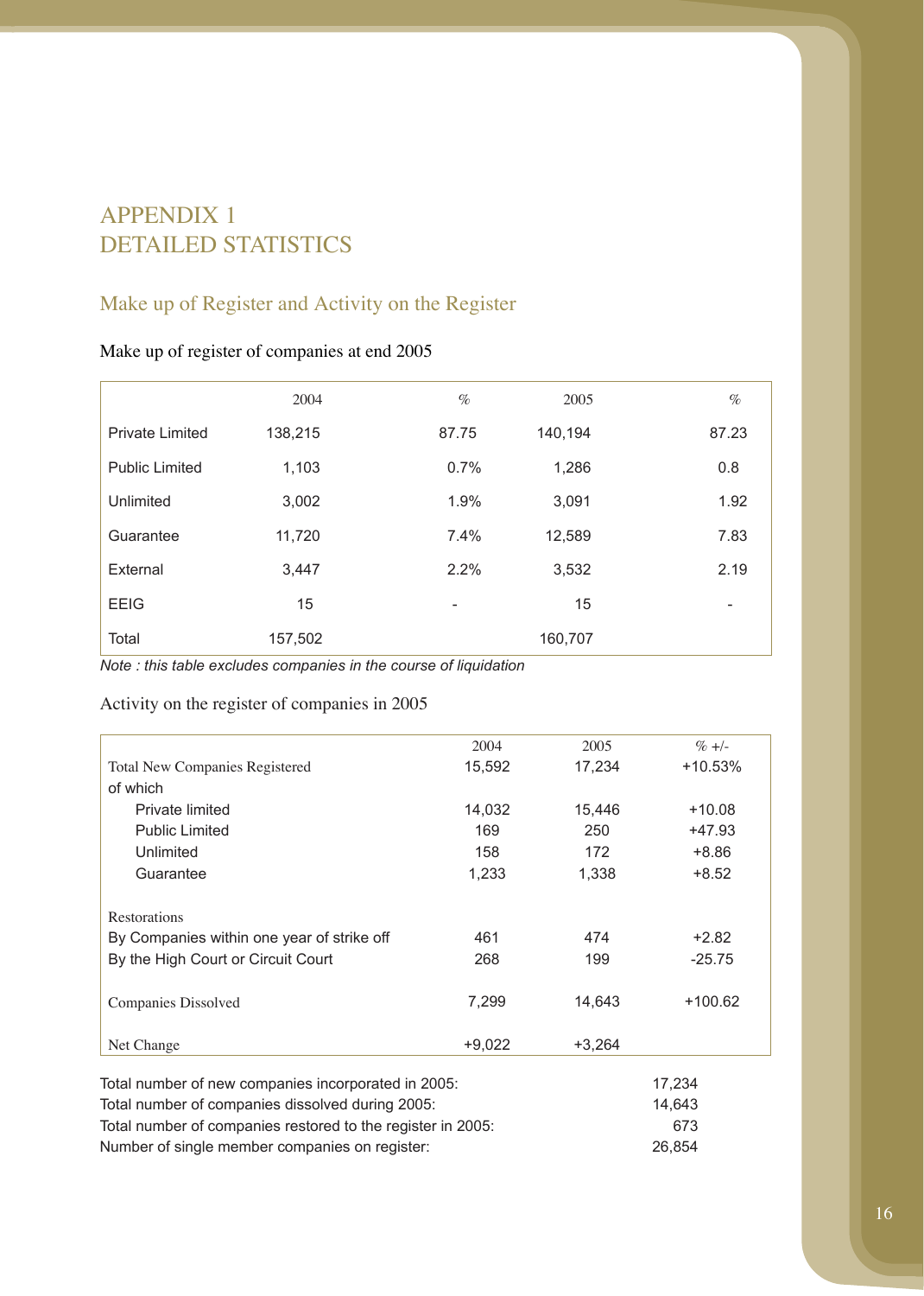# APPENDIX 1
# DETAILED STATISTICS

## Make up of Register and Activity on the Register

### Make up of register of companies at end 2005

| | 2004 | % | 2005 | % |
|---|---|---|---|---|
| Private Limited | 138,215 | 87.75 | 140,194 | 87.23 |
| Public Limited | 1,103 | 0.7% | 1,286 | 0.8 |
| Unlimited | 3,002 | 1.9% | 3,091 | 1.92 |
| Guarantee | 11,720 | 7.4% | 12,589 | 7.83 |
| External | 3,447 | 2.2% | 3,532 | 2.19 |
| EEIG | 15 | - | 15 | - |
| Total | 157,502 | | 160,707 | |

*Note : this table excludes companies in the course of liquidation*

### Activity on the register of companies in 2005

| | 2004 | 2005 | % +/- |
|---|---|---|---|
| Total New Companies Registered | 15,592 | 17,234 | +10.53% |
| of which | | | |
| Private limited | 14,032 | 15,446 | +10.08 |
| Public Limited | 169 | 250 | +47.93 |
| Unlimited | 158 | 172 | +8.86 |
| Guarantee | 1,233 | 1,338 | +8.52 |
| Restorations | | | |
| By Companies within one year of strike off | 461 | 474 | +2.82 |
| By the High Court or Circuit Court | 268 | 199 | -25.75 |
| Companies Dissolved | 7,299 | 14,643 | +100.62 |
| Net Change | +9,022 | +3,264 | |

| | |
|---|---|
| Total number of new companies incorporated in 2005: | 17,234 |
| Total number of companies dissolved during 2005: | 14,643 |
| Total number of companies restored to the register in 2005: | 673 |
| Number of single member companies on register: | 26,854 |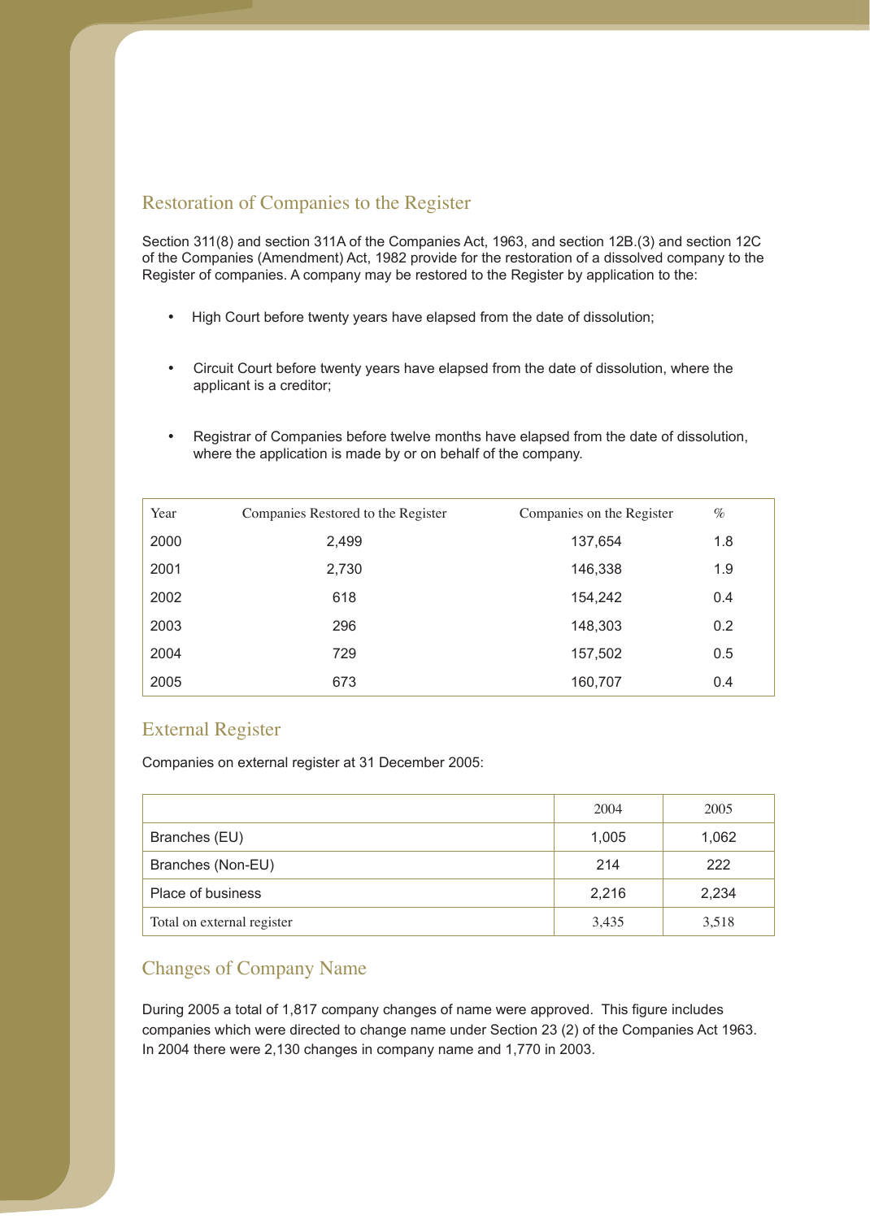## Restoration of Companies to the Register

Section 311(8) and section 311A of the Companies Act, 1963, and section 12B.(3) and section 12C of the Companies (Amendment) Act, 1982 provide for the restoration of a dissolved company to the Register of companies. A company may be restored to the Register by application to the:

- High Court before twenty years have elapsed from the date of dissolution;
- Circuit Court before twenty years have elapsed from the date of dissolution, where the applicant is a creditor;
- Registrar of Companies before twelve months have elapsed from the date of dissolution, where the application is made by or on behalf of the company.

| Year | Companies Restored to the Register | Companies on the Register | % |
|---|---|---|---|
| 2000 | 2,499 | 137,654 | 1.8 |
| 2001 | 2,730 | 146,338 | 1.9 |
| 2002 | 618 | 154,242 | 0.4 |
| 2003 | 296 | 148,303 | 0.2 |
| 2004 | 729 | 157,502 | 0.5 |
| 2005 | 673 | 160,707 | 0.4 |

## External Register

Companies on external register at 31 December 2005:

| | 2004 | 2005 |
|---|---|---|
| Branches (EU) | 1,005 | 1,062 |
| Branches (Non-EU) | 214 | 222 |
| Place of business | 2,216 | 2,234 |
| Total on external register | 3,435 | 3,518 |

## Changes of Company Name

During 2005 a total of 1,817 company changes of name were approved. This figure includes companies which were directed to change name under Section 23 (2) of the Companies Act 1963. In 2004 there were 2,130 changes in company name and 1,770 in 2003.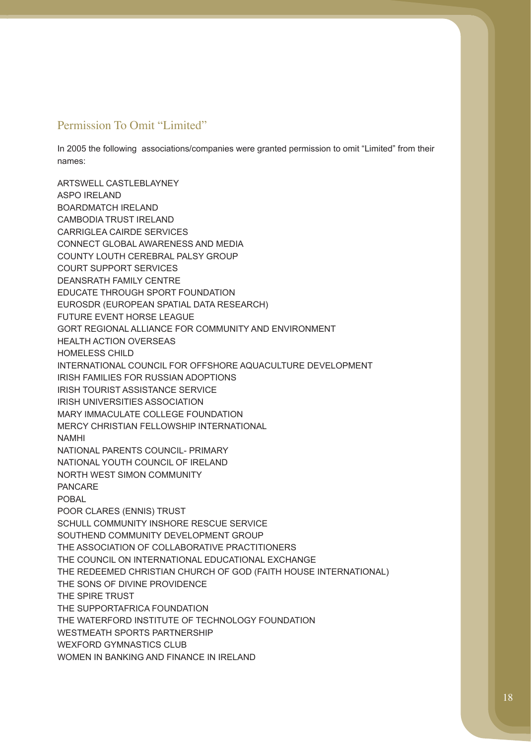## Permission To Omit "Limited"

In 2005 the following associations/companies were granted permission to omit "Limited" from their names:

ARTSWELL CASTLEBLAYNEY
ASPO IRELAND
BOARDMATCH IRELAND
CAMBODIA TRUST IRELAND
CARRIGLEA CAIRDE SERVICES
CONNECT GLOBAL AWARENESS AND MEDIA
COUNTY LOUTH CEREBRAL PALSY GROUP
COURT SUPPORT SERVICES
DEANSRATH FAMILY CENTRE
EDUCATE THROUGH SPORT FOUNDATION
EUROSDR (EUROPEAN SPATIAL DATA RESEARCH)
FUTURE EVENT HORSE LEAGUE
GORT REGIONAL ALLIANCE FOR COMMUNITY AND ENVIRONMENT
HEALTH ACTION OVERSEAS
HOMELESS CHILD
INTERNATIONAL COUNCIL FOR OFFSHORE AQUACULTURE DEVELOPMENT
IRISH FAMILIES FOR RUSSIAN ADOPTIONS
IRISH TOURIST ASSISTANCE SERVICE
IRISH UNIVERSITIES ASSOCIATION
MARY IMMACULATE COLLEGE FOUNDATION
MERCY CHRISTIAN FELLOWSHIP INTERNATIONAL
NAMHI
NATIONAL PARENTS COUNCIL- PRIMARY
NATIONAL YOUTH COUNCIL OF IRELAND
NORTH WEST SIMON COMMUNITY
PANCARE
POBAL
POOR CLARES (ENNIS) TRUST
SCHULL COMMUNITY INSHORE RESCUE SERVICE
SOUTHEND COMMUNITY DEVELOPMENT GROUP
THE ASSOCIATION OF COLLABORATIVE PRACTITIONERS
THE COUNCIL ON INTERNATIONAL EDUCATIONAL EXCHANGE
THE REDEEMED CHRISTIAN CHURCH OF GOD (FAITH HOUSE INTERNATIONAL)
THE SONS OF DIVINE PROVIDENCE
THE SPIRE TRUST
THE SUPPORTAFRICA FOUNDATION
THE WATERFORD INSTITUTE OF TECHNOLOGY FOUNDATION
WESTMEATH SPORTS PARTNERSHIP
WEXFORD GYMNASTICS CLUB
WOMEN IN BANKING AND FINANCE IN IRELAND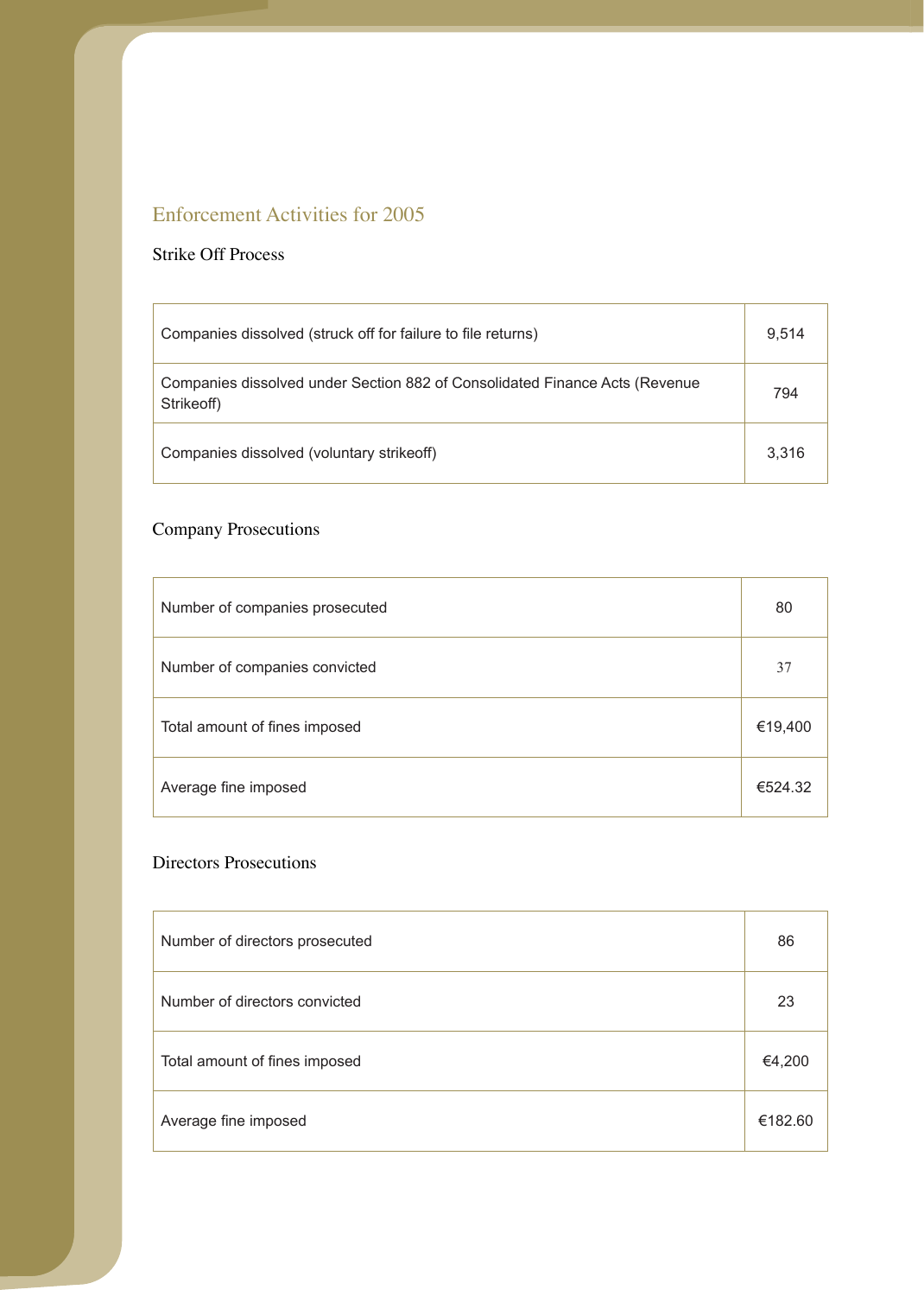## Enforcement Activities for 2005

### Strike Off Process

| | |
|---|---|
| Companies dissolved (struck off for failure to file returns) | 9,514 |
| Companies dissolved under Section 882 of Consolidated Finance Acts (Revenue Strikeoff) | 794 |
| Companies dissolved (voluntary strikeoff) | 3,316 |

### Company Prosecutions

| | |
|---|---|
| Number of companies prosecuted | 80 |
| Number of companies convicted | 37 |
| Total amount of fines imposed | €19,400 |
| Average fine imposed | €524.32 |

### Directors Prosecutions

| | |
|---|---|
| Number of directors prosecuted | 86 |
| Number of directors convicted | 23 |
| Total amount of fines imposed | €4,200 |
| Average fine imposed | €182.60 |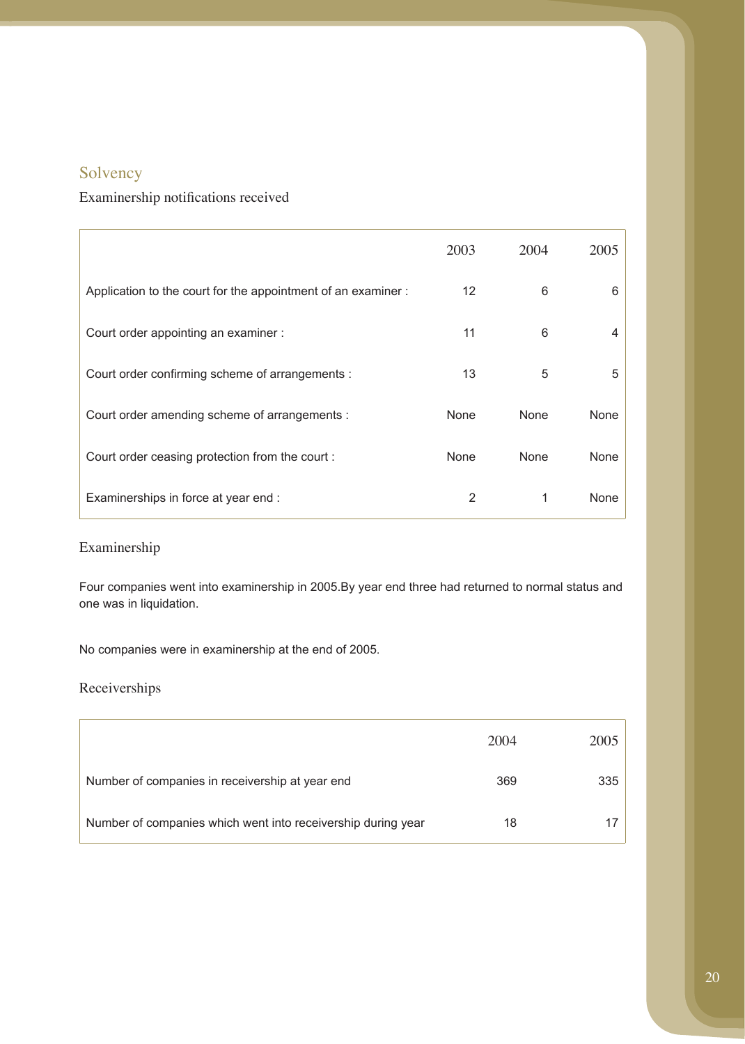## Solvency

### Examinership notifications received

| | 2003 | 2004 | 2005 |
|---|---|---|---|
| Application to the court for the appointment of an examiner : | 12 | 6 | 6 |
| Court order appointing an examiner : | 11 | 6 | 4 |
| Court order confirming scheme of arrangements : | 13 | 5 | 5 |
| Court order amending scheme of arrangements : | None | None | None |
| Court order ceasing protection from the court : | None | None | None |
| Examinerships in force at year end : | 2 | 1 | None |

### Examinership

Four companies went into examinership in 2005.By year end three had returned to normal status and one was in liquidation.

No companies were in examinership at the end of 2005.

### Receiverships

| | 2004 | 2005 |
|---|---|---|
| Number of companies in receivership at year end | 369 | 335 |
| Number of companies which went into receivership during year | 18 | 17 |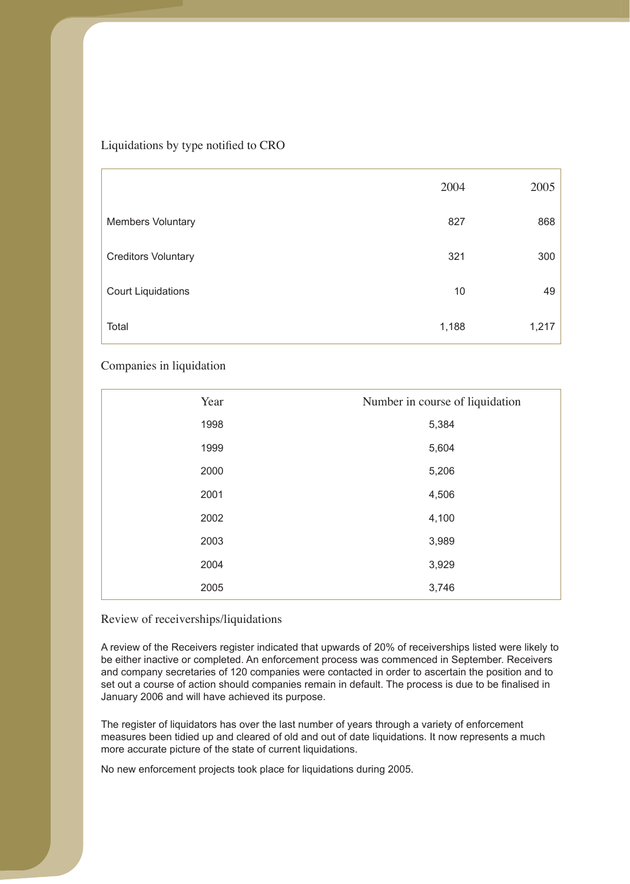## Liquidations by type notified to CRO

| | 2004 | 2005 |
|---|---|---|
| Members Voluntary | 827 | 868 |
| Creditors Voluntary | 321 | 300 |
| Court Liquidations | 10 | 49 |
| Total | 1,188 | 1,217 |

## Companies in liquidation

| Year | Number in course of liquidation |
|---|---|
| 1998 | 5,384 |
| 1999 | 5,604 |
| 2000 | 5,206 |
| 2001 | 4,506 |
| 2002 | 4,100 |
| 2003 | 3,989 |
| 2004 | 3,929 |
| 2005 | 3,746 |

## Review of receiverships/liquidations

A review of the Receivers register indicated that upwards of 20% of receiverships listed were likely to be either inactive or completed. An enforcement process was commenced in September. Receivers and company secretaries of 120 companies were contacted in order to ascertain the position and to set out a course of action should companies remain in default. The process is due to be finalised in January 2006 and will have achieved its purpose.

The register of liquidators has over the last number of years through a variety of enforcement measures been tidied up and cleared of old and out of date liquidations. It now represents a much more accurate picture of the state of current liquidations.

No new enforcement projects took place for liquidations during 2005.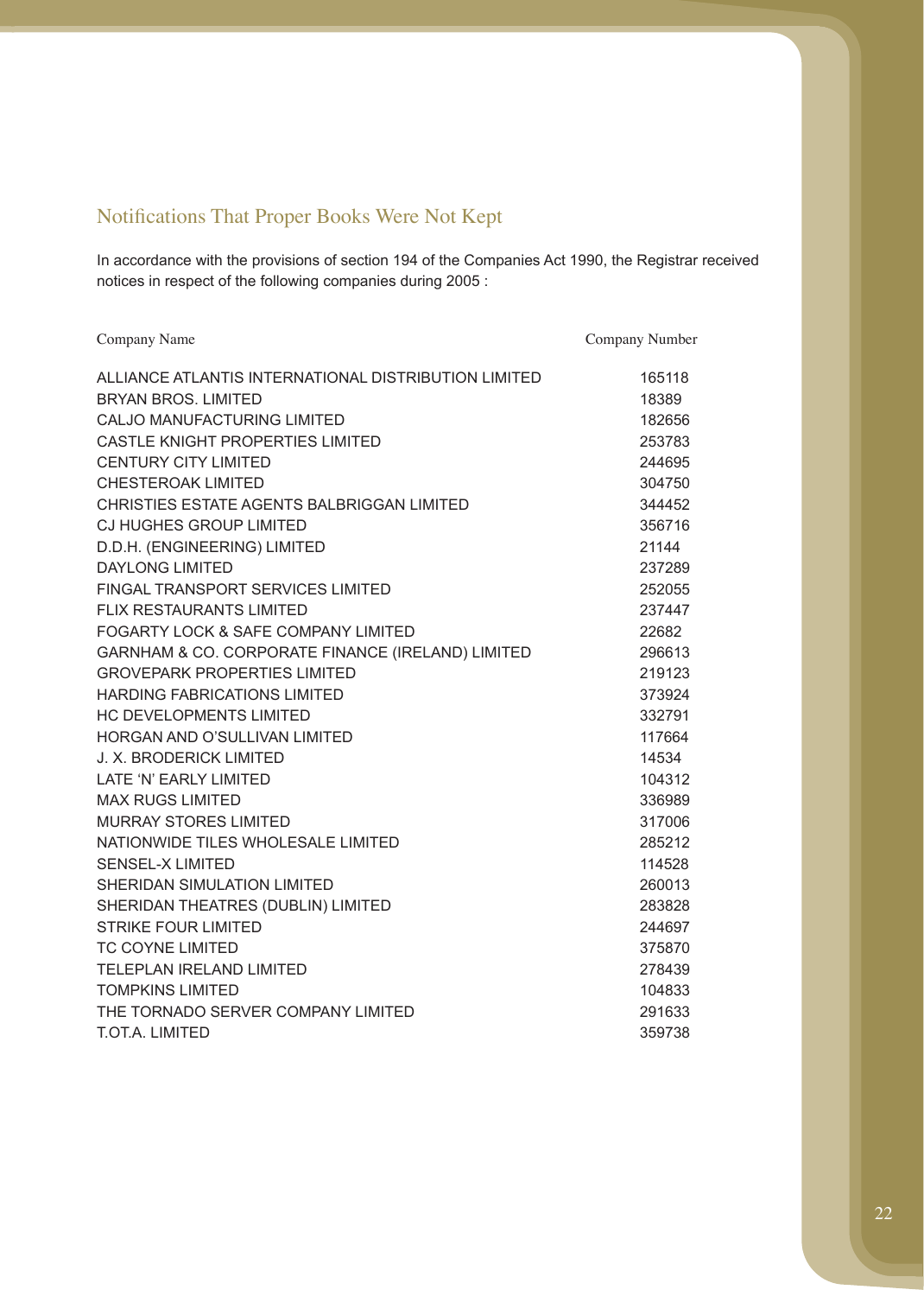## Notifications That Proper Books Were Not Kept

In accordance with the provisions of section 194 of the Companies Act 1990, the Registrar received notices in respect of the following companies during 2005 :

| Company Name | Company Number |
| --- | --- |
| ALLIANCE ATLANTIS INTERNATIONAL DISTRIBUTION LIMITED | 165118 |
| BRYAN BROS. LIMITED | 18389 |
| CALJO MANUFACTURING LIMITED | 182656 |
| CASTLE KNIGHT PROPERTIES LIMITED | 253783 |
| CENTURY CITY LIMITED | 244695 |
| CHESTEROAK LIMITED | 304750 |
| CHRISTIES ESTATE AGENTS BALBRIGGAN LIMITED | 344452 |
| CJ HUGHES GROUP LIMITED | 356716 |
| D.D.H. (ENGINEERING) LIMITED | 21144 |
| DAYLONG LIMITED | 237289 |
| FINGAL TRANSPORT SERVICES LIMITED | 252055 |
| FLIX RESTAURANTS LIMITED | 237447 |
| FOGARTY LOCK & SAFE COMPANY LIMITED | 22682 |
| GARNHAM & CO. CORPORATE FINANCE (IRELAND) LIMITED | 296613 |
| GROVEPARK PROPERTIES LIMITED | 219123 |
| HARDING FABRICATIONS LIMITED | 373924 |
| HC DEVELOPMENTS LIMITED | 332791 |
| HORGAN AND O'SULLIVAN LIMITED | 117664 |
| J. X. BRODERICK LIMITED | 14534 |
| LATE 'N' EARLY LIMITED | 104312 |
| MAX RUGS LIMITED | 336989 |
| MURRAY STORES LIMITED | 317006 |
| NATIONWIDE TILES WHOLESALE LIMITED | 285212 |
| SENSEL-X LIMITED | 114528 |
| SHERIDAN SIMULATION LIMITED | 260013 |
| SHERIDAN THEATRES (DUBLIN) LIMITED | 283828 |
| STRIKE FOUR LIMITED | 244697 |
| TC COYNE LIMITED | 375870 |
| TELEPLAN IRELAND LIMITED | 278439 |
| TOMPKINS LIMITED | 104833 |
| THE TORNADO SERVER COMPANY LIMITED | 291633 |
| T.OT.A. LIMITED | 359738 |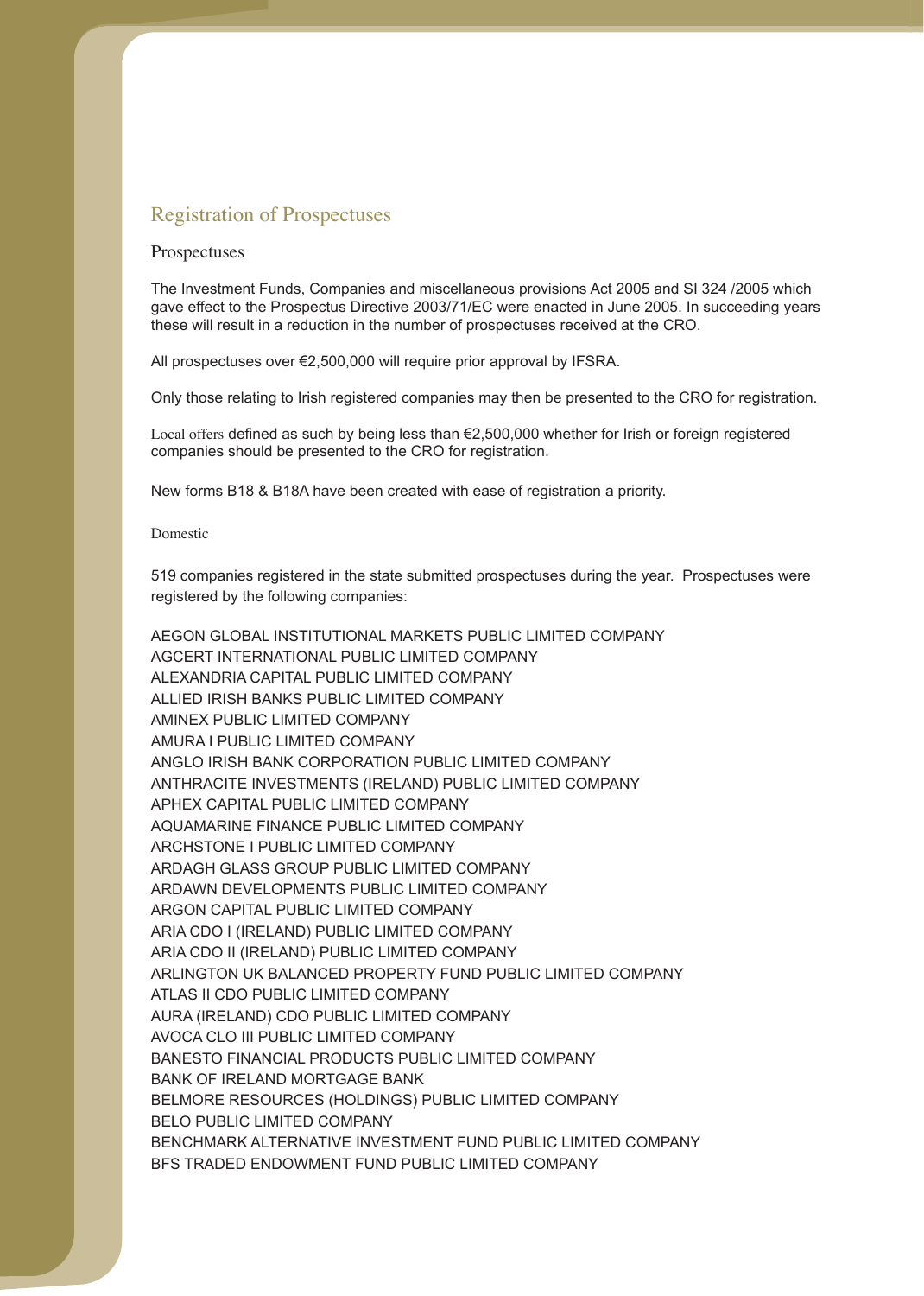## Registration of Prospectuses

### Prospectuses

The Investment Funds, Companies and miscellaneous provisions Act 2005 and SI 324 /2005 which gave effect to the Prospectus Directive 2003/71/EC were enacted in June 2005. In succeeding years these will result in a reduction in the number of prospectuses received at the CRO.

All prospectuses over €2,500,000 will require prior approval by IFSRA.

Only those relating to Irish registered companies may then be presented to the CRO for registration.

Local offers defined as such by being less than €2,500,000 whether for Irish or foreign registered companies should be presented to the CRO for registration.

New forms B18 & B18A have been created with ease of registration a priority.

#### Domestic

519 companies registered in the state submitted prospectuses during the year. Prospectuses were registered by the following companies:

AEGON GLOBAL INSTITUTIONAL MARKETS PUBLIC LIMITED COMPANY
AGCERT INTERNATIONAL PUBLIC LIMITED COMPANY
ALEXANDRIA CAPITAL PUBLIC LIMITED COMPANY
ALLIED IRISH BANKS PUBLIC LIMITED COMPANY
AMINEX PUBLIC LIMITED COMPANY
AMURA I PUBLIC LIMITED COMPANY
ANGLO IRISH BANK CORPORATION PUBLIC LIMITED COMPANY
ANTHRACITE INVESTMENTS (IRELAND) PUBLIC LIMITED COMPANY
APHEX CAPITAL PUBLIC LIMITED COMPANY
AQUAMARINE FINANCE PUBLIC LIMITED COMPANY
ARCHSTONE I PUBLIC LIMITED COMPANY
ARDAGH GLASS GROUP PUBLIC LIMITED COMPANY
ARDAWN DEVELOPMENTS PUBLIC LIMITED COMPANY
ARGON CAPITAL PUBLIC LIMITED COMPANY
ARIA CDO I (IRELAND) PUBLIC LIMITED COMPANY
ARIA CDO II (IRELAND) PUBLIC LIMITED COMPANY
ARLINGTON UK BALANCED PROPERTY FUND PUBLIC LIMITED COMPANY
ATLAS II CDO PUBLIC LIMITED COMPANY
AURA (IRELAND) CDO PUBLIC LIMITED COMPANY
AVOCA CLO III PUBLIC LIMITED COMPANY
BANESTO FINANCIAL PRODUCTS PUBLIC LIMITED COMPANY
BANK OF IRELAND MORTGAGE BANK
BELMORE RESOURCES (HOLDINGS) PUBLIC LIMITED COMPANY
BELO PUBLIC LIMITED COMPANY
BENCHMARK ALTERNATIVE INVESTMENT FUND PUBLIC LIMITED COMPANY
BFS TRADED ENDOWMENT FUND PUBLIC LIMITED COMPANY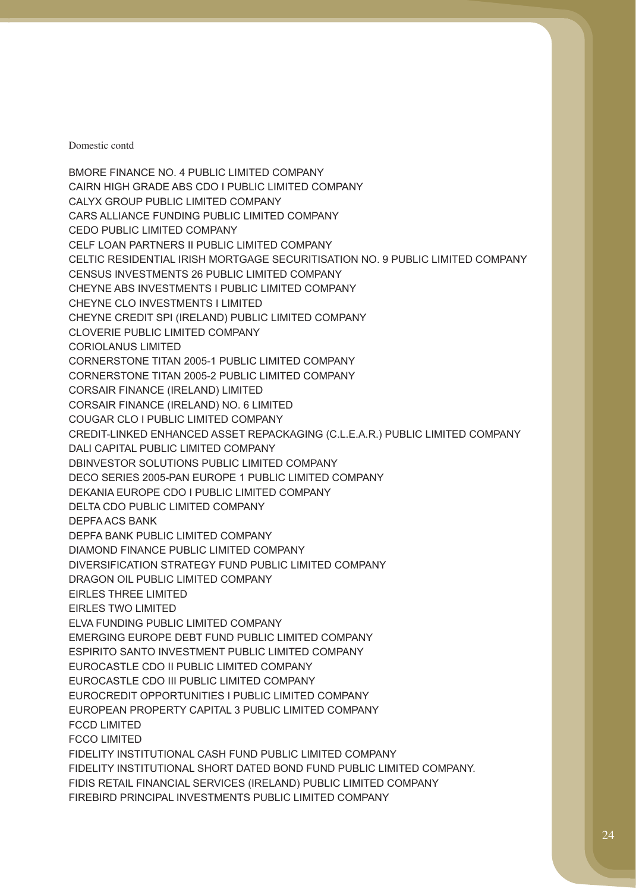Domestic contd

BMORE FINANCE NO. 4 PUBLIC LIMITED COMPANY
CAIRN HIGH GRADE ABS CDO I PUBLIC LIMITED COMPANY
CALYX GROUP PUBLIC LIMITED COMPANY
CARS ALLIANCE FUNDING PUBLIC LIMITED COMPANY
CEDO PUBLIC LIMITED COMPANY
CELF LOAN PARTNERS II PUBLIC LIMITED COMPANY
CELTIC RESIDENTIAL IRISH MORTGAGE SECURITISATION NO. 9 PUBLIC LIMITED COMPANY
CENSUS INVESTMENTS 26 PUBLIC LIMITED COMPANY
CHEYNE ABS INVESTMENTS I PUBLIC LIMITED COMPANY
CHEYNE CLO INVESTMENTS I LIMITED
CHEYNE CREDIT SPI (IRELAND) PUBLIC LIMITED COMPANY
CLOVERIE PUBLIC LIMITED COMPANY
CORIOLANUS LIMITED
CORNERSTONE TITAN 2005-1 PUBLIC LIMITED COMPANY
CORNERSTONE TITAN 2005-2 PUBLIC LIMITED COMPANY
CORSAIR FINANCE (IRELAND) LIMITED
CORSAIR FINANCE (IRELAND) NO. 6 LIMITED
COUGAR CLO I PUBLIC LIMITED COMPANY
CREDIT-LINKED ENHANCED ASSET REPACKAGING (C.L.E.A.R.) PUBLIC LIMITED COMPANY
DALI CAPITAL PUBLIC LIMITED COMPANY
DBINVESTOR SOLUTIONS PUBLIC LIMITED COMPANY
DECO SERIES 2005-PAN EUROPE 1 PUBLIC LIMITED COMPANY
DEKANIA EUROPE CDO I PUBLIC LIMITED COMPANY
DELTA CDO PUBLIC LIMITED COMPANY
DEPFA ACS BANK
DEPFA BANK PUBLIC LIMITED COMPANY
DIAMOND FINANCE PUBLIC LIMITED COMPANY
DIVERSIFICATION STRATEGY FUND PUBLIC LIMITED COMPANY
DRAGON OIL PUBLIC LIMITED COMPANY
EIRLES THREE LIMITED
EIRLES TWO LIMITED
ELVA FUNDING PUBLIC LIMITED COMPANY
EMERGING EUROPE DEBT FUND PUBLIC LIMITED COMPANY
ESPIRITO SANTO INVESTMENT PUBLIC LIMITED COMPANY
EUROCASTLE CDO II PUBLIC LIMITED COMPANY
EUROCASTLE CDO III PUBLIC LIMITED COMPANY
EUROCREDIT OPPORTUNITIES I PUBLIC LIMITED COMPANY
EUROPEAN PROPERTY CAPITAL 3 PUBLIC LIMITED COMPANY
FCCD LIMITED
FCCO LIMITED
FIDELITY INSTITUTIONAL CASH FUND PUBLIC LIMITED COMPANY
FIDELITY INSTITUTIONAL SHORT DATED BOND FUND PUBLIC LIMITED COMPANY.
FIDIS RETAIL FINANCIAL SERVICES (IRELAND) PUBLIC LIMITED COMPANY
FIREBIRD PRINCIPAL INVESTMENTS PUBLIC LIMITED COMPANY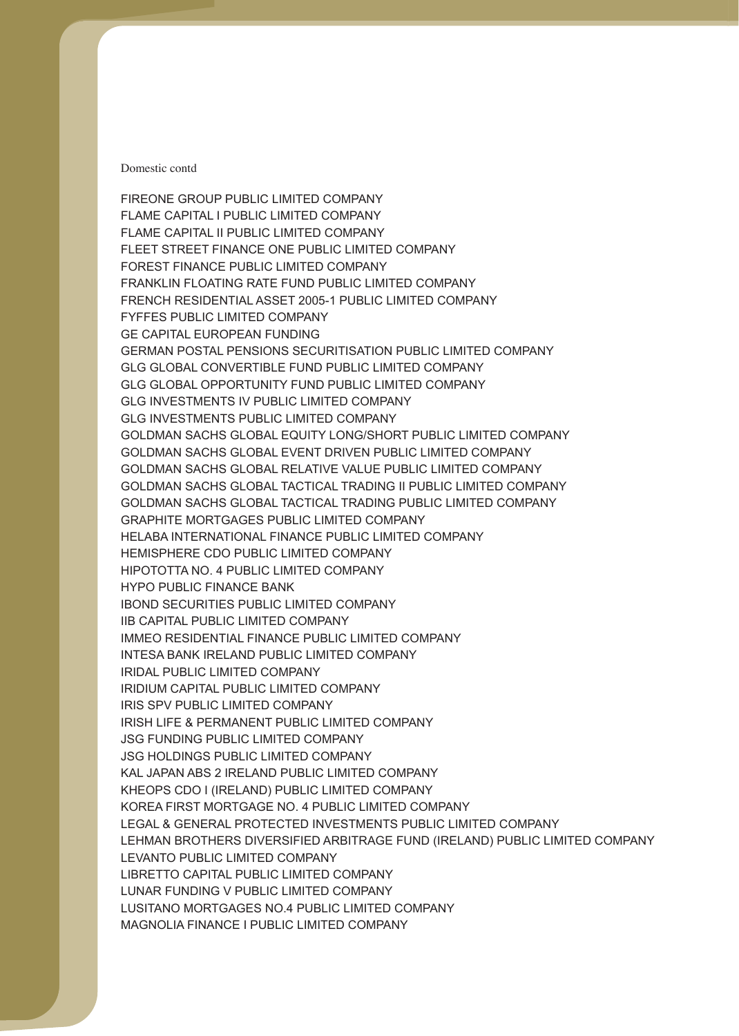Domestic contd

FIREONE GROUP PUBLIC LIMITED COMPANY
FLAME CAPITAL I PUBLIC LIMITED COMPANY
FLAME CAPITAL II PUBLIC LIMITED COMPANY
FLEET STREET FINANCE ONE PUBLIC LIMITED COMPANY
FOREST FINANCE PUBLIC LIMITED COMPANY
FRANKLIN FLOATING RATE FUND PUBLIC LIMITED COMPANY
FRENCH RESIDENTIAL ASSET 2005-1 PUBLIC LIMITED COMPANY
FYFFES PUBLIC LIMITED COMPANY
GE CAPITAL EUROPEAN FUNDING
GERMAN POSTAL PENSIONS SECURITISATION PUBLIC LIMITED COMPANY
GLG GLOBAL CONVERTIBLE FUND PUBLIC LIMITED COMPANY
GLG GLOBAL OPPORTUNITY FUND PUBLIC LIMITED COMPANY
GLG INVESTMENTS IV PUBLIC LIMITED COMPANY
GLG INVESTMENTS PUBLIC LIMITED COMPANY
GOLDMAN SACHS GLOBAL EQUITY LONG/SHORT PUBLIC LIMITED COMPANY
GOLDMAN SACHS GLOBAL EVENT DRIVEN PUBLIC LIMITED COMPANY
GOLDMAN SACHS GLOBAL RELATIVE VALUE PUBLIC LIMITED COMPANY
GOLDMAN SACHS GLOBAL TACTICAL TRADING II PUBLIC LIMITED COMPANY
GOLDMAN SACHS GLOBAL TACTICAL TRADING PUBLIC LIMITED COMPANY
GRAPHITE MORTGAGES PUBLIC LIMITED COMPANY
HELABA INTERNATIONAL FINANCE PUBLIC LIMITED COMPANY
HEMISPHERE CDO PUBLIC LIMITED COMPANY
HIPOTOTTA NO. 4 PUBLIC LIMITED COMPANY
HYPO PUBLIC FINANCE BANK
IBOND SECURITIES PUBLIC LIMITED COMPANY
IIB CAPITAL PUBLIC LIMITED COMPANY
IMMEO RESIDENTIAL FINANCE PUBLIC LIMITED COMPANY
INTESA BANK IRELAND PUBLIC LIMITED COMPANY
IRIDAL PUBLIC LIMITED COMPANY
IRIDIUM CAPITAL PUBLIC LIMITED COMPANY
IRIS SPV PUBLIC LIMITED COMPANY
IRISH LIFE & PERMANENT PUBLIC LIMITED COMPANY
JSG FUNDING PUBLIC LIMITED COMPANY
JSG HOLDINGS PUBLIC LIMITED COMPANY
KAL JAPAN ABS 2 IRELAND PUBLIC LIMITED COMPANY
KHEOPS CDO I (IRELAND) PUBLIC LIMITED COMPANY
KOREA FIRST MORTGAGE NO. 4 PUBLIC LIMITED COMPANY
LEGAL & GENERAL PROTECTED INVESTMENTS PUBLIC LIMITED COMPANY
LEHMAN BROTHERS DIVERSIFIED ARBITRAGE FUND (IRELAND) PUBLIC LIMITED COMPANY
LEVANTO PUBLIC LIMITED COMPANY
LIBRETTO CAPITAL PUBLIC LIMITED COMPANY
LUNAR FUNDING V PUBLIC LIMITED COMPANY
LUSITANO MORTGAGES NO.4 PUBLIC LIMITED COMPANY
MAGNOLIA FINANCE I PUBLIC LIMITED COMPANY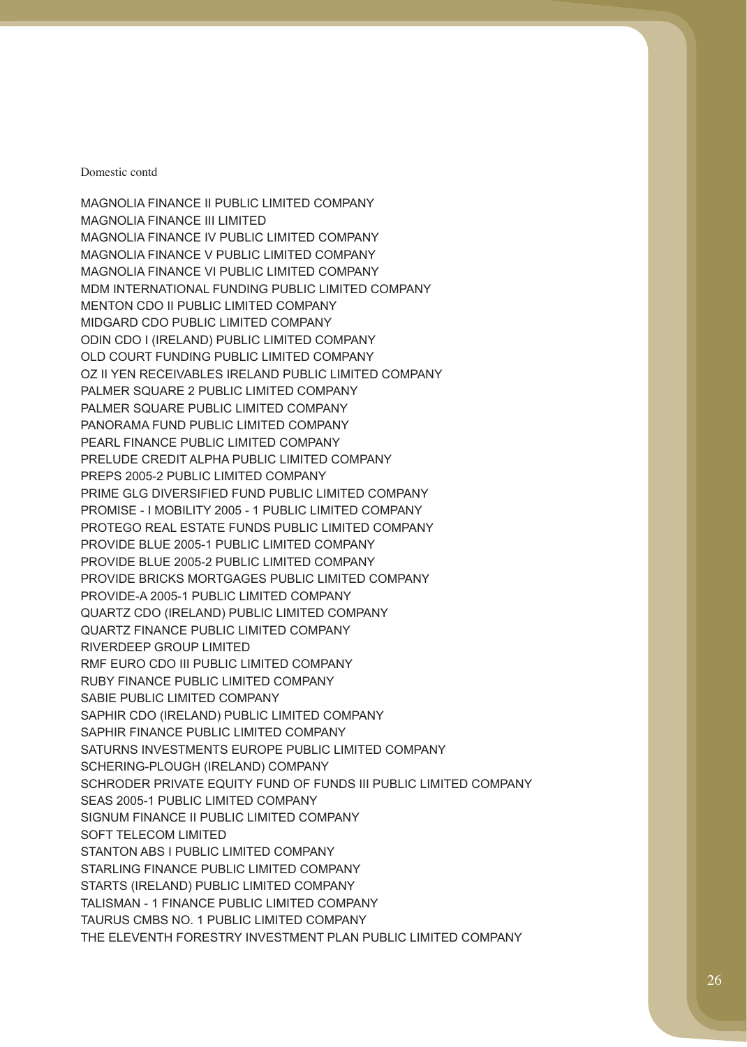Domestic contd

MAGNOLIA FINANCE II PUBLIC LIMITED COMPANY
MAGNOLIA FINANCE III LIMITED
MAGNOLIA FINANCE IV PUBLIC LIMITED COMPANY
MAGNOLIA FINANCE V PUBLIC LIMITED COMPANY
MAGNOLIA FINANCE VI PUBLIC LIMITED COMPANY
MDM INTERNATIONAL FUNDING PUBLIC LIMITED COMPANY
MENTON CDO II PUBLIC LIMITED COMPANY
MIDGARD CDO PUBLIC LIMITED COMPANY
ODIN CDO I (IRELAND) PUBLIC LIMITED COMPANY
OLD COURT FUNDING PUBLIC LIMITED COMPANY
OZ II YEN RECEIVABLES IRELAND PUBLIC LIMITED COMPANY
PALMER SQUARE 2 PUBLIC LIMITED COMPANY
PALMER SQUARE PUBLIC LIMITED COMPANY
PANORAMA FUND PUBLIC LIMITED COMPANY
PEARL FINANCE PUBLIC LIMITED COMPANY
PRELUDE CREDIT ALPHA PUBLIC LIMITED COMPANY
PREPS 2005-2 PUBLIC LIMITED COMPANY
PRIME GLG DIVERSIFIED FUND PUBLIC LIMITED COMPANY
PROMISE - I MOBILITY 2005 - 1 PUBLIC LIMITED COMPANY
PROTEGO REAL ESTATE FUNDS PUBLIC LIMITED COMPANY
PROVIDE BLUE 2005-1 PUBLIC LIMITED COMPANY
PROVIDE BLUE 2005-2 PUBLIC LIMITED COMPANY
PROVIDE BRICKS MORTGAGES PUBLIC LIMITED COMPANY
PROVIDE-A 2005-1 PUBLIC LIMITED COMPANY
QUARTZ CDO (IRELAND) PUBLIC LIMITED COMPANY
QUARTZ FINANCE PUBLIC LIMITED COMPANY
RIVERDEEP GROUP LIMITED
RMF EURO CDO III PUBLIC LIMITED COMPANY
RUBY FINANCE PUBLIC LIMITED COMPANY
SABIE PUBLIC LIMITED COMPANY
SAPHIR CDO (IRELAND) PUBLIC LIMITED COMPANY
SAPHIR FINANCE PUBLIC LIMITED COMPANY
SATURNS INVESTMENTS EUROPE PUBLIC LIMITED COMPANY
SCHERING-PLOUGH (IRELAND) COMPANY
SCHRODER PRIVATE EQUITY FUND OF FUNDS III PUBLIC LIMITED COMPANY
SEAS 2005-1 PUBLIC LIMITED COMPANY
SIGNUM FINANCE II PUBLIC LIMITED COMPANY
SOFT TELECOM LIMITED
STANTON ABS I PUBLIC LIMITED COMPANY
STARLING FINANCE PUBLIC LIMITED COMPANY
STARTS (IRELAND) PUBLIC LIMITED COMPANY
TALISMAN - 1 FINANCE PUBLIC LIMITED COMPANY
TAURUS CMBS NO. 1 PUBLIC LIMITED COMPANY
THE ELEVENTH FORESTRY INVESTMENT PLAN PUBLIC LIMITED COMPANY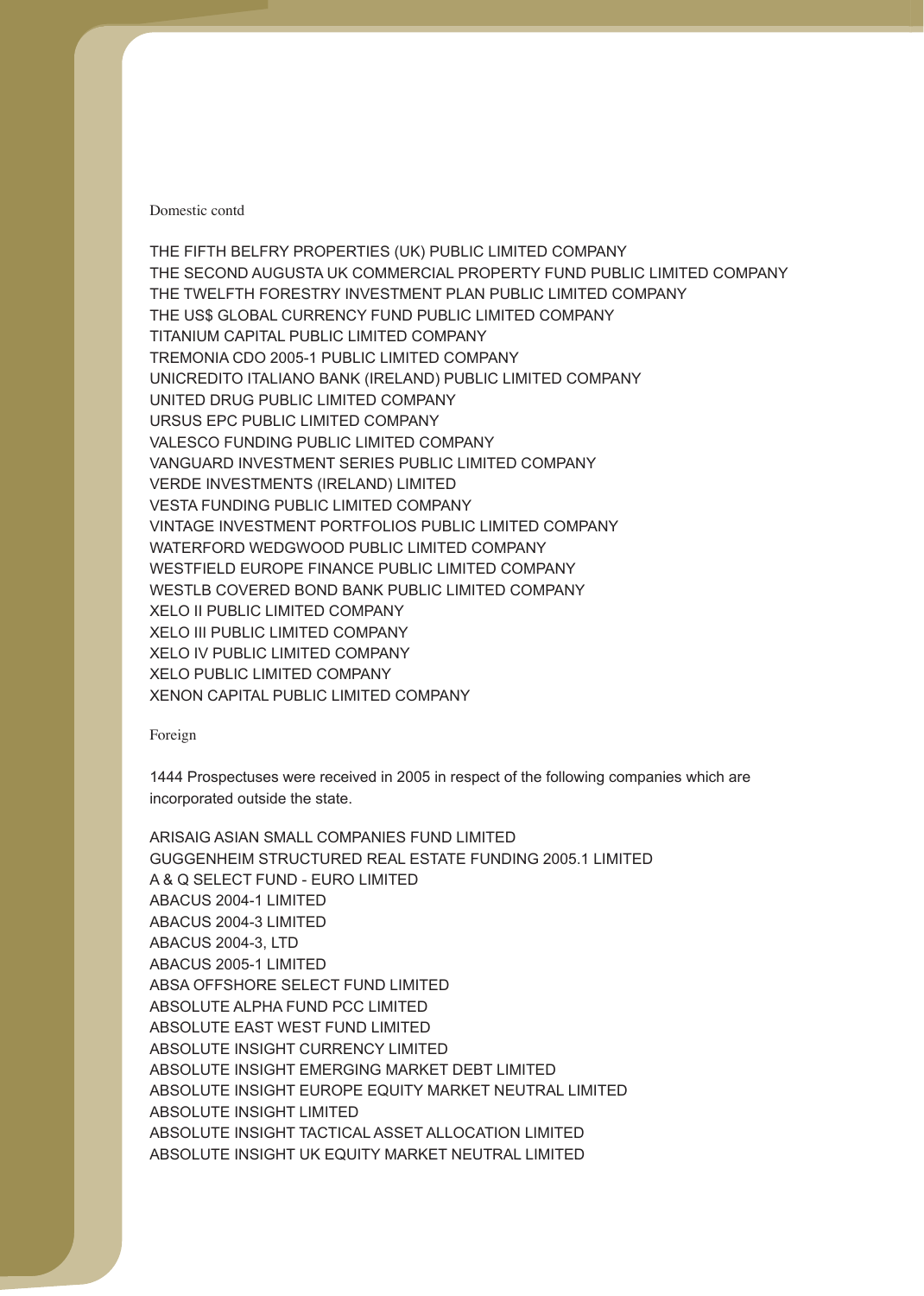Domestic contd

THE FIFTH BELFRY PROPERTIES (UK) PUBLIC LIMITED COMPANY
THE SECOND AUGUSTA UK COMMERCIAL PROPERTY FUND PUBLIC LIMITED COMPANY
THE TWELFTH FORESTRY INVESTMENT PLAN PUBLIC LIMITED COMPANY
THE US$ GLOBAL CURRENCY FUND PUBLIC LIMITED COMPANY
TITANIUM CAPITAL PUBLIC LIMITED COMPANY
TREMONIA CDO 2005-1 PUBLIC LIMITED COMPANY
UNICREDITO ITALIANO BANK (IRELAND) PUBLIC LIMITED COMPANY
UNITED DRUG PUBLIC LIMITED COMPANY
URSUS EPC PUBLIC LIMITED COMPANY
VALESCO FUNDING PUBLIC LIMITED COMPANY
VANGUARD INVESTMENT SERIES PUBLIC LIMITED COMPANY
VERDE INVESTMENTS (IRELAND) LIMITED
VESTA FUNDING PUBLIC LIMITED COMPANY
VINTAGE INVESTMENT PORTFOLIOS PUBLIC LIMITED COMPANY
WATERFORD WEDGWOOD PUBLIC LIMITED COMPANY
WESTFIELD EUROPE FINANCE PUBLIC LIMITED COMPANY
WESTLB COVERED BOND BANK PUBLIC LIMITED COMPANY
XELO II PUBLIC LIMITED COMPANY
XELO III PUBLIC LIMITED COMPANY
XELO IV PUBLIC LIMITED COMPANY
XELO PUBLIC LIMITED COMPANY
XENON CAPITAL PUBLIC LIMITED COMPANY

Foreign

1444 Prospectuses were received in 2005 in respect of the following companies which are incorporated outside the state.

ARISAIG ASIAN SMALL COMPANIES FUND LIMITED
GUGGENHEIM STRUCTURED REAL ESTATE FUNDING 2005.1 LIMITED
A & Q SELECT FUND - EURO LIMITED
ABACUS 2004-1 LIMITED
ABACUS 2004-3 LIMITED
ABACUS 2004-3, LTD
ABACUS 2005-1 LIMITED
ABSA OFFSHORE SELECT FUND LIMITED
ABSOLUTE ALPHA FUND PCC LIMITED
ABSOLUTE EAST WEST FUND LIMITED
ABSOLUTE INSIGHT CURRENCY LIMITED
ABSOLUTE INSIGHT EMERGING MARKET DEBT LIMITED
ABSOLUTE INSIGHT EUROPE EQUITY MARKET NEUTRAL LIMITED
ABSOLUTE INSIGHT LIMITED
ABSOLUTE INSIGHT TACTICAL ASSET ALLOCATION LIMITED
ABSOLUTE INSIGHT UK EQUITY MARKET NEUTRAL LIMITED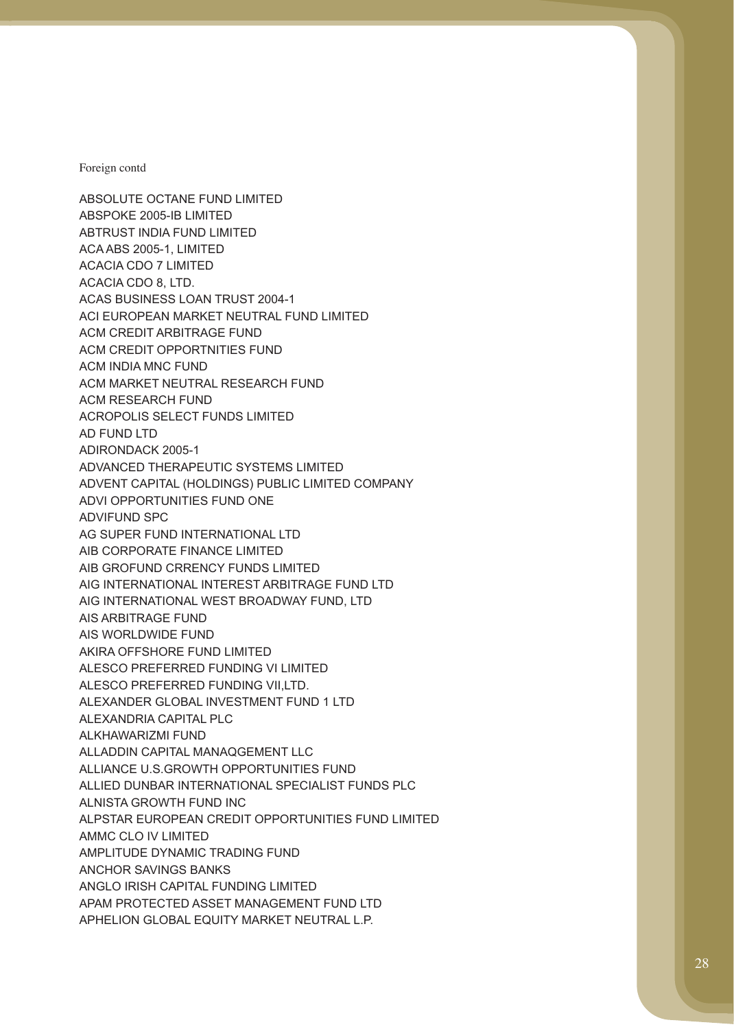Foreign contd

ABSOLUTE OCTANE FUND LIMITED
ABSPOKE 2005-IB LIMITED
ABTRUST INDIA FUND LIMITED
ACA ABS 2005-1, LIMITED
ACACIA CDO 7 LIMITED
ACACIA CDO 8, LTD.
ACAS BUSINESS LOAN TRUST 2004-1
ACI EUROPEAN MARKET NEUTRAL FUND LIMITED
ACM CREDIT ARBITRAGE FUND
ACM CREDIT OPPORTNITIES FUND
ACM INDIA MNC FUND
ACM MARKET NEUTRAL RESEARCH FUND
ACM RESEARCH FUND
ACROPOLIS SELECT FUNDS LIMITED
AD FUND LTD
ADIRONDACK 2005-1
ADVANCED THERAPEUTIC SYSTEMS LIMITED
ADVENT CAPITAL (HOLDINGS) PUBLIC LIMITED COMPANY
ADVI OPPORTUNITIES FUND ONE
ADVIFUND SPC
AG SUPER FUND INTERNATIONAL LTD
AIB CORPORATE FINANCE LIMITED
AIB GROFUND CRRENCY FUNDS LIMITED
AIG INTERNATIONAL INTEREST ARBITRAGE FUND LTD
AIG INTERNATIONAL WEST BROADWAY FUND, LTD
AIS ARBITRAGE FUND
AIS WORLDWIDE FUND
AKIRA OFFSHORE FUND LIMITED
ALESCO PREFERRED FUNDING VI LIMITED
ALESCO PREFERRED FUNDING VII,LTD.
ALEXANDER GLOBAL INVESTMENT FUND 1 LTD
ALEXANDRIA CAPITAL PLC
ALKHAWARIZMI FUND
ALLADDIN CAPITAL MANAQGEMENT LLC
ALLIANCE U.S.GROWTH OPPORTUNITIES FUND
ALLIED DUNBAR INTERNATIONAL SPECIALIST FUNDS PLC
ALNISTA GROWTH FUND INC
ALPSTAR EUROPEAN CREDIT OPPORTUNITIES FUND LIMITED
AMMC CLO IV LIMITED
AMPLITUDE DYNAMIC TRADING FUND
ANCHOR SAVINGS BANKS
ANGLO IRISH CAPITAL FUNDING LIMITED
APAM PROTECTED ASSET MANAGEMENT FUND LTD
APHELION GLOBAL EQUITY MARKET NEUTRAL L.P.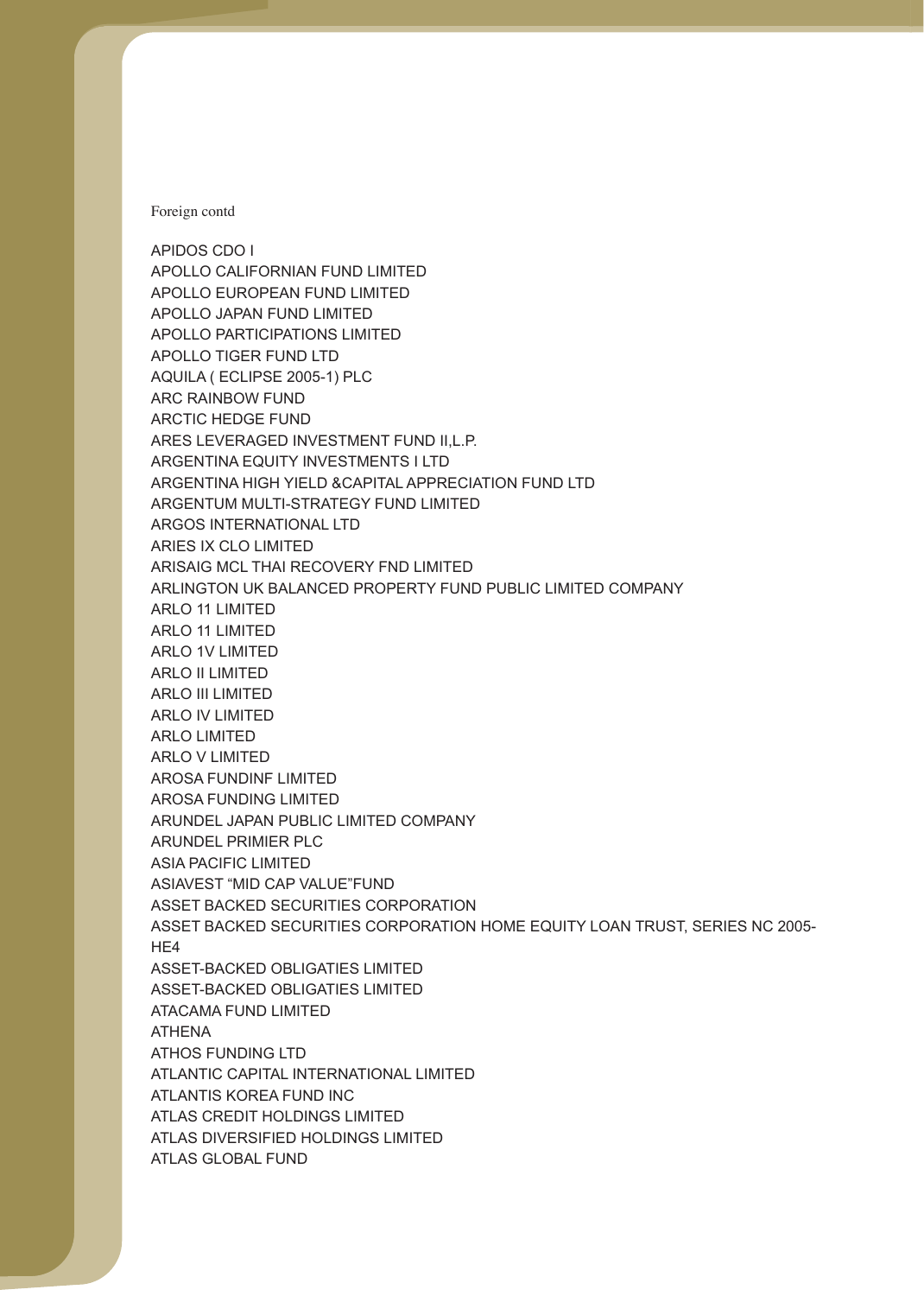Foreign contd

APIDOS CDO I
APOLLO CALIFORNIAN FUND LIMITED
APOLLO EUROPEAN FUND LIMITED
APOLLO JAPAN FUND LIMITED
APOLLO PARTICIPATIONS LIMITED
APOLLO TIGER FUND LTD
AQUILA ( ECLIPSE 2005-1) PLC
ARC RAINBOW FUND
ARCTIC HEDGE FUND
ARES LEVERAGED INVESTMENT FUND II,L.P.
ARGENTINA EQUITY INVESTMENTS I LTD
ARGENTINA HIGH YIELD &CAPITAL APPRECIATION FUND LTD
ARGENTUM MULTI-STRATEGY FUND LIMITED
ARGOS INTERNATIONAL LTD
ARIES IX CLO LIMITED
ARISAIG MCL THAI RECOVERY FND LIMITED
ARLINGTON UK BALANCED PROPERTY FUND PUBLIC LIMITED COMPANY
ARLO 11 LIMITED
ARLO 11 LIMITED
ARLO 1V LIMITED
ARLO II LIMITED
ARLO III LIMITED
ARLO IV LIMITED
ARLO LIMITED
ARLO V LIMITED
AROSA FUNDINF LIMITED
AROSA FUNDING LIMITED
ARUNDEL JAPAN PUBLIC LIMITED COMPANY
ARUNDEL PRIMIER PLC
ASIA PACIFIC LIMITED
ASIAVEST “MID CAP VALUE”FUND
ASSET BACKED SECURITIES CORPORATION
ASSET BACKED SECURITIES CORPORATION HOME EQUITY LOAN TRUST, SERIES NC 2005-HE4
ASSET-BACKED OBLIGATIES LIMITED
ASSET-BACKED OBLIGATIES LIMITED
ATACAMA FUND LIMITED
ATHENA
ATHOS FUNDING LTD
ATLANTIC CAPITAL INTERNATIONAL LIMITED
ATLANTIS KOREA FUND INC
ATLAS CREDIT HOLDINGS LIMITED
ATLAS DIVERSIFIED HOLDINGS LIMITED
ATLAS GLOBAL FUND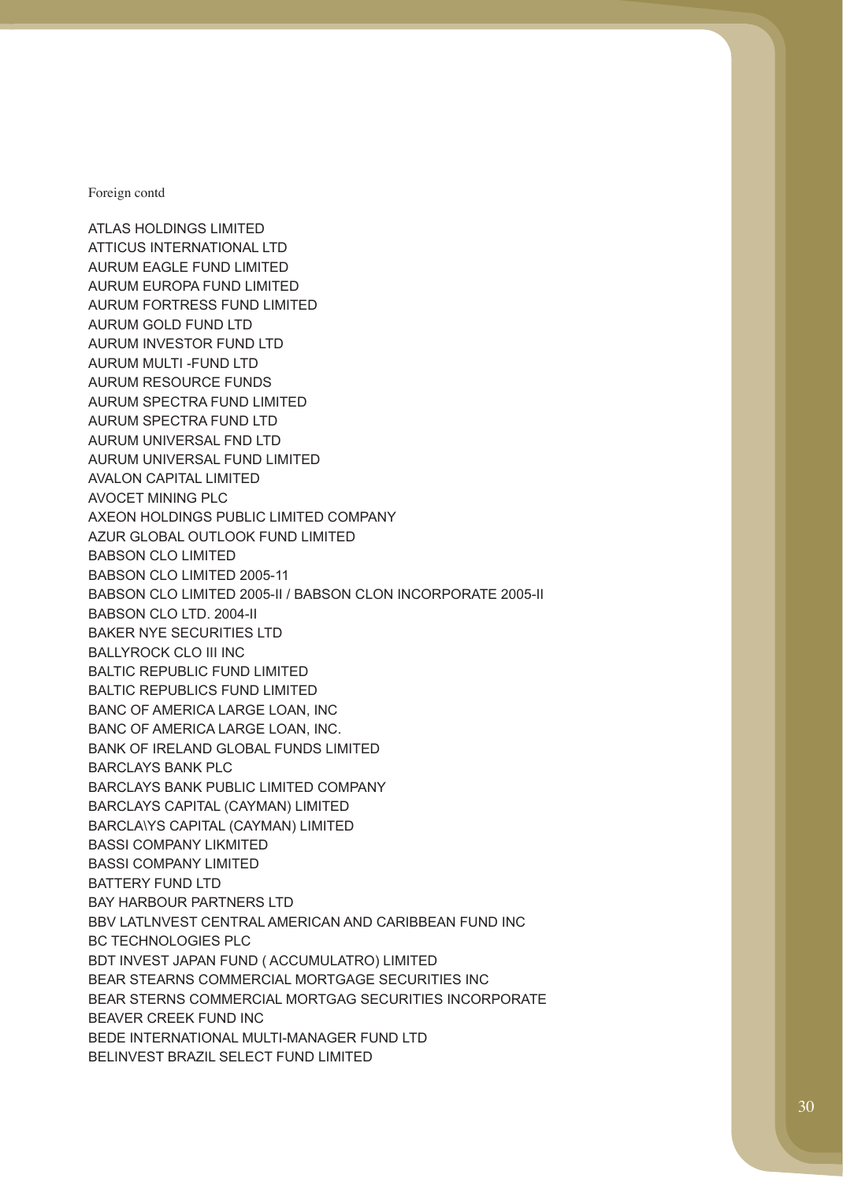Foreign contd

ATLAS HOLDINGS LIMITED
ATTICUS INTERNATIONAL LTD
AURUM EAGLE FUND LIMITED
AURUM EUROPA FUND LIMITED
AURUM FORTRESS FUND LIMITED
AURUM GOLD FUND LTD
AURUM INVESTOR FUND LTD
AURUM MULTI -FUND LTD
AURUM RESOURCE FUNDS
AURUM SPECTRA FUND LIMITED
AURUM SPECTRA FUND LTD
AURUM UNIVERSAL FND LTD
AURUM UNIVERSAL FUND LIMITED
AVALON CAPITAL LIMITED
AVOCET MINING PLC
AXEON HOLDINGS PUBLIC LIMITED COMPANY
AZUR GLOBAL OUTLOOK FUND LIMITED
BABSON CLO LIMITED
BABSON CLO LIMITED 2005-11
BABSON CLO LIMITED 2005-II / BABSON CLON INCORPORATE 2005-II
BABSON CLO LTD. 2004-II
BAKER NYE SECURITIES LTD
BALLYROCK CLO III INC
BALTIC REPUBLIC FUND LIMITED
BALTIC REPUBLICS FUND LIMITED
BANC OF AMERICA LARGE LOAN, INC
BANC OF AMERICA LARGE LOAN, INC.
BANK OF IRELAND GLOBAL FUNDS LIMITED
BARCLAYS BANK PLC
BARCLAYS BANK PUBLIC LIMITED COMPANY
BARCLAYS CAPITAL (CAYMAN) LIMITED
BARCLA\YS CAPITAL (CAYMAN) LIMITED
BASSI COMPANY LIKMITED
BASSI COMPANY LIMITED
BATTERY FUND LTD
BAY HARBOUR PARTNERS LTD
BBV LATLNVEST CENTRAL AMERICAN AND CARIBBEAN FUND INC
BC TECHNOLOGIES PLC
BDT INVEST JAPAN FUND ( ACCUMULATRO) LIMITED
BEAR STEARNS COMMERCIAL MORTGAGE SECURITIES INC
BEAR STERNS COMMERCIAL MORTGAG SECURITIES INCORPORATE
BEAVER CREEK FUND INC
BEDE INTERNATIONAL MULTI-MANAGER FUND LTD
BELINVEST BRAZIL SELECT FUND LIMITED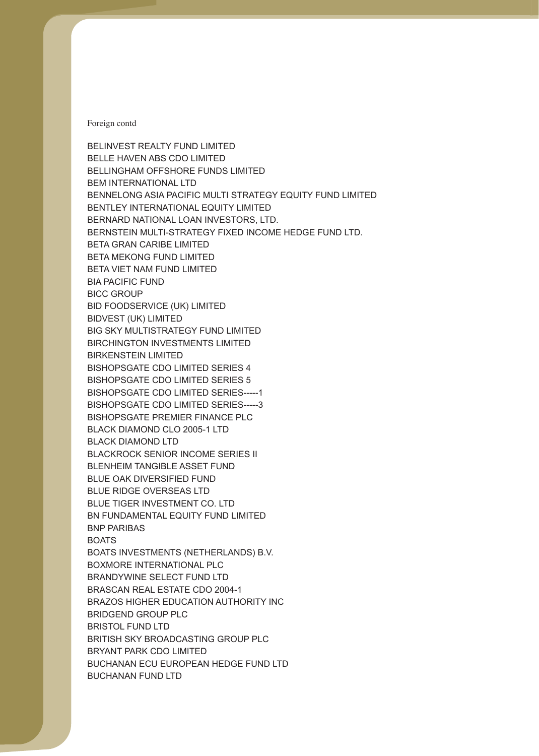Foreign contd

BELINVEST REALTY FUND LIMITED
BELLE HAVEN ABS CDO LIMITED
BELLINGHAM OFFSHORE FUNDS LIMITED
BEM INTERNATIONAL LTD
BENNELONG ASIA PACIFIC MULTI STRATEGY EQUITY FUND LIMITED
BENTLEY INTERNATIONAL EQUITY LIMITED
BERNARD NATIONAL LOAN INVESTORS, LTD.
BERNSTEIN MULTI-STRATEGY FIXED INCOME HEDGE FUND LTD.
BETA GRAN CARIBE LIMITED
BETA MEKONG FUND LIMITED
BETA VIET NAM FUND LIMITED
BIA PACIFIC FUND
BICC GROUP
BID FOODSERVICE (UK) LIMITED
BIDVEST (UK) LIMITED
BIG SKY MULTISTRATEGY FUND LIMITED
BIRCHINGTON INVESTMENTS LIMITED
BIRKENSTEIN LIMITED
BISHOPSGATE CDO LIMITED SERIES 4
BISHOPSGATE CDO LIMITED SERIES 5
BISHOPSGATE CDO LIMITED SERIES-----1
BISHOPSGATE CDO LIMITED SERIES-----3
BISHOPSGATE PREMIER FINANCE PLC
BLACK DIAMOND CLO 2005-1 LTD
BLACK DIAMOND LTD
BLACKROCK SENIOR INCOME SERIES II
BLENHEIM TANGIBLE ASSET FUND
BLUE OAK DIVERSIFIED FUND
BLUE RIDGE OVERSEAS LTD
BLUE TIGER INVESTMENT CO. LTD
BN FUNDAMENTAL EQUITY FUND LIMITED
BNP PARIBAS
BOATS
BOATS INVESTMENTS (NETHERLANDS) B.V.
BOXMORE INTERNATIONAL PLC
BRANDYWINE SELECT FUND LTD
BRASCAN REAL ESTATE CDO 2004-1
BRAZOS HIGHER EDUCATION AUTHORITY INC
BRIDGEND GROUP PLC
BRISTOL FUND LTD
BRITISH SKY BROADCASTING GROUP PLC
BRYANT PARK CDO LIMITED
BUCHANAN ECU EUROPEAN HEDGE FUND LTD
BUCHANAN FUND LTD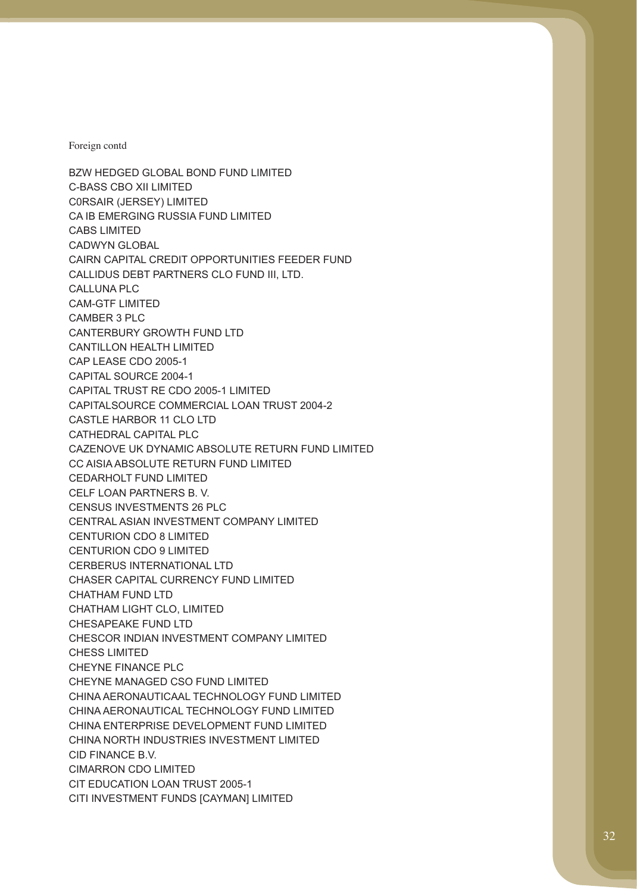Foreign contd

BZW HEDGED GLOBAL BOND FUND LIMITED
C-BASS CBO XII LIMITED
C0RSAIR (JERSEY) LIMITED
CA IB EMERGING RUSSIA FUND LIMITED
CABS LIMITED
CADWYN GLOBAL
CAIRN CAPITAL CREDIT OPPORTUNITIES FEEDER FUND
CALLIDUS DEBT PARTNERS CLO FUND III, LTD.
CALLUNA PLC
CAM-GTF LIMITED
CAMBER 3 PLC
CANTERBURY GROWTH FUND LTD
CANTILLON HEALTH LIMITED
CAP LEASE CDO 2005-1
CAPITAL SOURCE 2004-1
CAPITAL TRUST RE CDO 2005-1 LIMITED
CAPITALSOURCE COMMERCIAL LOAN TRUST 2004-2
CASTLE HARBOR 11 CLO LTD
CATHEDRAL CAPITAL PLC
CAZENOVE UK DYNAMIC ABSOLUTE RETURN FUND LIMITED
CC AISIA ABSOLUTE RETURN FUND LIMITED
CEDARHOLT FUND LIMITED
CELF LOAN PARTNERS B. V.
CENSUS INVESTMENTS 26 PLC
CENTRAL ASIAN INVESTMENT COMPANY LIMITED
CENTURION CDO 8 LIMITED
CENTURION CDO 9 LIMITED
CERBERUS INTERNATIONAL LTD
CHASER CAPITAL CURRENCY FUND LIMITED
CHATHAM FUND LTD
CHATHAM LIGHT CLO, LIMITED
CHESAPEAKE FUND LTD
CHESCOR INDIAN INVESTMENT COMPANY LIMITED
CHESS LIMITED
CHEYNE FINANCE PLC
CHEYNE MANAGED CSO FUND LIMITED
CHINA AERONAUTICAAL TECHNOLOGY FUND LIMITED
CHINA AERONAUTICAL TECHNOLOGY FUND LIMITED
CHINA ENTERPRISE DEVELOPMENT FUND LIMITED
CHINA NORTH INDUSTRIES INVESTMENT LIMITED
CID FINANCE B.V.
CIMARRON CDO LIMITED
CIT EDUCATION LOAN TRUST 2005-1
CITI INVESTMENT FUNDS [CAYMAN] LIMITED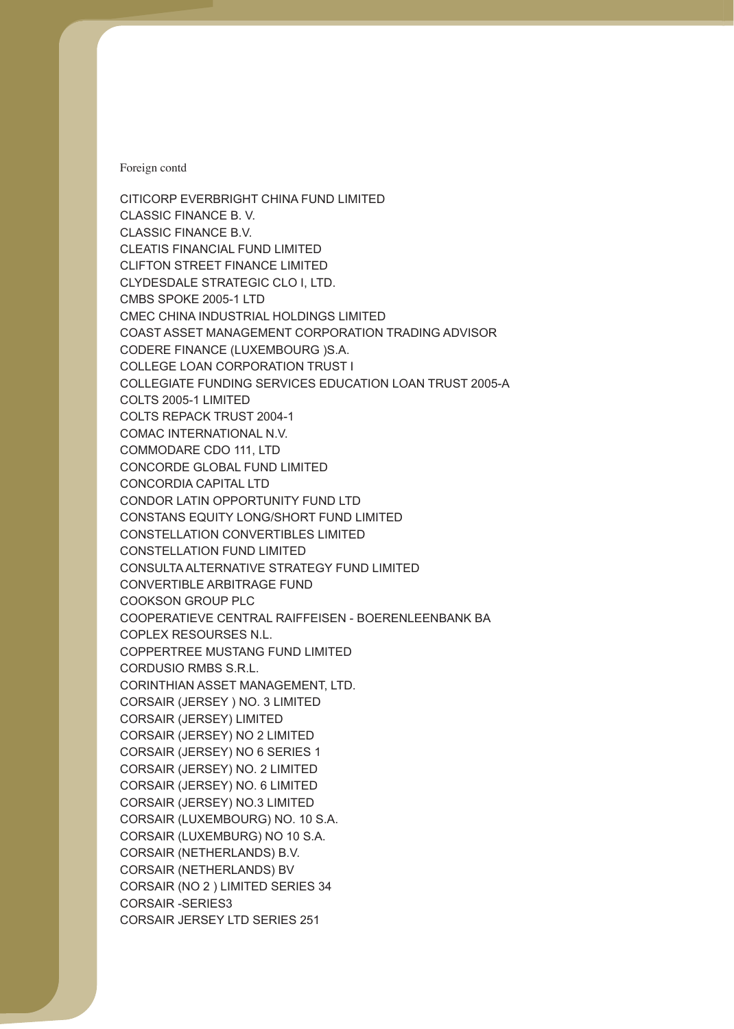Foreign contd

CITICORP EVERBRIGHT CHINA FUND LIMITED
CLASSIC FINANCE B. V.
CLASSIC FINANCE B.V.
CLEATIS FINANCIAL FUND LIMITED
CLIFTON STREET FINANCE LIMITED
CLYDESDALE STRATEGIC CLO I, LTD.
CMBS SPOKE 2005-1 LTD
CMEC CHINA INDUSTRIAL HOLDINGS LIMITED
COAST ASSET MANAGEMENT CORPORATION TRADING ADVISOR
CODERE FINANCE (LUXEMBOURG )S.A.
COLLEGE LOAN CORPORATION TRUST I
COLLEGIATE FUNDING SERVICES EDUCATION LOAN TRUST 2005-A
COLTS 2005-1 LIMITED
COLTS REPACK TRUST 2004-1
COMAC INTERNATIONAL N.V.
COMMODARE CDO 111, LTD
CONCORDE GLOBAL FUND LIMITED
CONCORDIA CAPITAL LTD
CONDOR LATIN OPPORTUNITY FUND LTD
CONSTANS EQUITY LONG/SHORT FUND LIMITED
CONSTELLATION CONVERTIBLES LIMITED
CONSTELLATION FUND LIMITED
CONSULTA ALTERNATIVE STRATEGY FUND LIMITED
CONVERTIBLE ARBITRAGE FUND
COOKSON GROUP PLC
COOPERATIEVE CENTRAL RAIFFEISEN - BOERENLEENBANK BA
COPLEX RESOURSES N.L.
COPPERTREE MUSTANG FUND LIMITED
CORDUSIO RMBS S.R.L.
CORINTHIAN ASSET MANAGEMENT, LTD.
CORSAIR (JERSEY ) NO. 3 LIMITED
CORSAIR (JERSEY) LIMITED
CORSAIR (JERSEY) NO 2 LIMITED
CORSAIR (JERSEY) NO 6 SERIES 1
CORSAIR (JERSEY) NO. 2 LIMITED
CORSAIR (JERSEY) NO. 6 LIMITED
CORSAIR (JERSEY) NO.3 LIMITED
CORSAIR (LUXEMBOURG) NO. 10 S.A.
CORSAIR (LUXEMBURG) NO 10 S.A.
CORSAIR (NETHERLANDS) B.V.
CORSAIR (NETHERLANDS) BV
CORSAIR (NO 2 ) LIMITED SERIES 34
CORSAIR -SERIES3
CORSAIR JERSEY LTD SERIES 251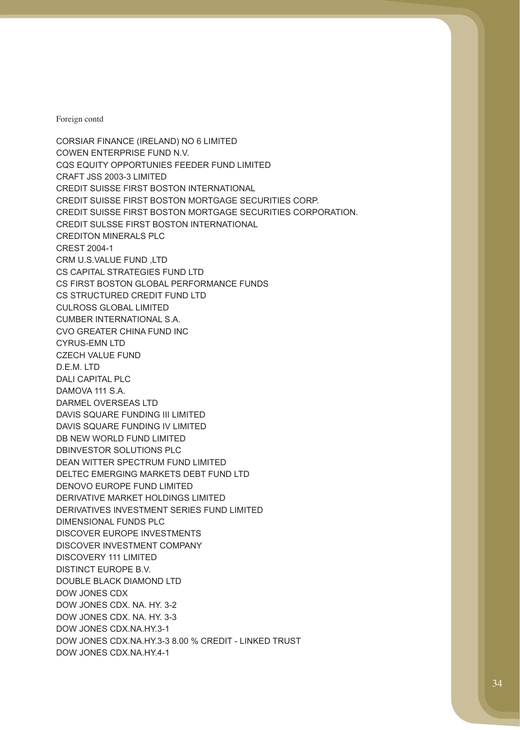Foreign contd

CORSIAR FINANCE (IRELAND) NO 6 LIMITED
COWEN ENTERPRISE FUND N.V.
CQS EQUITY OPPORTUNIES FEEDER FUND LIMITED
CRAFT JSS 2003-3 LIMITED
CREDIT SUISSE FIRST BOSTON INTERNATIONAL
CREDIT SUISSE FIRST BOSTON MORTGAGE SECURITIES CORP.
CREDIT SUISSE FIRST BOSTON MORTGAGE SECURITIES CORPORATION.
CREDIT SULSSE FIRST BOSTON INTERNATIONAL
CREDITON MINERALS PLC
CREST 2004-1
CRM U.S.VALUE FUND ,LTD
CS CAPITAL STRATEGIES FUND LTD
CS FIRST BOSTON GLOBAL PERFORMANCE FUNDS
CS STRUCTURED CREDIT FUND LTD
CULROSS GLOBAL LIMITED
CUMBER INTERNATIONAL S.A.
CVO GREATER CHINA FUND INC
CYRUS-EMN LTD
CZECH VALUE FUND
D.E.M. LTD
DALI CAPITAL PLC
DAMOVA 111 S.A.
DARMEL OVERSEAS LTD
DAVIS SQUARE FUNDING III LIMITED
DAVIS SQUARE FUNDING IV LIMITED
DB NEW WORLD FUND LIMITED
DBINVESTOR SOLUTIONS PLC
DEAN WITTER SPECTRUM FUND LIMITED
DELTEC EMERGING MARKETS DEBT FUND LTD
DENOVO EUROPE FUND LIMITED
DERIVATIVE MARKET HOLDINGS LIMITED
DERIVATIVES INVESTMENT SERIES FUND LIMITED
DIMENSIONAL FUNDS PLC
DISCOVER EUROPE INVESTMENTS
DISCOVER INVESTMENT COMPANY
DISCOVERY 111 LIMITED
DISTINCT EUROPE B.V.
DOUBLE BLACK DIAMOND LTD
DOW JONES CDX
DOW JONES CDX. NA. HY. 3-2
DOW JONES CDX. NA. HY. 3-3
DOW JONES CDX.NA.HY.3-1
DOW JONES CDX.NA.HY.3-3 8.00 % CREDIT - LINKED TRUST
DOW JONES CDX.NA.HY.4-1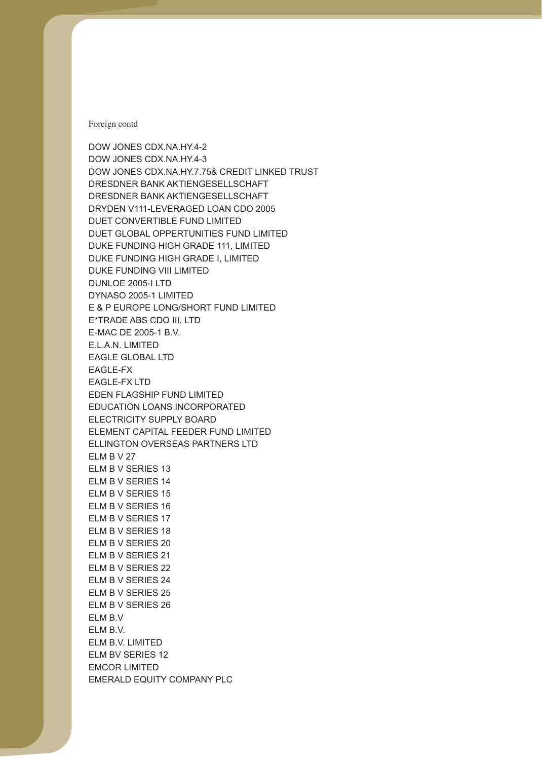Foreign contd

DOW JONES CDX.NA.HY.4-2
DOW JONES CDX.NA.HY.4-3
DOW JONES CDX.NA.HY.7.75& CREDIT LINKED TRUST
DRESDNER BANK AKTIENGESELLSCHAFT
DRESDNER BANK AKTIENGESELLSCHAFT
DRYDEN V111-LEVERAGED LOAN CDO 2005
DUET CONVERTIBLE FUND LIMITED
DUET GLOBAL OPPERTUNITIES FUND LIMITED
DUKE FUNDING HIGH GRADE 111, LIMITED
DUKE FUNDING HIGH GRADE I, LIMITED
DUKE FUNDING VIII LIMITED
DUNLOE 2005-I LTD
DYNASO 2005-1 LIMITED
E & P EUROPE LONG/SHORT FUND LIMITED
E*TRADE ABS CDO III, LTD
E-MAC DE 2005-1 B.V.
E.L.A.N. LIMITED
EAGLE GLOBAL LTD
EAGLE-FX
EAGLE-FX LTD
EDEN FLAGSHIP FUND LIMITED
EDUCATION LOANS INCORPORATED
ELECTRICITY SUPPLY BOARD
ELEMENT CAPITAL FEEDER FUND LIMITED
ELLINGTON OVERSEAS PARTNERS LTD
ELM B V 27
ELM B V SERIES 13
ELM B V SERIES 14
ELM B V SERIES 15
ELM B V SERIES 16
ELM B V SERIES 17
ELM B V SERIES 18
ELM B V SERIES 20
ELM B V SERIES 21
ELM B V SERIES 22
ELM B V SERIES 24
ELM B V SERIES 25
ELM B V SERIES 26
ELM B.V
ELM B.V.
ELM B.V. LIMITED
ELM BV SERIES 12
EMCOR LIMITED
EMERALD EQUITY COMPANY PLC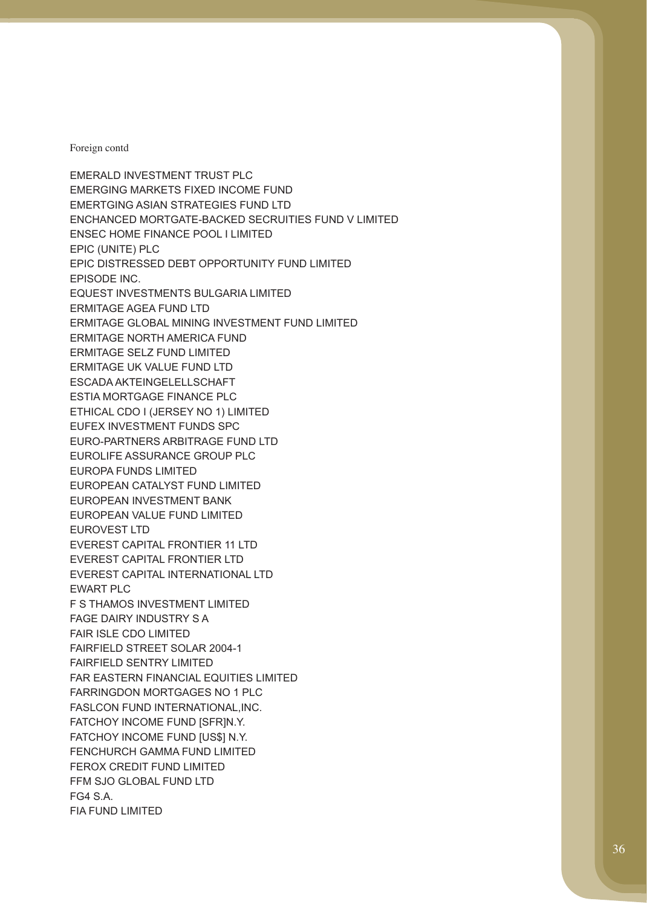Foreign contd

EMERALD INVESTMENT TRUST PLC
EMERGING MARKETS FIXED INCOME FUND
EMERTGING ASIAN STRATEGIES FUND LTD
ENCHANCED MORTGATE-BACKED SECRUITIES FUND V LIMITED
ENSEC HOME FINANCE POOL I LIMITED
EPIC (UNITE) PLC
EPIC DISTRESSED DEBT OPPORTUNITY FUND LIMITED
EPISODE INC.
EQUEST INVESTMENTS BULGARIA LIMITED
ERMITAGE AGEA FUND LTD
ERMITAGE GLOBAL MINING INVESTMENT FUND LIMITED
ERMITAGE NORTH AMERICA FUND
ERMITAGE SELZ FUND LIMITED
ERMITAGE UK VALUE FUND LTD
ESCADA AKTEINGELELLSCHAFT
ESTIA MORTGAGE FINANCE PLC
ETHICAL CDO I (JERSEY NO 1) LIMITED
EUFEX INVESTMENT FUNDS SPC
EURO-PARTNERS ARBITRAGE FUND LTD
EUROLIFE ASSURANCE GROUP PLC
EUROPA FUNDS LIMITED
EUROPEAN CATALYST FUND LIMITED
EUROPEAN INVESTMENT BANK
EUROPEAN VALUE FUND LIMITED
EUROVEST LTD
EVEREST CAPITAL FRONTIER 11 LTD
EVEREST CAPITAL FRONTIER LTD
EVEREST CAPITAL INTERNATIONAL LTD
EWART PLC
F S THAMOS INVESTMENT LIMITED
FAGE DAIRY INDUSTRY S A
FAIR ISLE CDO LIMITED
FAIRFIELD STREET SOLAR 2004-1
FAIRFIELD SENTRY LIMITED
FAR EASTERN FINANCIAL EQUITIES LIMITED
FARRINGDON MORTGAGES NO 1 PLC
FASLCON FUND INTERNATIONAL,INC.
FATCHOY INCOME FUND [SFR]N.Y.
FATCHOY INCOME FUND [US$] N.Y.
FENCHURCH GAMMA FUND LIMITED
FEROX CREDIT FUND LIMITED
FFM SJO GLOBAL FUND LTD
FG4 S.A.
FIA FUND LIMITED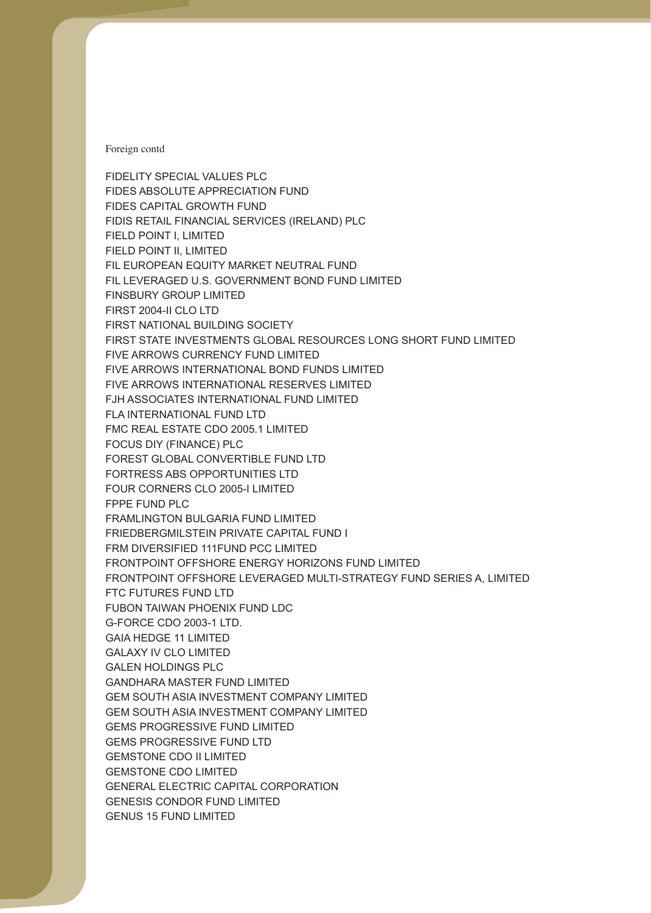Foreign contd

FIDELITY SPECIAL VALUES PLC
FIDES ABSOLUTE APPRECIATION FUND
FIDES CAPITAL GROWTH FUND
FIDIS RETAIL FINANCIAL SERVICES (IRELAND) PLC
FIELD POINT I, LIMITED
FIELD POINT II, LIMITED
FIL EUROPEAN EQUITY MARKET NEUTRAL FUND
FIL LEVERAGED U.S. GOVERNMENT BOND FUND LIMITED
FINSBURY GROUP LIMITED
FIRST 2004-II CLO LTD
FIRST NATIONAL BUILDING SOCIETY
FIRST STATE INVESTMENTS GLOBAL RESOURCES LONG SHORT FUND LIMITED
FIVE ARROWS CURRENCY FUND LIMITED
FIVE ARROWS INTERNATIONAL BOND FUNDS LIMITED
FIVE ARROWS INTERNATIONAL RESERVES LIMITED
FJH ASSOCIATES INTERNATIONAL FUND LIMITED
FLA INTERNATIONAL FUND LTD
FMC REAL ESTATE CDO 2005.1 LIMITED
FOCUS DIY (FINANCE) PLC
FOREST GLOBAL CONVERTIBLE FUND LTD
FORTRESS ABS OPPORTUNITIES LTD
FOUR CORNERS CLO 2005-I LIMITED
FPPE FUND PLC
FRAMLINGTON BULGARIA FUND LIMITED
FRIEDBERGMILSTEIN PRIVATE CAPITAL FUND I
FRM DIVERSIFIED 111FUND PCC LIMITED
FRONTPOINT OFFSHORE ENERGY HORIZONS FUND LIMITED
FRONTPOINT OFFSHORE LEVERAGED MULTI-STRATEGY FUND SERIES A, LIMITED
FTC FUTURES FUND LTD
FUBON TAIWAN PHOENIX FUND LDC
G-FORCE CDO 2003-1 LTD.
GAIA HEDGE 11 LIMITED
GALAXY IV CLO LIMITED
GALEN HOLDINGS PLC
GANDHARA MASTER FUND LIMITED
GEM SOUTH ASIA INVESTMENT COMPANY LIMITED
GEM SOUTH ASIA INVESTMENT COMPANY LIMITED
GEMS PROGRESSIVE FUND LIMITED
GEMS PROGRESSIVE FUND LTD
GEMSTONE CDO II LIMITED
GEMSTONE CDO LIMITED
GENERAL ELECTRIC CAPITAL CORPORATION
GENESIS CONDOR FUND LIMITED
GENUS 15 FUND LIMITED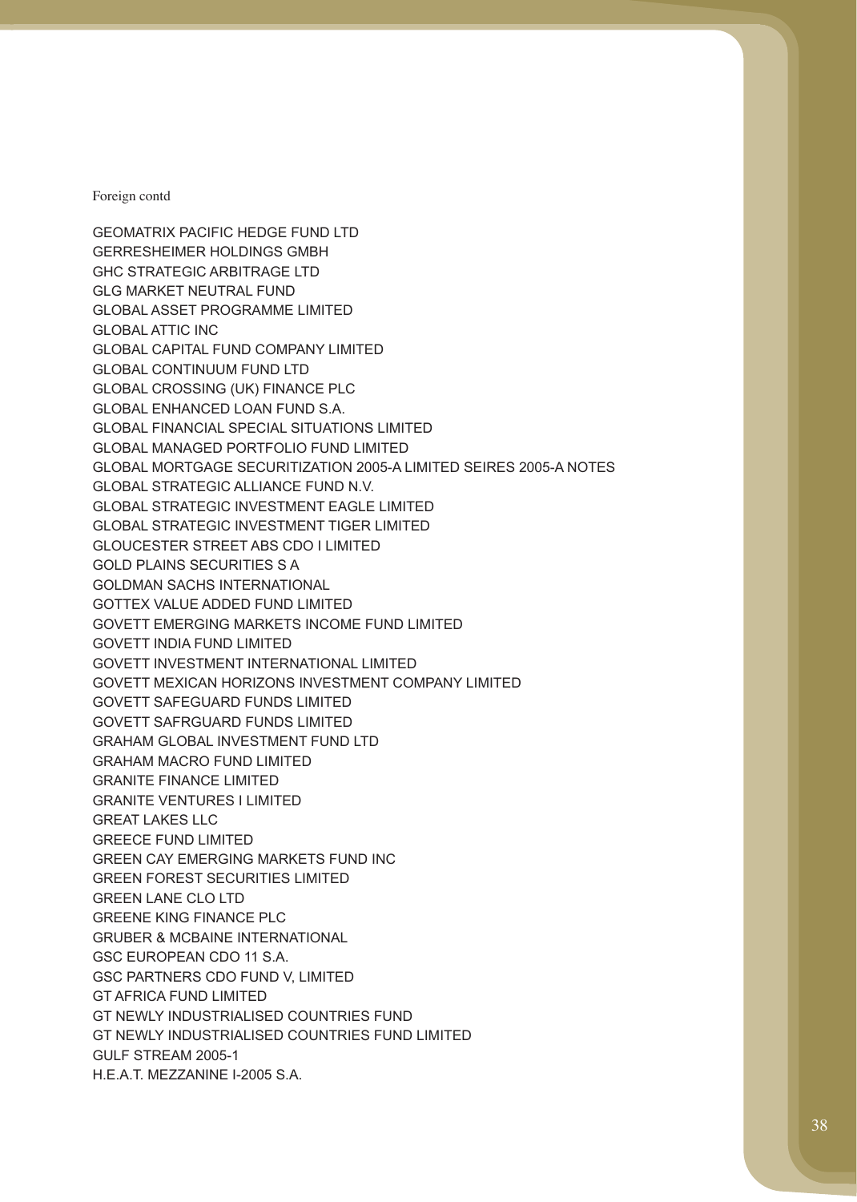Foreign contd

GEOMATRIX PACIFIC HEDGE FUND LTD
GERRESHEIMER HOLDINGS GMBH
GHC STRATEGIC ARBITRAGE LTD
GLG MARKET NEUTRAL FUND
GLOBAL ASSET PROGRAMME LIMITED
GLOBAL ATTIC INC
GLOBAL CAPITAL FUND COMPANY LIMITED
GLOBAL CONTINUUM FUND LTD
GLOBAL CROSSING (UK) FINANCE PLC
GLOBAL ENHANCED LOAN FUND S.A.
GLOBAL FINANCIAL SPECIAL SITUATIONS LIMITED
GLOBAL MANAGED PORTFOLIO FUND LIMITED
GLOBAL MORTGAGE SECURITIZATION 2005-A LIMITED SEIRES 2005-A NOTES
GLOBAL STRATEGIC ALLIANCE FUND N.V.
GLOBAL STRATEGIC INVESTMENT EAGLE LIMITED
GLOBAL STRATEGIC INVESTMENT TIGER LIMITED
GLOUCESTER STREET ABS CDO I LIMITED
GOLD PLAINS SECURITIES S A
GOLDMAN SACHS INTERNATIONAL
GOTTEX VALUE ADDED FUND LIMITED
GOVETT EMERGING MARKETS INCOME FUND LIMITED
GOVETT INDIA FUND LIMITED
GOVETT INVESTMENT INTERNATIONAL LIMITED
GOVETT MEXICAN HORIZONS INVESTMENT COMPANY LIMITED
GOVETT SAFEGUARD FUNDS LIMITED
GOVETT SAFRGUARD FUNDS LIMITED
GRAHAM GLOBAL INVESTMENT FUND LTD
GRAHAM MACRO FUND LIMITED
GRANITE FINANCE LIMITED
GRANITE VENTURES I LIMITED
GREAT LAKES LLC
GREECE FUND LIMITED
GREEN CAY EMERGING MARKETS FUND INC
GREEN FOREST SECURITIES LIMITED
GREEN LANE CLO LTD
GREENE KING FINANCE PLC
GRUBER & MCBAINE INTERNATIONAL
GSC EUROPEAN CDO 11 S.A.
GSC PARTNERS CDO FUND V, LIMITED
GT AFRICA FUND LIMITED
GT NEWLY INDUSTRIALISED COUNTRIES FUND
GT NEWLY INDUSTRIALISED COUNTRIES FUND LIMITED
GULF STREAM 2005-1
H.E.A.T. MEZZANINE I-2005 S.A.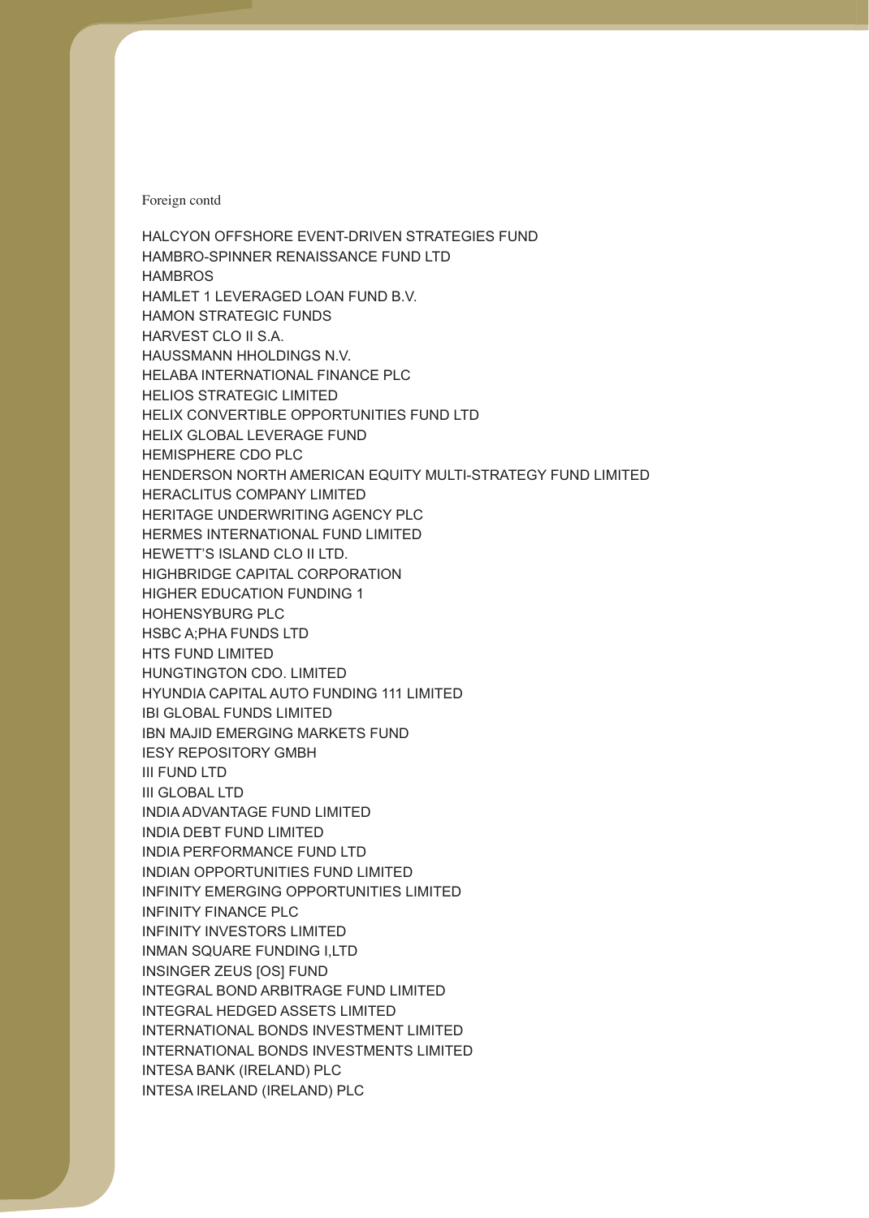Foreign contd

HALCYON OFFSHORE EVENT-DRIVEN STRATEGIES FUND
HAMBRO-SPINNER RENAISSANCE FUND LTD
HAMBROS
HAMLET 1 LEVERAGED LOAN FUND B.V.
HAMON STRATEGIC FUNDS
HARVEST CLO II S.A.
HAUSSMANN HHOLDINGS N.V.
HELABA INTERNATIONAL FINANCE PLC
HELIOS STRATEGIC LIMITED
HELIX CONVERTIBLE OPPORTUNITIES FUND LTD
HELIX GLOBAL LEVERAGE FUND
HEMISPHERE CDO PLC
HENDERSON NORTH AMERICAN EQUITY MULTI-STRATEGY FUND LIMITED
HERACLITUS COMPANY LIMITED
HERITAGE UNDERWRITING AGENCY PLC
HERMES INTERNATIONAL FUND LIMITED
HEWETT'S ISLAND CLO II LTD.
HIGHBRIDGE CAPITAL CORPORATION
HIGHER EDUCATION FUNDING 1
HOHENSYBURG PLC
HSBC A;PHA FUNDS LTD
HTS FUND LIMITED
HUNGTINGTON CDO. LIMITED
HYUNDIA CAPITAL AUTO FUNDING 111 LIMITED
IBI GLOBAL FUNDS LIMITED
IBN MAJID EMERGING MARKETS FUND
IESY REPOSITORY GMBH
III FUND LTD
III GLOBAL LTD
INDIA ADVANTAGE FUND LIMITED
INDIA DEBT FUND LIMITED
INDIA PERFORMANCE FUND LTD
INDIAN OPPORTUNITIES FUND LIMITED
INFINITY EMERGING OPPORTUNITIES LIMITED
INFINITY FINANCE PLC
INFINITY INVESTORS LIMITED
INMAN SQUARE FUNDING I,LTD
INSINGER ZEUS [OS] FUND
INTEGRAL BOND ARBITRAGE FUND LIMITED
INTEGRAL HEDGED ASSETS LIMITED
INTERNATIONAL BONDS INVESTMENT LIMITED
INTERNATIONAL BONDS INVESTMENTS LIMITED
INTESA BANK (IRELAND) PLC
INTESA IRELAND (IRELAND) PLC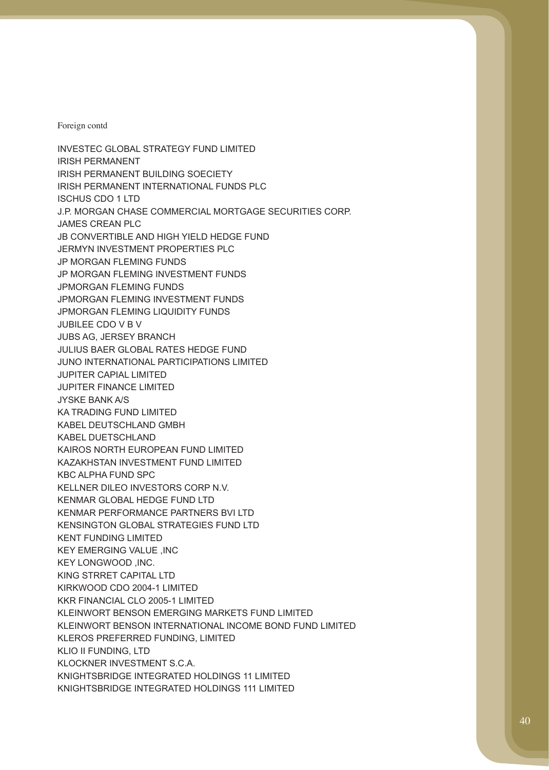Foreign contd

INVESTEC GLOBAL STRATEGY FUND LIMITED
IRISH PERMANENT
IRISH PERMANENT BUILDING SOECIETY
IRISH PERMANENT INTERNATIONAL FUNDS PLC
ISCHUS CDO 1 LTD
J.P. MORGAN CHASE COMMERCIAL MORTGAGE SECURITIES CORP.
JAMES CREAN PLC
JB CONVERTIBLE AND HIGH YIELD HEDGE FUND
JERMYN INVESTMENT PROPERTIES PLC
JP MORGAN FLEMING FUNDS
JP MORGAN FLEMING INVESTMENT FUNDS
JPMORGAN FLEMING FUNDS
JPMORGAN FLEMING INVESTMENT FUNDS
JPMORGAN FLEMING LIQUIDITY FUNDS
JUBILEE CDO V B V
JUBS AG, JERSEY BRANCH
JULIUS BAER GLOBAL RATES HEDGE FUND
JUNO INTERNATIONAL PARTICIPATIONS LIMITED
JUPITER CAPIAL LIMITED
JUPITER FINANCE LIMITED
JYSKE BANK A/S
KA TRADING FUND LIMITED
KABEL DEUTSCHLAND GMBH
KABEL DUETSCHLAND
KAIROS NORTH EUROPEAN FUND LIMITED
KAZAKHSTAN INVESTMENT FUND LIMITED
KBC ALPHA FUND SPC
KELLNER DILEO INVESTORS CORP N.V.
KENMAR GLOBAL HEDGE FUND LTD
KENMAR PERFORMANCE PARTNERS BVI LTD
KENSINGTON GLOBAL STRATEGIES FUND LTD
KENT FUNDING LIMITED
KEY EMERGING VALUE ,INC
KEY LONGWOOD ,INC.
KING STRRET CAPITAL LTD
KIRKWOOD CDO 2004-1 LIMITED
KKR FINANCIAL CLO 2005-1 LIMITED
KLEINWORT BENSON EMERGING MARKETS FUND LIMITED
KLEINWORT BENSON INTERNATIONAL INCOME BOND FUND LIMITED
KLEROS PREFERRED FUNDING, LIMITED
KLIO II FUNDING, LTD
KLOCKNER INVESTMENT S.C.A.
KNIGHTSBRIDGE INTEGRATED HOLDINGS 11 LIMITED
KNIGHTSBRIDGE INTEGRATED HOLDINGS 111 LIMITED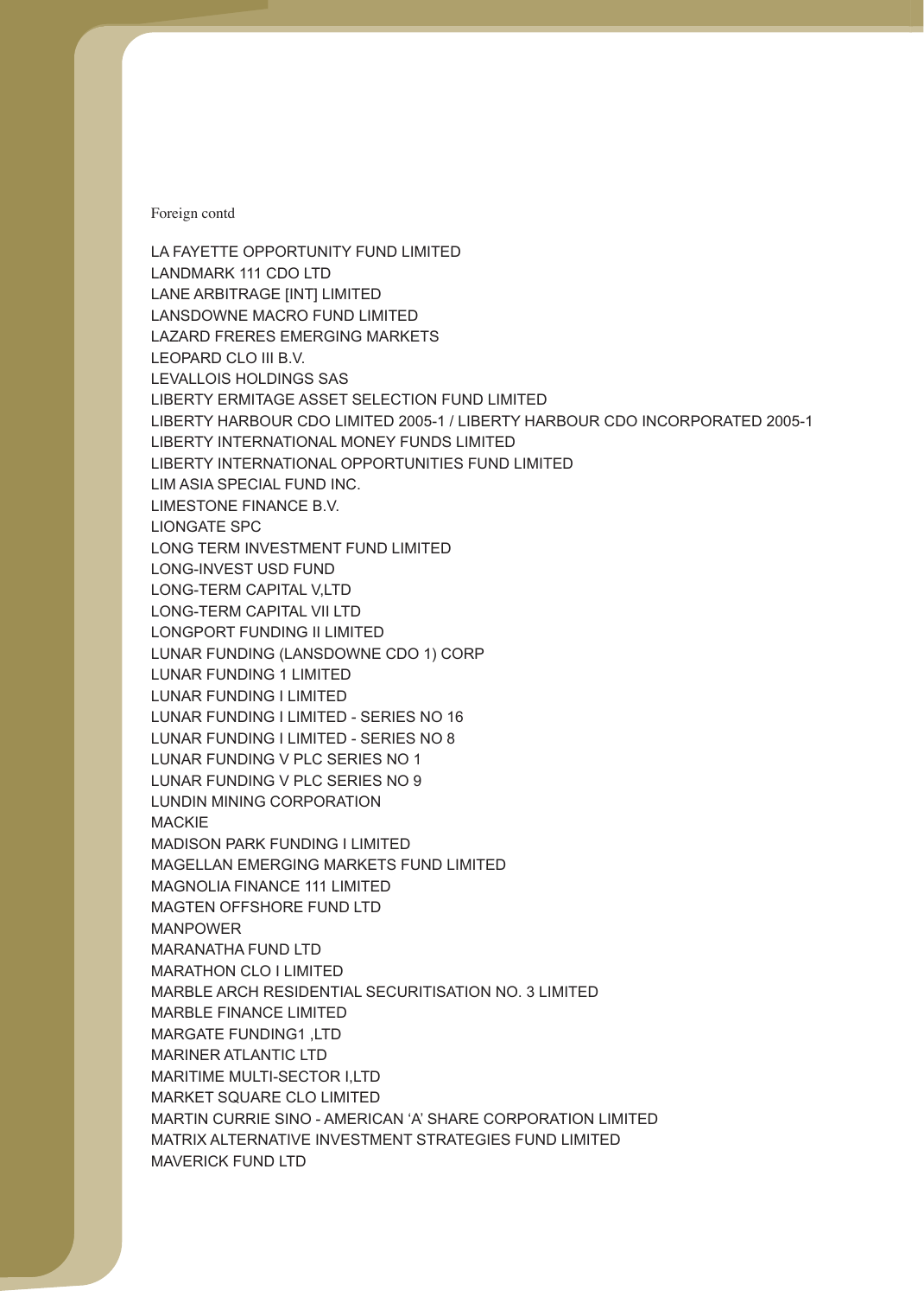Foreign contd

LA FAYETTE OPPORTUNITY FUND LIMITED
LANDMARK 111 CDO LTD
LANE ARBITRAGE [INT] LIMITED
LANSDOWNE MACRO FUND LIMITED
LAZARD FRERES EMERGING MARKETS
LEOPARD CLO III B.V.
LEVALLOIS HOLDINGS SAS
LIBERTY ERMITAGE ASSET SELECTION FUND LIMITED
LIBERTY HARBOUR CDO LIMITED 2005-1 / LIBERTY HARBOUR CDO INCORPORATED 2005-1
LIBERTY INTERNATIONAL MONEY FUNDS LIMITED
LIBERTY INTERNATIONAL OPPORTUNITIES FUND LIMITED
LIM ASIA SPECIAL FUND INC.
LIMESTONE FINANCE B.V.
LIONGATE SPC
LONG TERM INVESTMENT FUND LIMITED
LONG-INVEST USD FUND
LONG-TERM CAPITAL V,LTD
LONG-TERM CAPITAL VII LTD
LONGPORT FUNDING II LIMITED
LUNAR FUNDING (LANSDOWNE CDO 1) CORP
LUNAR FUNDING 1 LIMITED
LUNAR FUNDING I LIMITED
LUNAR FUNDING I LIMITED - SERIES NO 16
LUNAR FUNDING I LIMITED - SERIES NO 8
LUNAR FUNDING V PLC SERIES NO 1
LUNAR FUNDING V PLC SERIES NO 9
LUNDIN MINING CORPORATION
MACKIE
MADISON PARK FUNDING I LIMITED
MAGELLAN EMERGING MARKETS FUND LIMITED
MAGNOLIA FINANCE 111 LIMITED
MAGTEN OFFSHORE FUND LTD
MANPOWER
MARANATHA FUND LTD
MARATHON CLO I LIMITED
MARBLE ARCH RESIDENTIAL SECURITISATION NO. 3 LIMITED
MARBLE FINANCE LIMITED
MARGATE FUNDING1 ,LTD
MARINER ATLANTIC LTD
MARITIME MULTI-SECTOR I,LTD
MARKET SQUARE CLO LIMITED
MARTIN CURRIE SINO - AMERICAN 'A' SHARE CORPORATION LIMITED
MATRIX ALTERNATIVE INVESTMENT STRATEGIES FUND LIMITED
MAVERICK FUND LTD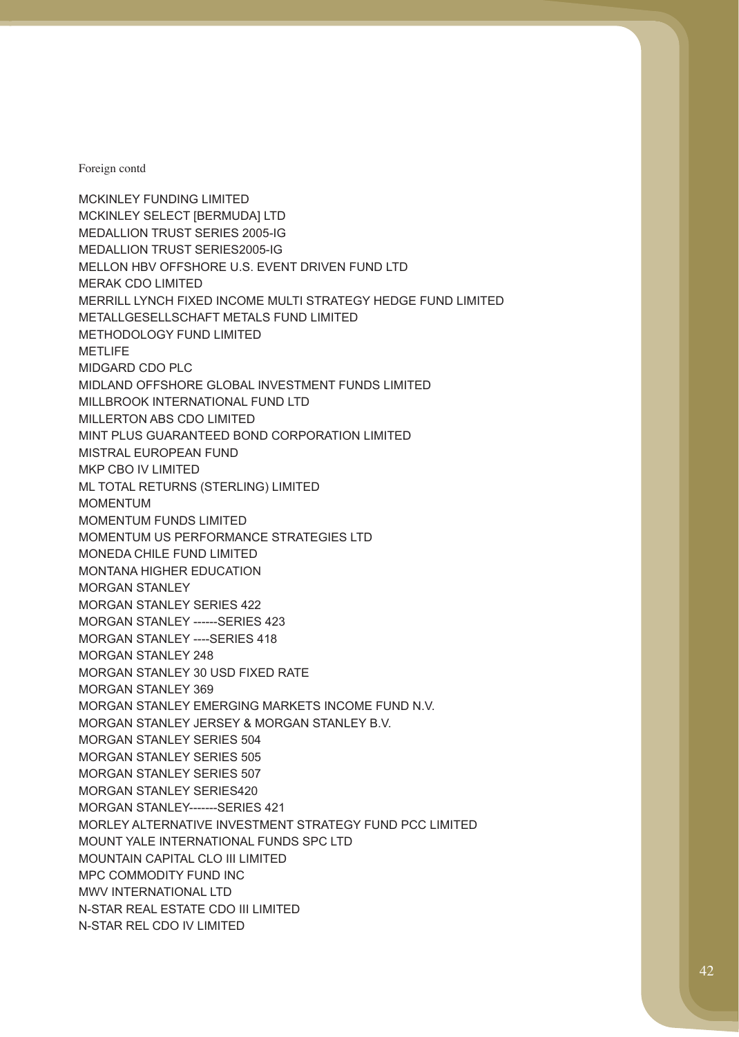Foreign contd

MCKINLEY FUNDING LIMITED
MCKINLEY SELECT [BERMUDA] LTD
MEDALLION TRUST SERIES 2005-IG
MEDALLION TRUST SERIES2005-IG
MELLON HBV OFFSHORE U.S. EVENT DRIVEN FUND LTD
MERAK CDO LIMITED
MERRILL LYNCH FIXED INCOME MULTI STRATEGY HEDGE FUND LIMITED
METALLGESELLSCHAFT METALS FUND LIMITED
METHODOLOGY FUND LIMITED
METLIFE
MIDGARD CDO PLC
MIDLAND OFFSHORE GLOBAL INVESTMENT FUNDS LIMITED
MILLBROOK INTERNATIONAL FUND LTD
MILLERTON ABS CDO LIMITED
MINT PLUS GUARANTEED BOND CORPORATION LIMITED
MISTRAL EUROPEAN FUND
MKP CBO IV LIMITED
ML TOTAL RETURNS (STERLING) LIMITED
MOMENTUM
MOMENTUM FUNDS LIMITED
MOMENTUM US PERFORMANCE STRATEGIES LTD
MONEDA CHILE FUND LIMITED
MONTANA HIGHER EDUCATION
MORGAN STANLEY
MORGAN STANLEY SERIES 422
MORGAN STANLEY ------SERIES 423
MORGAN STANLEY ----SERIES 418
MORGAN STANLEY 248
MORGAN STANLEY 30 USD FIXED RATE
MORGAN STANLEY 369
MORGAN STANLEY EMERGING MARKETS INCOME FUND N.V.
MORGAN STANLEY JERSEY & MORGAN STANLEY B.V.
MORGAN STANLEY SERIES 504
MORGAN STANLEY SERIES 505
MORGAN STANLEY SERIES 507
MORGAN STANLEY SERIES420
MORGAN STANLEY-------SERIES 421
MORLEY ALTERNATIVE INVESTMENT STRATEGY FUND PCC LIMITED
MOUNT YALE INTERNATIONAL FUNDS SPC LTD
MOUNTAIN CAPITAL CLO III LIMITED
MPC COMMODITY FUND INC
MWV INTERNATIONAL LTD
N-STAR REAL ESTATE CDO III LIMITED
N-STAR REL CDO IV LIMITED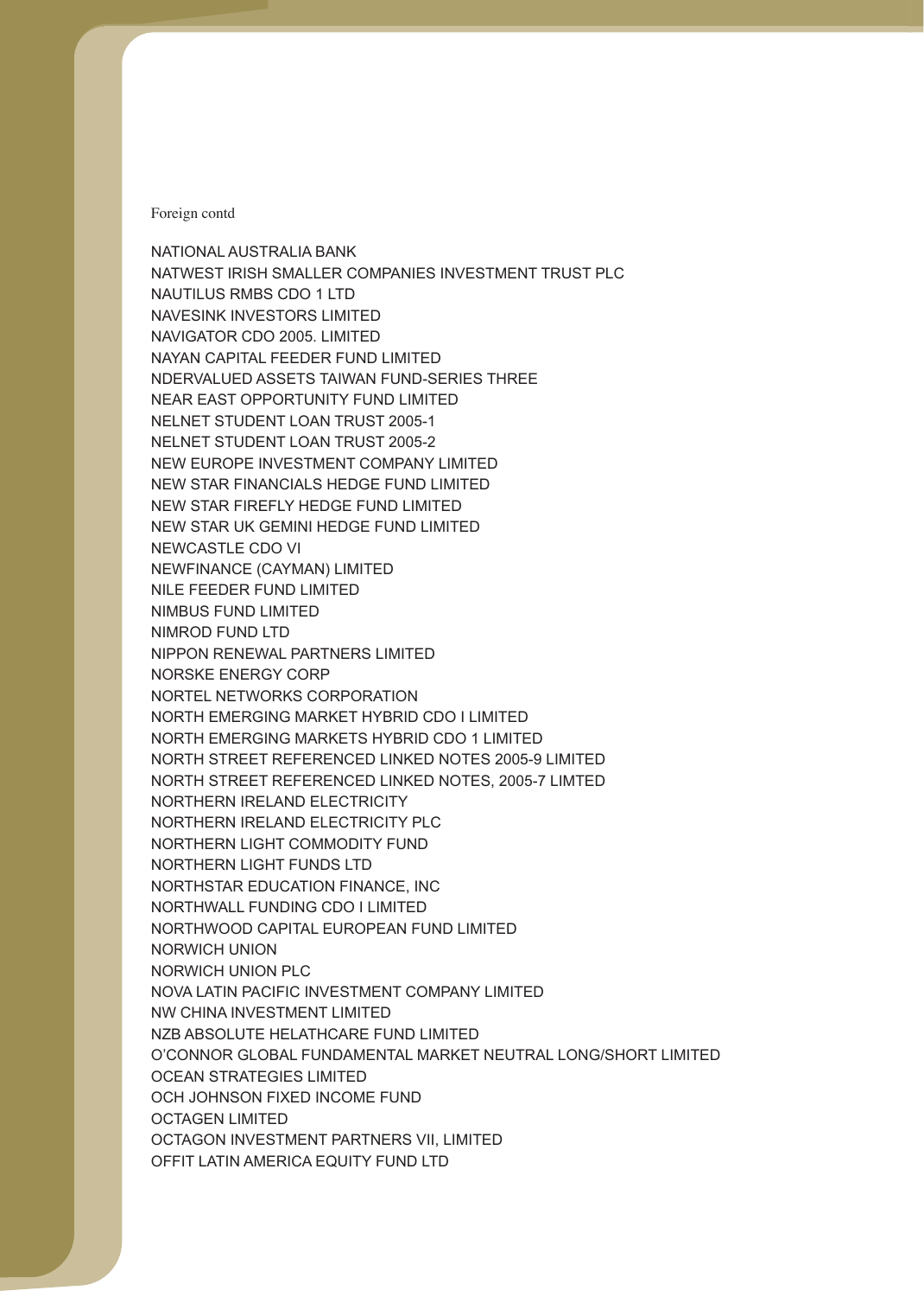Foreign contd

NATIONAL AUSTRALIA BANK
NATWEST IRISH SMALLER COMPANIES INVESTMENT TRUST PLC
NAUTILUS RMBS CDO 1 LTD
NAVESINK INVESTORS LIMITED
NAVIGATOR CDO 2005. LIMITED
NAYAN CAPITAL FEEDER FUND LIMITED
NDERVALUED ASSETS TAIWAN FUND-SERIES THREE
NEAR EAST OPPORTUNITY FUND LIMITED
NELNET STUDENT LOAN TRUST 2005-1
NELNET STUDENT LOAN TRUST 2005-2
NEW EUROPE INVESTMENT COMPANY LIMITED
NEW STAR FINANCIALS HEDGE FUND LIMITED
NEW STAR FIREFLY HEDGE FUND LIMITED
NEW STAR UK GEMINI HEDGE FUND LIMITED
NEWCASTLE CDO VI
NEWFINANCE (CAYMAN) LIMITED
NILE FEEDER FUND LIMITED
NIMBUS FUND LIMITED
NIMROD FUND LTD
NIPPON RENEWAL PARTNERS LIMITED
NORSKE ENERGY CORP
NORTEL NETWORKS CORPORATION
NORTH EMERGING MARKET HYBRID CDO I LIMITED
NORTH EMERGING MARKETS HYBRID CDO 1 LIMITED
NORTH STREET REFERENCED LINKED NOTES 2005-9 LIMITED
NORTH STREET REFERENCED LINKED NOTES, 2005-7 LIMTED
NORTHERN IRELAND ELECTRICITY
NORTHERN IRELAND ELECTRICITY PLC
NORTHERN LIGHT COMMODITY FUND
NORTHERN LIGHT FUNDS LTD
NORTHSTAR EDUCATION FINANCE, INC
NORTHWALL FUNDING CDO I LIMITED
NORTHWOOD CAPITAL EUROPEAN FUND LIMITED
NORWICH UNION
NORWICH UNION PLC
NOVA LATIN PACIFIC INVESTMENT COMPANY LIMITED
NW CHINA INVESTMENT LIMITED
NZB ABSOLUTE HELATHCARE FUND LIMITED
O'CONNOR GLOBAL FUNDAMENTAL MARKET NEUTRAL LONG/SHORT LIMITED
OCEAN STRATEGIES LIMITED
OCH JOHNSON FIXED INCOME FUND
OCTAGEN LIMITED
OCTAGON INVESTMENT PARTNERS VII, LIMITED
OFFIT LATIN AMERICA EQUITY FUND LTD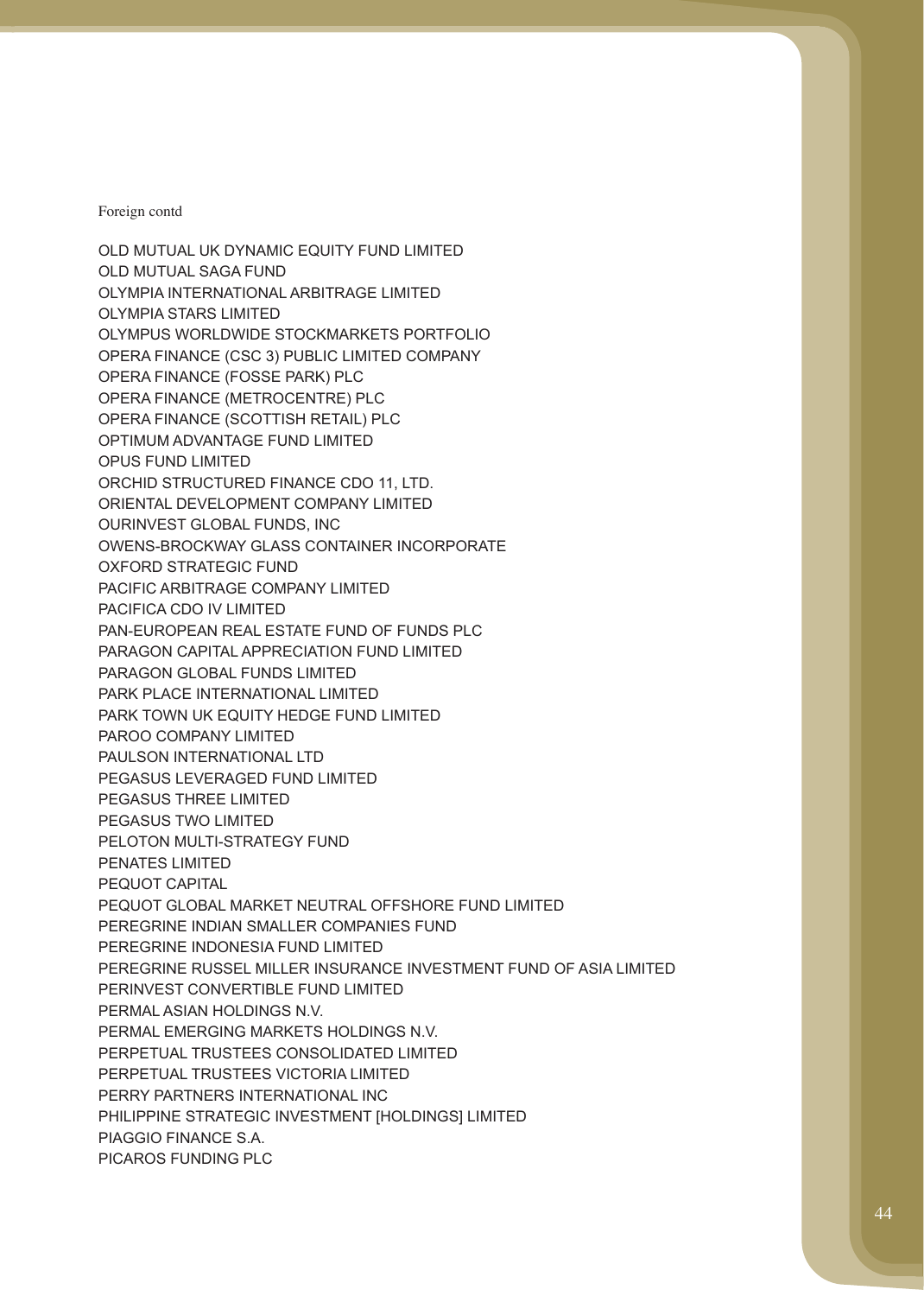Foreign contd

OLD MUTUAL UK DYNAMIC EQUITY FUND LIMITED
OLD MUTUAL SAGA FUND
OLYMPIA INTERNATIONAL ARBITRAGE LIMITED
OLYMPIA STARS LIMITED
OLYMPUS WORLDWIDE STOCKMARKETS PORTFOLIO
OPERA FINANCE (CSC 3) PUBLIC LIMITED COMPANY
OPERA FINANCE (FOSSE PARK) PLC
OPERA FINANCE (METROCENTRE) PLC
OPERA FINANCE (SCOTTISH RETAIL) PLC
OPTIMUM ADVANTAGE FUND LIMITED
OPUS FUND LIMITED
ORCHID STRUCTURED FINANCE CDO 11, LTD.
ORIENTAL DEVELOPMENT COMPANY LIMITED
OURINVEST GLOBAL FUNDS, INC
OWENS-BROCKWAY GLASS CONTAINER INCORPORATE
OXFORD STRATEGIC FUND
PACIFIC ARBITRAGE COMPANY LIMITED
PACIFICA CDO IV LIMITED
PAN-EUROPEAN REAL ESTATE FUND OF FUNDS PLC
PARAGON CAPITAL APPRECIATION FUND LIMITED
PARAGON GLOBAL FUNDS LIMITED
PARK PLACE INTERNATIONAL LIMITED
PARK TOWN UK EQUITY HEDGE FUND LIMITED
PAROO COMPANY LIMITED
PAULSON INTERNATIONAL LTD
PEGASUS LEVERAGED FUND LIMITED
PEGASUS THREE LIMITED
PEGASUS TWO LIMITED
PELOTON MULTI-STRATEGY FUND
PENATES LIMITED
PEQUOT CAPITAL
PEQUOT GLOBAL MARKET NEUTRAL OFFSHORE FUND LIMITED
PEREGRINE INDIAN SMALLER COMPANIES FUND
PEREGRINE INDONESIA FUND LIMITED
PEREGRINE RUSSEL MILLER INSURANCE INVESTMENT FUND OF ASIA LIMITED
PERINVEST CONVERTIBLE FUND LIMITED
PERMAL ASIAN HOLDINGS N.V.
PERMAL EMERGING MARKETS HOLDINGS N.V.
PERPETUAL TRUSTEES CONSOLIDATED LIMITED
PERPETUAL TRUSTEES VICTORIA LIMITED
PERRY PARTNERS INTERNATIONAL INC
PHILIPPINE STRATEGIC INVESTMENT [HOLDINGS] LIMITED
PIAGGIO FINANCE S.A.
PICAROS FUNDING PLC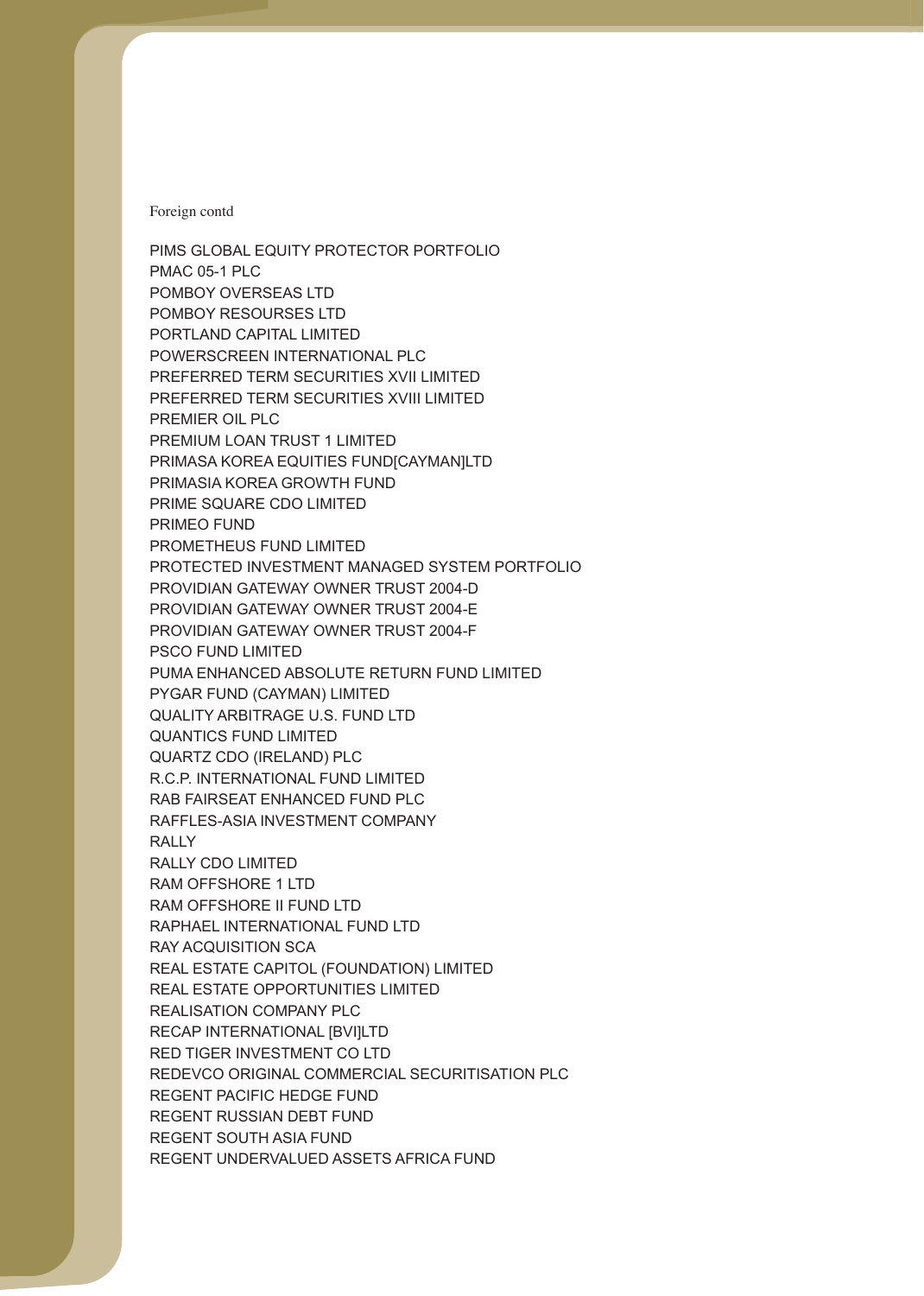Foreign contd

PIMS GLOBAL EQUITY PROTECTOR PORTFOLIO
PMAC 05-1 PLC
POMBOY OVERSEAS LTD
POMBOY RESOURSES LTD
PORTLAND CAPITAL LIMITED
POWERSCREEN INTERNATIONAL PLC
PREFERRED TERM SECURITIES XVII LIMITED
PREFERRED TERM SECURITIES XVIII LIMITED
PREMIER OIL PLC
PREMIUM LOAN TRUST 1 LIMITED
PRIMASA KOREA EQUITIES FUND[CAYMAN]LTD
PRIMASIA KOREA GROWTH FUND
PRIME SQUARE CDO LIMITED
PRIMEO FUND
PROMETHEUS FUND LIMITED
PROTECTED INVESTMENT MANAGED SYSTEM PORTFOLIO
PROVIDIAN GATEWAY OWNER TRUST 2004-D
PROVIDIAN GATEWAY OWNER TRUST 2004-E
PROVIDIAN GATEWAY OWNER TRUST 2004-F
PSCO FUND LIMITED
PUMA ENHANCED ABSOLUTE RETURN FUND LIMITED
PYGAR FUND (CAYMAN) LIMITED
QUALITY ARBITRAGE U.S. FUND LTD
QUANTICS FUND LIMITED
QUARTZ CDO (IRELAND) PLC
R.C.P. INTERNATIONAL FUND LIMITED
RAB FAIRSEAT ENHANCED FUND PLC
RAFFLES-ASIA INVESTMENT COMPANY
RALLY
RALLY CDO LIMITED
RAM OFFSHORE 1 LTD
RAM OFFSHORE II FUND LTD
RAPHAEL INTERNATIONAL FUND LTD
RAY ACQUISITION SCA
REAL ESTATE CAPITOL (FOUNDATION) LIMITED
REAL ESTATE OPPORTUNITIES LIMITED
REALISATION COMPANY PLC
RECAP INTERNATIONAL [BVI]LTD
RED TIGER INVESTMENT CO LTD
REDEVCO ORIGINAL COMMERCIAL SECURITISATION PLC
REGENT PACIFIC HEDGE FUND
REGENT RUSSIAN DEBT FUND
REGENT SOUTH ASIA FUND
REGENT UNDERVALUED ASSETS AFRICA FUND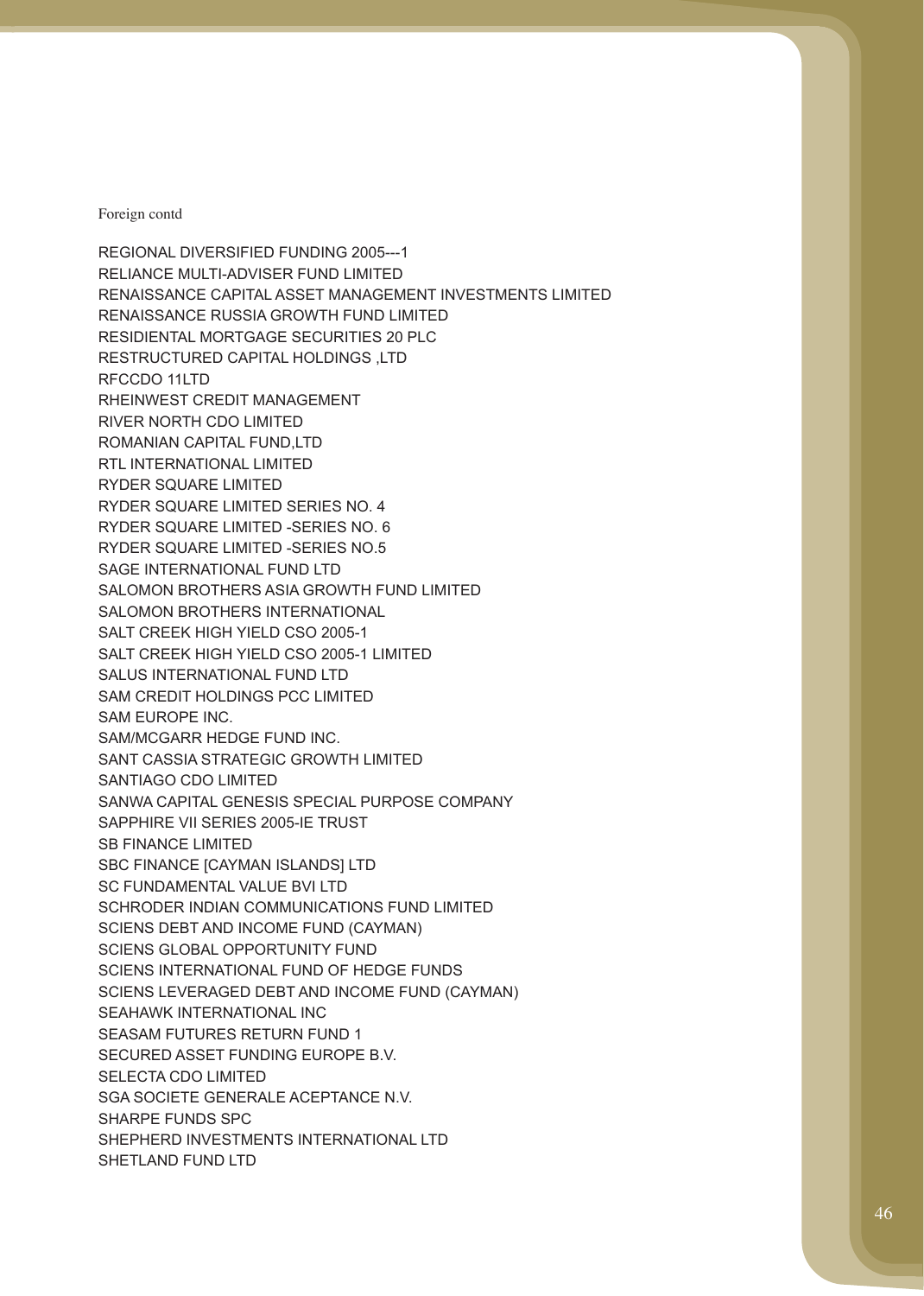Foreign contd

REGIONAL DIVERSIFIED FUNDING 2005---1
RELIANCE MULTI-ADVISER FUND LIMITED
RENAISSANCE CAPITAL ASSET MANAGEMENT INVESTMENTS LIMITED
RENAISSANCE RUSSIA GROWTH FUND LIMITED
RESIDIENTAL MORTGAGE SECURITIES 20 PLC
RESTRUCTURED CAPITAL HOLDINGS ,LTD
RFCCDO 11LTD
RHEINWEST CREDIT MANAGEMENT
RIVER NORTH CDO LIMITED
ROMANIAN CAPITAL FUND,LTD
RTL INTERNATIONAL LIMITED
RYDER SQUARE LIMITED
RYDER SQUARE LIMITED SERIES NO. 4
RYDER SQUARE LIMITED -SERIES NO. 6
RYDER SQUARE LIMITED -SERIES NO.5
SAGE INTERNATIONAL FUND LTD
SALOMON BROTHERS ASIA GROWTH FUND LIMITED
SALOMON BROTHERS INTERNATIONAL
SALT CREEK HIGH YIELD CSO 2005-1
SALT CREEK HIGH YIELD CSO 2005-1 LIMITED
SALUS INTERNATIONAL FUND LTD
SAM CREDIT HOLDINGS PCC LIMITED
SAM EUROPE INC.
SAM/MCGARR HEDGE FUND INC.
SANT CASSIA STRATEGIC GROWTH LIMITED
SANTIAGO CDO LIMITED
SANWA CAPITAL GENESIS SPECIAL PURPOSE COMPANY
SAPPHIRE VII SERIES 2005-IE TRUST
SB FINANCE LIMITED
SBC FINANCE [CAYMAN ISLANDS] LTD
SC FUNDAMENTAL VALUE BVI LTD
SCHRODER INDIAN COMMUNICATIONS FUND LIMITED
SCIENS DEBT AND INCOME FUND (CAYMAN)
SCIENS GLOBAL OPPORTUNITY FUND
SCIENS INTERNATIONAL FUND OF HEDGE FUNDS
SCIENS LEVERAGED DEBT AND INCOME FUND (CAYMAN)
SEAHAWK INTERNATIONAL INC
SEASAM FUTURES RETURN FUND 1
SECURED ASSET FUNDING EUROPE B.V.
SELECTA CDO LIMITED
SGA SOCIETE GENERALE ACEPTANCE N.V.
SHARPE FUNDS SPC
SHEPHERD INVESTMENTS INTERNATIONAL LTD
SHETLAND FUND LTD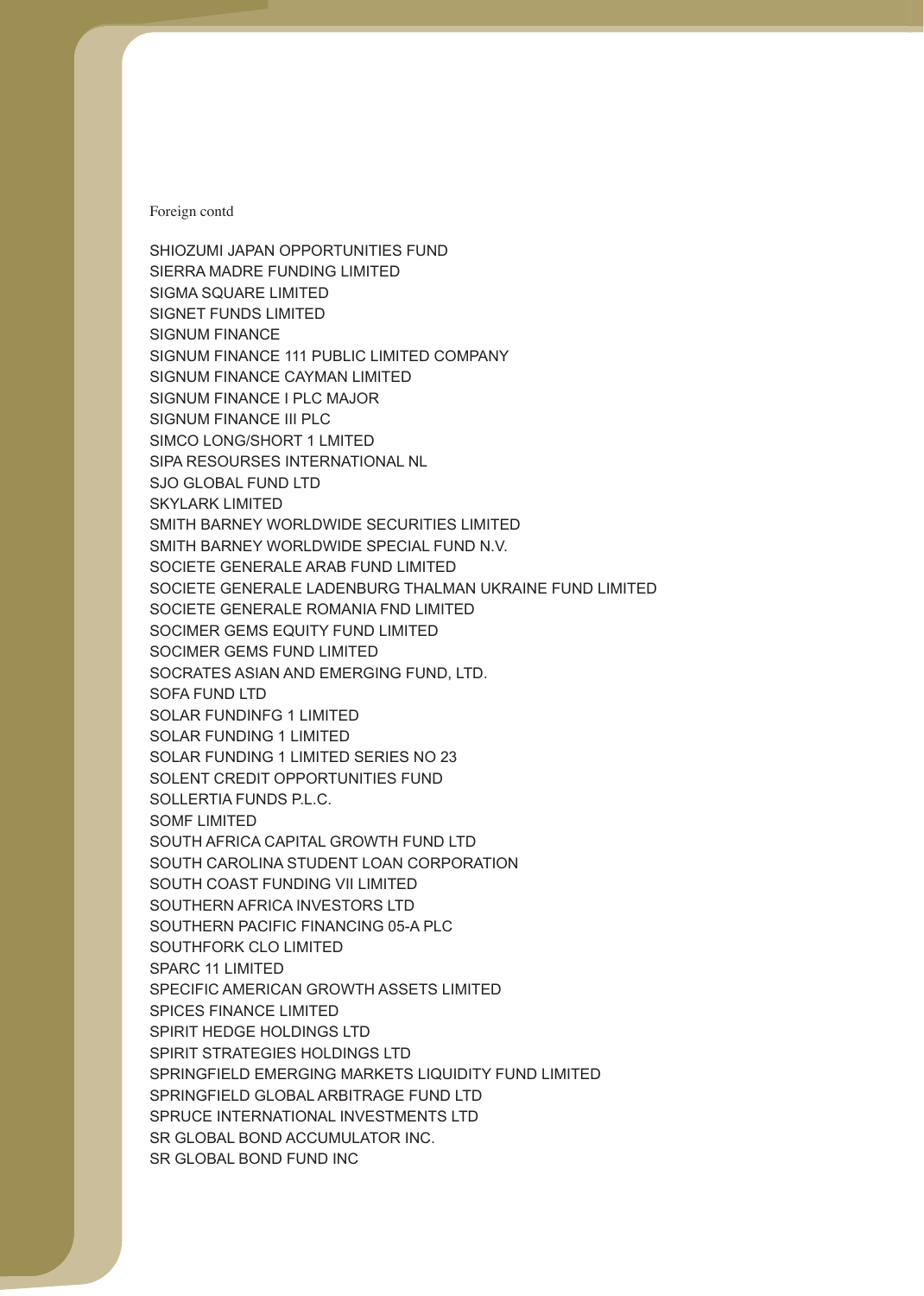Foreign contd

SHIOZUMI JAPAN OPPORTUNITIES FUND
SIERRA MADRE FUNDING LIMITED
SIGMA SQUARE LIMITED
SIGNET FUNDS LIMITED
SIGNUM FINANCE
SIGNUM FINANCE 111 PUBLIC LIMITED COMPANY
SIGNUM FINANCE CAYMAN LIMITED
SIGNUM FINANCE I PLC MAJOR
SIGNUM FINANCE III PLC
SIMCO LONG/SHORT 1 LMITED
SIPA RESOURSES INTERNATIONAL NL
SJO GLOBAL FUND LTD
SKYLARK LIMITED
SMITH BARNEY WORLDWIDE SECURITIES LIMITED
SMITH BARNEY WORLDWIDE SPECIAL FUND N.V.
SOCIETE GENERALE ARAB FUND LIMITED
SOCIETE GENERALE LADENBURG THALMAN UKRAINE FUND LIMITED
SOCIETE GENERALE ROMANIA FND LIMITED
SOCIMER GEMS EQUITY FUND LIMITED
SOCIMER GEMS FUND LIMITED
SOCRATES ASIAN AND EMERGING FUND, LTD.
SOFA FUND LTD
SOLAR FUNDINFG 1 LIMITED
SOLAR FUNDING 1 LIMITED
SOLAR FUNDING 1 LIMITED SERIES NO 23
SOLENT CREDIT OPPORTUNITIES FUND
SOLLERTIA FUNDS P.L.C.
SOMF LIMITED
SOUTH AFRICA CAPITAL GROWTH FUND LTD
SOUTH CAROLINA STUDENT LOAN CORPORATION
SOUTH COAST FUNDING VII LIMITED
SOUTHERN AFRICA INVESTORS LTD
SOUTHERN PACIFIC FINANCING 05-A PLC
SOUTHFORK CLO LIMITED
SPARC 11 LIMITED
SPECIFIC AMERICAN GROWTH ASSETS LIMITED
SPICES FINANCE LIMITED
SPIRIT HEDGE HOLDINGS LTD
SPIRIT STRATEGIES HOLDINGS LTD
SPRINGFIELD EMERGING MARKETS LIQUIDITY FUND LIMITED
SPRINGFIELD GLOBAL ARBITRAGE FUND LTD
SPRUCE INTERNATIONAL INVESTMENTS LTD
SR GLOBAL BOND ACCUMULATOR INC.
SR GLOBAL BOND FUND INC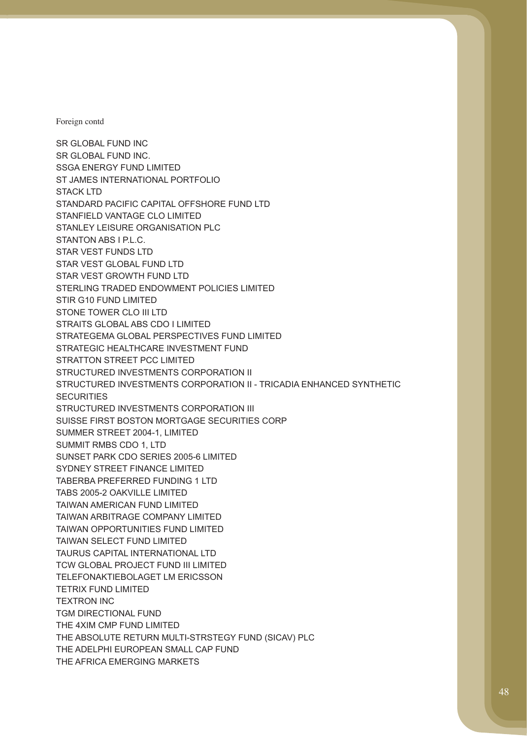Foreign contd

SR GLOBAL FUND INC
SR GLOBAL FUND INC.
SSGA ENERGY FUND LIMITED
ST JAMES INTERNATIONAL PORTFOLIO
STACK LTD
STANDARD PACIFIC CAPITAL OFFSHORE FUND LTD
STANFIELD VANTAGE CLO LIMITED
STANLEY LEISURE ORGANISATION PLC
STANTON ABS I P.L.C.
STAR VEST FUNDS LTD
STAR VEST GLOBAL FUND LTD
STAR VEST GROWTH FUND LTD
STERLING TRADED ENDOWMENT POLICIES LIMITED
STIR G10 FUND LIMITED
STONE TOWER CLO III LTD
STRAITS GLOBAL ABS CDO I LIMITED
STRATEGEMA GLOBAL PERSPECTIVES FUND LIMITED
STRATEGIC HEALTHCARE INVESTMENT FUND
STRATTON STREET PCC LIMITED
STRUCTURED INVESTMENTS CORPORATION II
STRUCTURED INVESTMENTS CORPORATION II - TRICADIA ENHANCED SYNTHETIC SECURITIES
STRUCTURED INVESTMENTS CORPORATION III
SUISSE FIRST BOSTON MORTGAGE SECURITIES CORP
SUMMER STREET 2004-1, LIMITED
SUMMIT RMBS CDO 1, LTD
SUNSET PARK CDO SERIES 2005-6 LIMITED
SYDNEY STREET FINANCE LIMITED
TABERBA PREFERRED FUNDING 1 LTD
TABS 2005-2 OAKVILLE LIMITED
TAIWAN AMERICAN FUND LIMITED
TAIWAN ARBITRAGE COMPANY LIMITED
TAIWAN OPPORTUNITIES FUND LIMITED
TAIWAN SELECT FUND LIMITED
TAURUS CAPITAL INTERNATIONAL LTD
TCW GLOBAL PROJECT FUND III LIMITED
TELEFONAKTIEBOLAGET LM ERICSSON
TETRIX FUND LIMITED
TEXTRON INC
TGM DIRECTIONAL FUND
THE 4XIM CMP FUND LIMITED
THE ABSOLUTE RETURN MULTI-STRSTEGY FUND (SICAV) PLC
THE ADELPHI EUROPEAN SMALL CAP FUND
THE AFRICA EMERGING MARKETS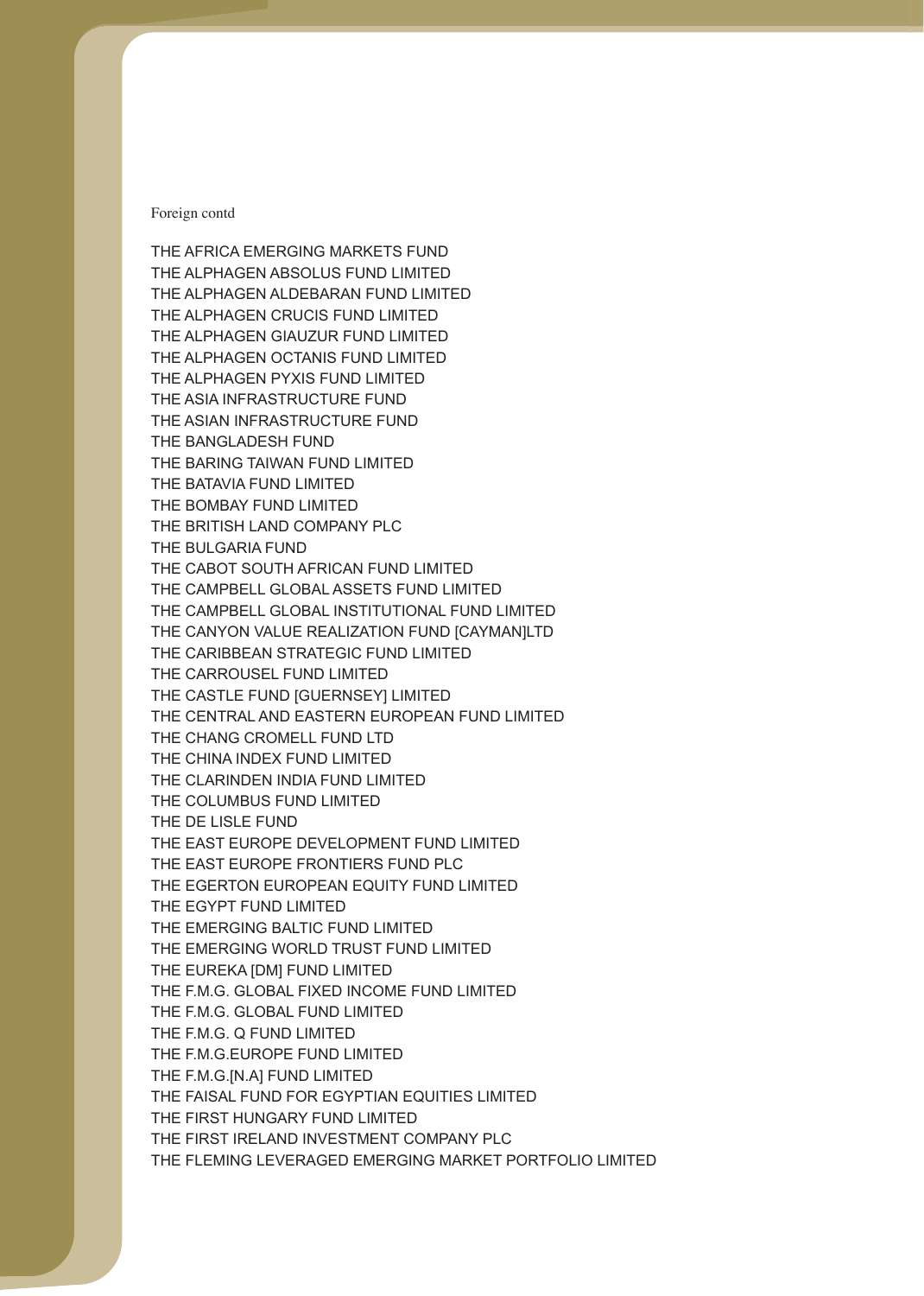Foreign contd

THE AFRICA EMERGING MARKETS FUND
THE ALPHAGEN ABSOLUS FUND LIMITED
THE ALPHAGEN ALDEBARAN FUND LIMITED
THE ALPHAGEN CRUCIS FUND LIMITED
THE ALPHAGEN GIAUZUR FUND LIMITED
THE ALPHAGEN OCTANIS FUND LIMITED
THE ALPHAGEN PYXIS FUND LIMITED
THE ASIA INFRASTRUCTURE FUND
THE ASIAN INFRASTRUCTURE FUND
THE BANGLADESH FUND
THE BARING TAIWAN FUND LIMITED
THE BATAVIA FUND LIMITED
THE BOMBAY FUND LIMITED
THE BRITISH LAND COMPANY PLC
THE BULGARIA FUND
THE CABOT SOUTH AFRICAN FUND LIMITED
THE CAMPBELL GLOBAL ASSETS FUND LIMITED
THE CAMPBELL GLOBAL INSTITUTIONAL FUND LIMITED
THE CANYON VALUE REALIZATION FUND [CAYMAN]LTD
THE CARIBBEAN STRATEGIC FUND LIMITED
THE CARROUSEL FUND LIMITED
THE CASTLE FUND [GUERNSEY] LIMITED
THE CENTRAL AND EASTERN EUROPEAN FUND LIMITED
THE CHANG CROMELL FUND LTD
THE CHINA INDEX FUND LIMITED
THE CLARINDEN INDIA FUND LIMITED
THE COLUMBUS FUND LIMITED
THE DE LISLE FUND
THE EAST EUROPE DEVELOPMENT FUND LIMITED
THE EAST EUROPE FRONTIERS FUND PLC
THE EGERTON EUROPEAN EQUITY FUND LIMITED
THE EGYPT FUND LIMITED
THE EMERGING BALTIC FUND LIMITED
THE EMERGING WORLD TRUST FUND LIMITED
THE EUREKA [DM] FUND LIMITED
THE F.M.G. GLOBAL FIXED INCOME FUND LIMITED
THE F.M.G. GLOBAL FUND LIMITED
THE F.M.G. Q FUND LIMITED
THE F.M.G.EUROPE FUND LIMITED
THE F.M.G.[N.A] FUND LIMITED
THE FAISAL FUND FOR EGYPTIAN EQUITIES LIMITED
THE FIRST HUNGARY FUND LIMITED
THE FIRST IRELAND INVESTMENT COMPANY PLC
THE FLEMING LEVERAGED EMERGING MARKET PORTFOLIO LIMITED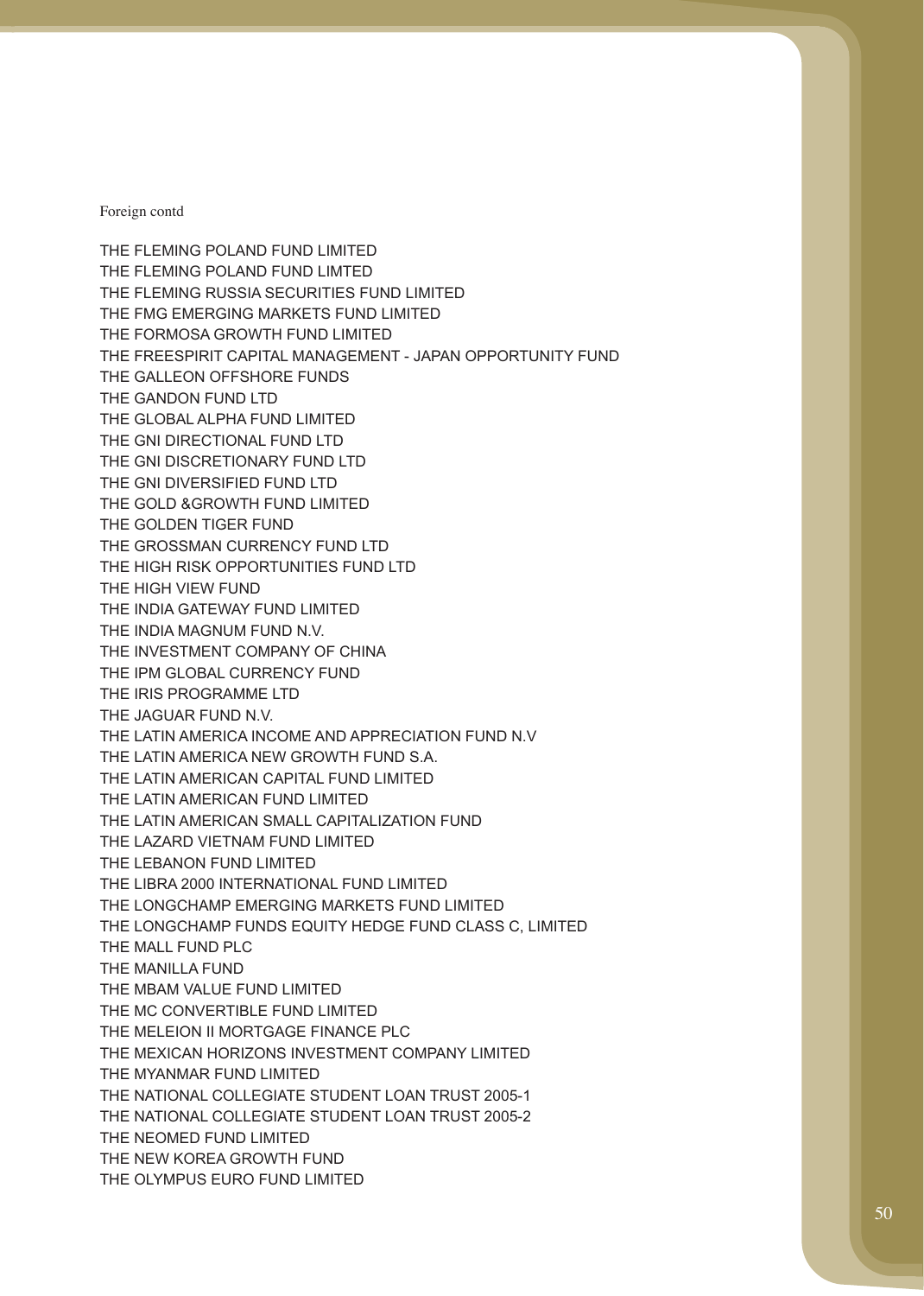Foreign contd

THE FLEMING POLAND FUND LIMITED
THE FLEMING POLAND FUND LIMTED
THE FLEMING RUSSIA SECURITIES FUND LIMITED
THE FMG EMERGING MARKETS FUND LIMITED
THE FORMOSA GROWTH FUND LIMITED
THE FREESPIRIT CAPITAL MANAGEMENT - JAPAN OPPORTUNITY FUND
THE GALLEON OFFSHORE FUNDS
THE GANDON FUND LTD
THE GLOBAL ALPHA FUND LIMITED
THE GNI DIRECTIONAL FUND LTD
THE GNI DISCRETIONARY FUND LTD
THE GNI DIVERSIFIED FUND LTD
THE GOLD &GROWTH FUND LIMITED
THE GOLDEN TIGER FUND
THE GROSSMAN CURRENCY FUND LTD
THE HIGH RISK OPPORTUNITIES FUND LTD
THE HIGH VIEW FUND
THE INDIA GATEWAY FUND LIMITED
THE INDIA MAGNUM FUND N.V.
THE INVESTMENT COMPANY OF CHINA
THE IPM GLOBAL CURRENCY FUND
THE IRIS PROGRAMME LTD
THE JAGUAR FUND N.V.
THE LATIN AMERICA INCOME AND APPRECIATION FUND N.V
THE LATIN AMERICA NEW GROWTH FUND S.A.
THE LATIN AMERICAN CAPITAL FUND LIMITED
THE LATIN AMERICAN FUND LIMITED
THE LATIN AMERICAN SMALL CAPITALIZATION FUND
THE LAZARD VIETNAM FUND LIMITED
THE LEBANON FUND LIMITED
THE LIBRA 2000 INTERNATIONAL FUND LIMITED
THE LONGCHAMP EMERGING MARKETS FUND LIMITED
THE LONGCHAMP FUNDS EQUITY HEDGE FUND CLASS C, LIMITED
THE MALL FUND PLC
THE MANILLA FUND
THE MBAM VALUE FUND LIMITED
THE MC CONVERTIBLE FUND LIMITED
THE MELEION II MORTGAGE FINANCE PLC
THE MEXICAN HORIZONS INVESTMENT COMPANY LIMITED
THE MYANMAR FUND LIMITED
THE NATIONAL COLLEGIATE STUDENT LOAN TRUST 2005-1
THE NATIONAL COLLEGIATE STUDENT LOAN TRUST 2005-2
THE NEOMED FUND LIMITED
THE NEW KOREA GROWTH FUND
THE OLYMPUS EURO FUND LIMITED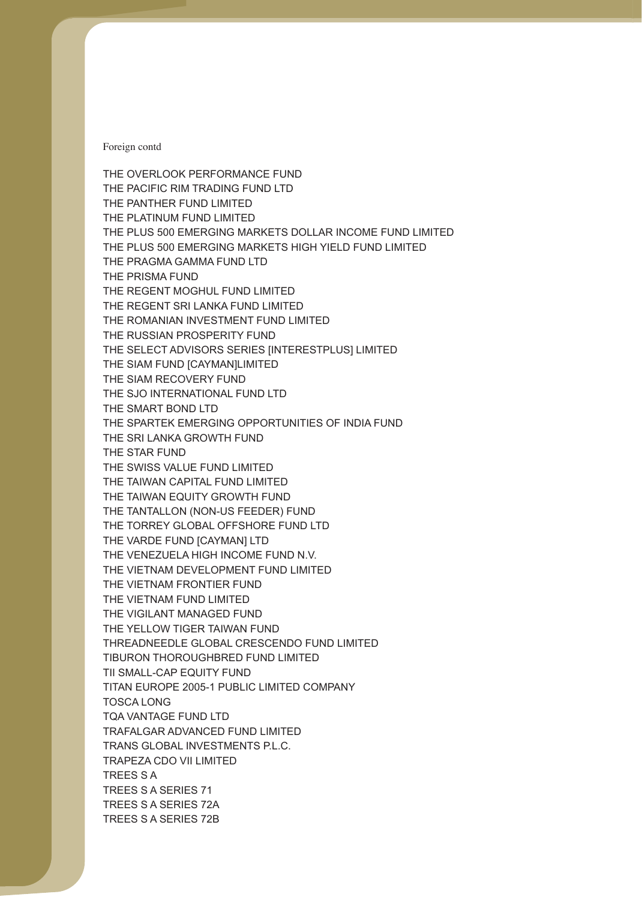Foreign contd

THE OVERLOOK PERFORMANCE FUND
THE PACIFIC RIM TRADING FUND LTD
THE PANTHER FUND LIMITED
THE PLATINUM FUND LIMITED
THE PLUS 500 EMERGING MARKETS DOLLAR INCOME FUND LIMITED
THE PLUS 500 EMERGING MARKETS HIGH YIELD FUND LIMITED
THE PRAGMA GAMMA FUND LTD
THE PRISMA FUND
THE REGENT MOGHUL FUND LIMITED
THE REGENT SRI LANKA FUND LIMITED
THE ROMANIAN INVESTMENT FUND LIMITED
THE RUSSIAN PROSPERITY FUND
THE SELECT ADVISORS SERIES [INTERESTPLUS] LIMITED
THE SIAM FUND [CAYMAN]LIMITED
THE SIAM RECOVERY FUND
THE SJO INTERNATIONAL FUND LTD
THE SMART BOND LTD
THE SPARTEK EMERGING OPPORTUNITIES OF INDIA FUND
THE SRI LANKA GROWTH FUND
THE STAR FUND
THE SWISS VALUE FUND LIMITED
THE TAIWAN CAPITAL FUND LIMITED
THE TAIWAN EQUITY GROWTH FUND
THE TANTALLON (NON-US FEEDER) FUND
THE TORREY GLOBAL OFFSHORE FUND LTD
THE VARDE FUND [CAYMAN] LTD
THE VENEZUELA HIGH INCOME FUND N.V.
THE VIETNAM DEVELOPMENT FUND LIMITED
THE VIETNAM FRONTIER FUND
THE VIETNAM FUND LIMITED
THE VIGILANT MANAGED FUND
THE YELLOW TIGER TAIWAN FUND
THREADNEEDLE GLOBAL CRESCENDO FUND LIMITED
TIBURON THOROUGHBRED FUND LIMITED
TII SMALL-CAP EQUITY FUND
TITAN EUROPE 2005-1 PUBLIC LIMITED COMPANY
TOSCA LONG
TQA VANTAGE FUND LTD
TRAFALGAR ADVANCED FUND LIMITED
TRANS GLOBAL INVESTMENTS P.L.C.
TRAPEZA CDO VII LIMITED
TREES S A
TREES S A SERIES 71
TREES S A SERIES 72A
TREES S A SERIES 72B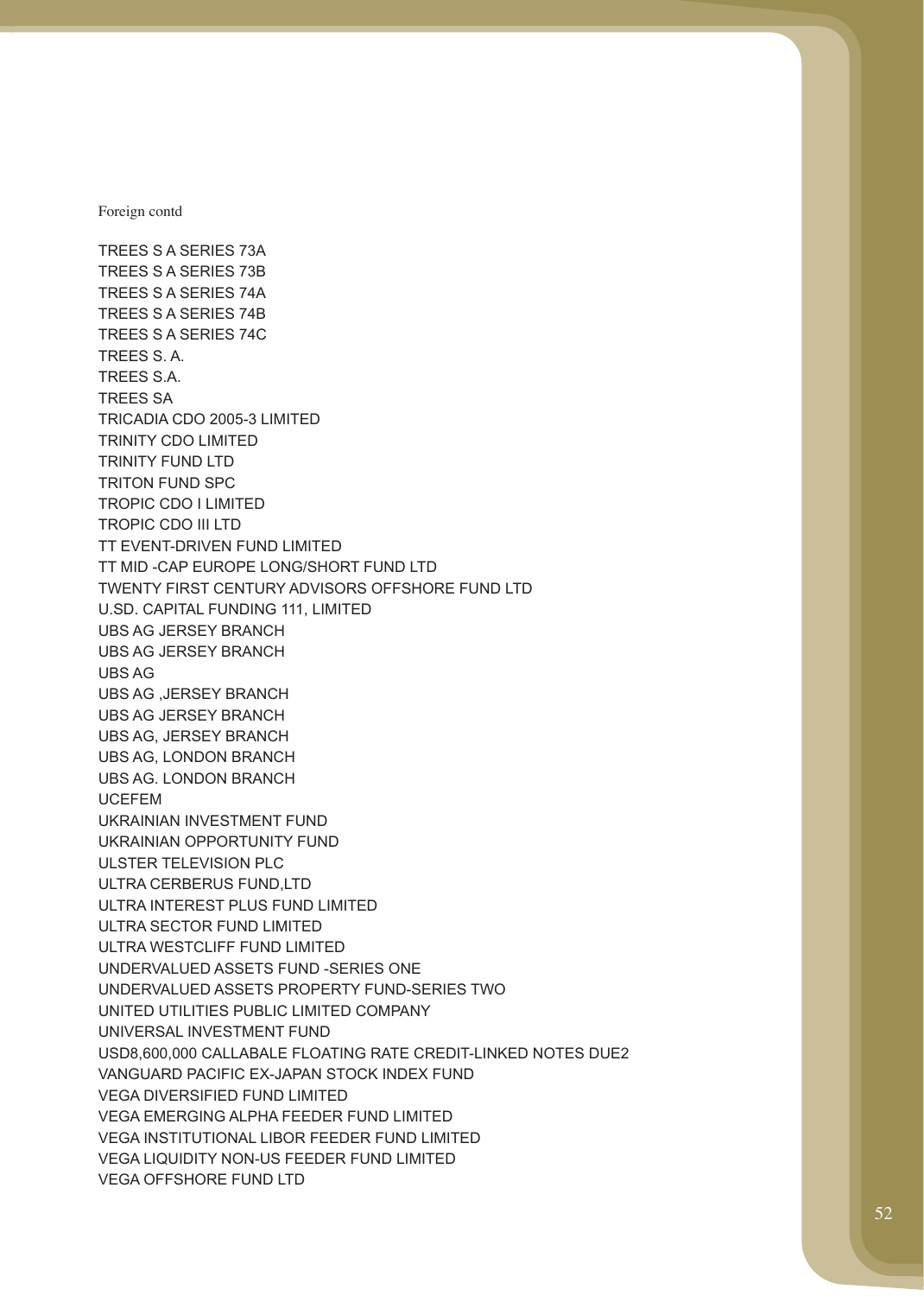Foreign contd

TREES S A SERIES 73A
TREES S A SERIES 73B
TREES S A SERIES 74A
TREES S A SERIES 74B
TREES S A SERIES 74C
TREES S. A.
TREES S.A.
TREES SA
TRICADIA CDO 2005-3 LIMITED
TRINITY CDO LIMITED
TRINITY FUND LTD
TRITON FUND SPC
TROPIC CDO I LIMITED
TROPIC CDO III LTD
TT EVENT-DRIVEN FUND LIMITED
TT MID -CAP EUROPE LONG/SHORT FUND LTD
TWENTY FIRST CENTURY ADVISORS OFFSHORE FUND LTD
U.SD. CAPITAL FUNDING 111, LIMITED
UBS AG JERSEY BRANCH
UBS AG JERSEY BRANCH
UBS AG
UBS AG ,JERSEY BRANCH
UBS AG JERSEY BRANCH
UBS AG, JERSEY BRANCH
UBS AG, LONDON BRANCH
UBS AG. LONDON BRANCH
UCEFEM
UKRAINIAN INVESTMENT FUND
UKRAINIAN OPPORTUNITY FUND
ULSTER TELEVISION PLC
ULTRA CERBERUS FUND,LTD
ULTRA INTEREST PLUS FUND LIMITED
ULTRA SECTOR FUND LIMITED
ULTRA WESTCLIFF FUND LIMITED
UNDERVALUED ASSETS FUND -SERIES ONE
UNDERVALUED ASSETS PROPERTY FUND-SERIES TWO
UNITED UTILITIES PUBLIC LIMITED COMPANY
UNIVERSAL INVESTMENT FUND
USD8,600,000 CALLABALE FLOATING RATE CREDIT-LINKED NOTES DUE2
VANGUARD PACIFIC EX-JAPAN STOCK INDEX FUND
VEGA DIVERSIFIED FUND LIMITED
VEGA EMERGING ALPHA FEEDER FUND LIMITED
VEGA INSTITUTIONAL LIBOR FEEDER FUND LIMITED
VEGA LIQUIDITY NON-US FEEDER FUND LIMITED
VEGA OFFSHORE FUND LTD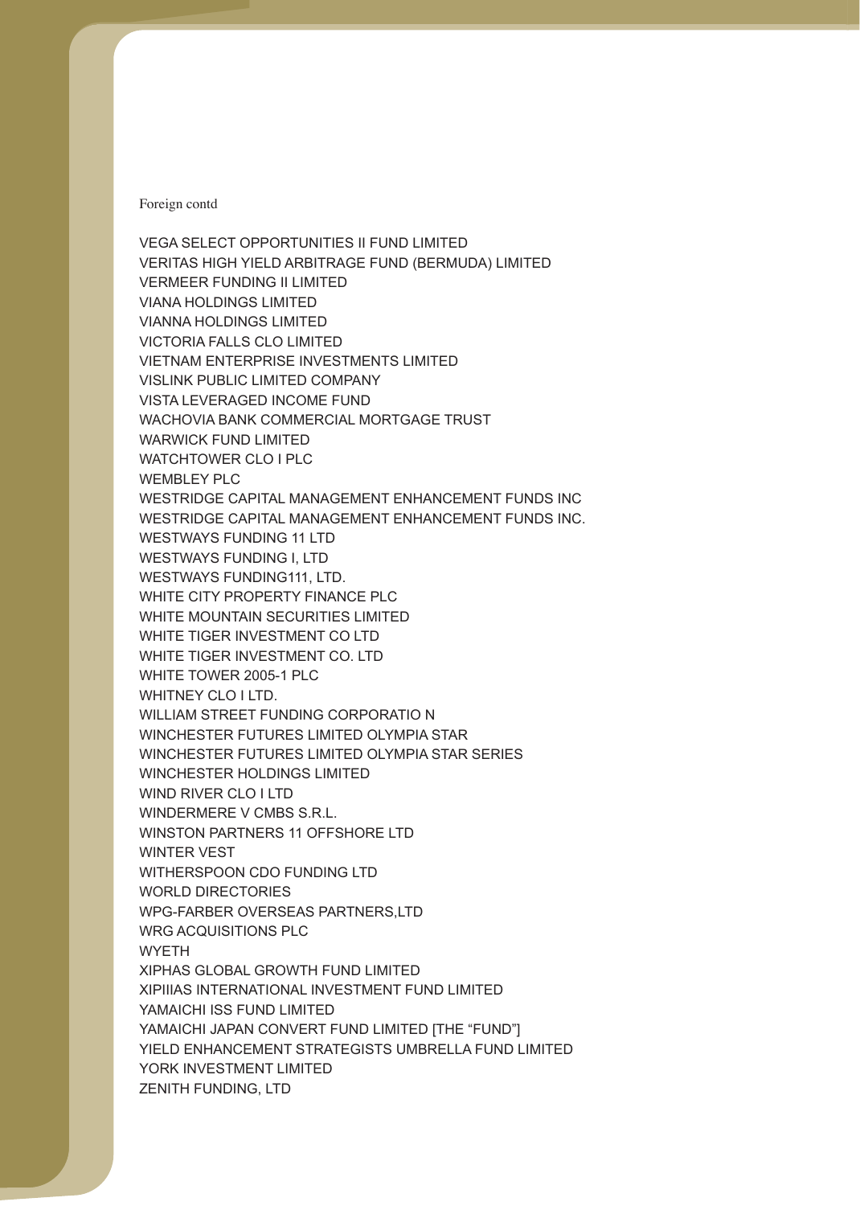Foreign contd

VEGA SELECT OPPORTUNITIES II FUND LIMITED
VERITAS HIGH YIELD ARBITRAGE FUND (BERMUDA) LIMITED
VERMEER FUNDING II LIMITED
VIANA HOLDINGS LIMITED
VIANNA HOLDINGS LIMITED
VICTORIA FALLS CLO LIMITED
VIETNAM ENTERPRISE INVESTMENTS LIMITED
VISLINK PUBLIC LIMITED COMPANY
VISTA LEVERAGED INCOME FUND
WACHOVIA BANK COMMERCIAL MORTGAGE TRUST
WARWICK FUND LIMITED
WATCHTOWER CLO I PLC
WEMBLEY PLC
WESTRIDGE CAPITAL MANAGEMENT ENHANCEMENT FUNDS INC
WESTRIDGE CAPITAL MANAGEMENT ENHANCEMENT FUNDS INC.
WESTWAYS FUNDING 11 LTD
WESTWAYS FUNDING I, LTD
WESTWAYS FUNDING111, LTD.
WHITE CITY PROPERTY FINANCE PLC
WHITE MOUNTAIN SECURITIES LIMITED
WHITE TIGER INVESTMENT CO LTD
WHITE TIGER INVESTMENT CO. LTD
WHITE TOWER 2005-1 PLC
WHITNEY CLO I LTD.
WILLIAM STREET FUNDING CORPORATIO N
WINCHESTER FUTURES LIMITED OLYMPIA STAR
WINCHESTER FUTURES LIMITED OLYMPIA STAR SERIES
WINCHESTER HOLDINGS LIMITED
WIND RIVER CLO I LTD
WINDERMERE V CMBS S.R.L.
WINSTON PARTNERS 11 OFFSHORE LTD
WINTER VEST
WITHERSPOON CDO FUNDING LTD
WORLD DIRECTORIES
WPG-FARBER OVERSEAS PARTNERS,LTD
WRG ACQUISITIONS PLC
WYETH
XIPHAS GLOBAL GROWTH FUND LIMITED
XIPIIIAS INTERNATIONAL INVESTMENT FUND LIMITED
YAMAICHI ISS FUND LIMITED
YAMAICHI JAPAN CONVERT FUND LIMITED [THE “FUND”]
YIELD ENHANCEMENT STRATEGISTS UMBRELLA FUND LIMITED
YORK INVESTMENT LIMITED
ZENITH FUNDING, LTD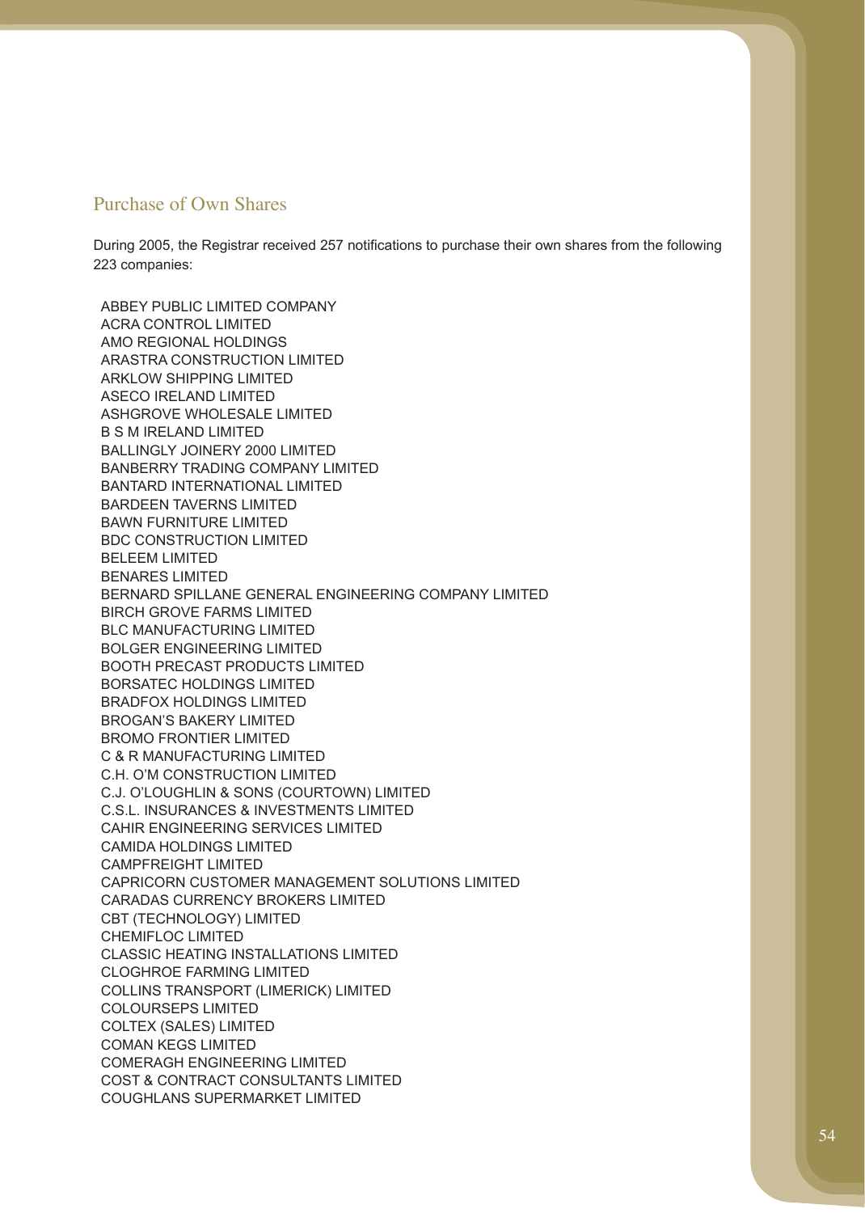## Purchase of Own Shares

During 2005, the Registrar received 257 notifications to purchase their own shares from the following 223 companies:

ABBEY PUBLIC LIMITED COMPANY
ACRA CONTROL LIMITED
AMO REGIONAL HOLDINGS
ARASTRA CONSTRUCTION LIMITED
ARKLOW SHIPPING LIMITED
ASECO IRELAND LIMITED
ASHGROVE WHOLESALE LIMITED
B S M IRELAND LIMITED
BALLINGLY JOINERY 2000 LIMITED
BANBERRY TRADING COMPANY LIMITED
BANTARD INTERNATIONAL LIMITED
BARDEEN TAVERNS LIMITED
BAWN FURNITURE LIMITED
BDC CONSTRUCTION LIMITED
BELEEM LIMITED
BENARES LIMITED
BERNARD SPILLANE GENERAL ENGINEERING COMPANY LIMITED
BIRCH GROVE FARMS LIMITED
BLC MANUFACTURING LIMITED
BOLGER ENGINEERING LIMITED
BOOTH PRECAST PRODUCTS LIMITED
BORSATEC HOLDINGS LIMITED
BRADFOX HOLDINGS LIMITED
BROGAN'S BAKERY LIMITED
BROMO FRONTIER LIMITED
C & R MANUFACTURING LIMITED
C.H. O'M CONSTRUCTION LIMITED
C.J. O'LOUGHLIN & SONS (COURTOWN) LIMITED
C.S.L. INSURANCES & INVESTMENTS LIMITED
CAHIR ENGINEERING SERVICES LIMITED
CAMIDA HOLDINGS LIMITED
CAMPFREIGHT LIMITED
CAPRICORN CUSTOMER MANAGEMENT SOLUTIONS LIMITED
CARADAS CURRENCY BROKERS LIMITED
CBT (TECHNOLOGY) LIMITED
CHEMIFLOC LIMITED
CLASSIC HEATING INSTALLATIONS LIMITED
CLOGHROE FARMING LIMITED
COLLINS TRANSPORT (LIMERICK) LIMITED
COLOURSEPS LIMITED
COLTEX (SALES) LIMITED
COMAN KEGS LIMITED
COMERAGH ENGINEERING LIMITED
COST & CONTRACT CONSULTANTS LIMITED
COUGHLANS SUPERMARKET LIMITED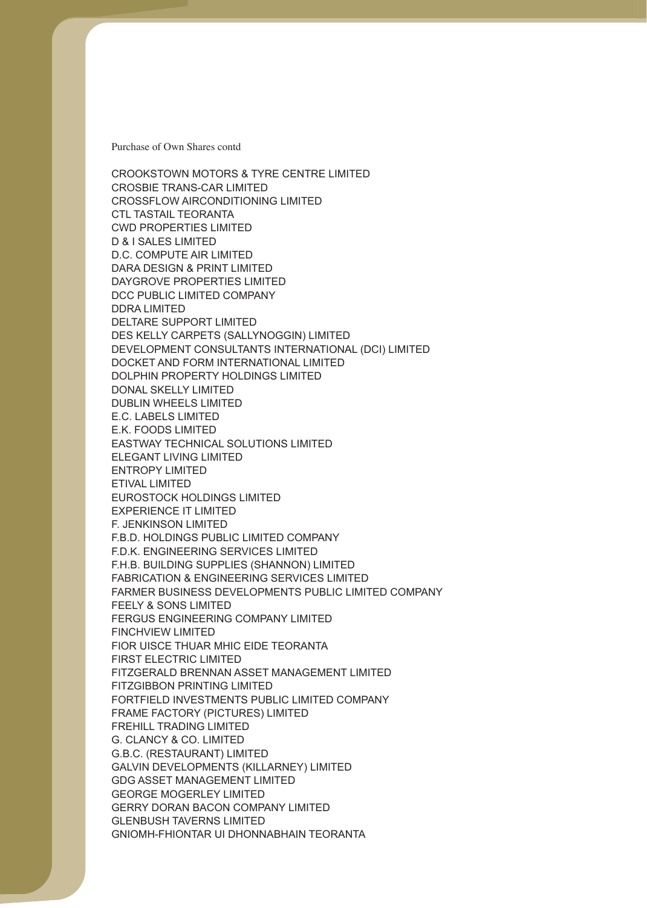Purchase of Own Shares contd

CROOKSTOWN MOTORS & TYRE CENTRE LIMITED
CROSBIE TRANS-CAR LIMITED
CROSSFLOW AIRCONDITIONING LIMITED
CTL TASTAIL TEORANTA
CWD PROPERTIES LIMITED
D & I SALES LIMITED
D.C. COMPUTE AIR LIMITED
DARA DESIGN & PRINT LIMITED
DAYGROVE PROPERTIES LIMITED
DCC PUBLIC LIMITED COMPANY
DDRA LIMITED
DELTARE SUPPORT LIMITED
DES KELLY CARPETS (SALLYNOGGIN) LIMITED
DEVELOPMENT CONSULTANTS INTERNATIONAL (DCI) LIMITED
DOCKET AND FORM INTERNATIONAL LIMITED
DOLPHIN PROPERTY HOLDINGS LIMITED
DONAL SKELLY LIMITED
DUBLIN WHEELS LIMITED
E.C. LABELS LIMITED
E.K. FOODS LIMITED
EASTWAY TECHNICAL SOLUTIONS LIMITED
ELEGANT LIVING LIMITED
ENTROPY LIMITED
ETIVAL LIMITED
EUROSTOCK HOLDINGS LIMITED
EXPERIENCE IT LIMITED
F. JENKINSON LIMITED
F.B.D. HOLDINGS PUBLIC LIMITED COMPANY
F.D.K. ENGINEERING SERVICES LIMITED
F.H.B. BUILDING SUPPLIES (SHANNON) LIMITED
FABRICATION & ENGINEERING SERVICES LIMITED
FARMER BUSINESS DEVELOPMENTS PUBLIC LIMITED COMPANY
FEELY & SONS LIMITED
FERGUS ENGINEERING COMPANY LIMITED
FINCHVIEW LIMITED
FIOR UISCE THUAR MHIC EIDE TEORANTA
FIRST ELECTRIC LIMITED
FITZGERALD BRENNAN ASSET MANAGEMENT LIMITED
FITZGIBBON PRINTING LIMITED
FORTFIELD INVESTMENTS PUBLIC LIMITED COMPANY
FRAME FACTORY (PICTURES) LIMITED
FREHILL TRADING LIMITED
G. CLANCY & CO. LIMITED
G.B.C. (RESTAURANT) LIMITED
GALVIN DEVELOPMENTS (KILLARNEY) LIMITED
GDG ASSET MANAGEMENT LIMITED
GEORGE MOGERLEY LIMITED
GERRY DORAN BACON COMPANY LIMITED
GLENBUSH TAVERNS LIMITED
GNIOMH-FHIONTAR UI DHONNABHAIN TEORANTA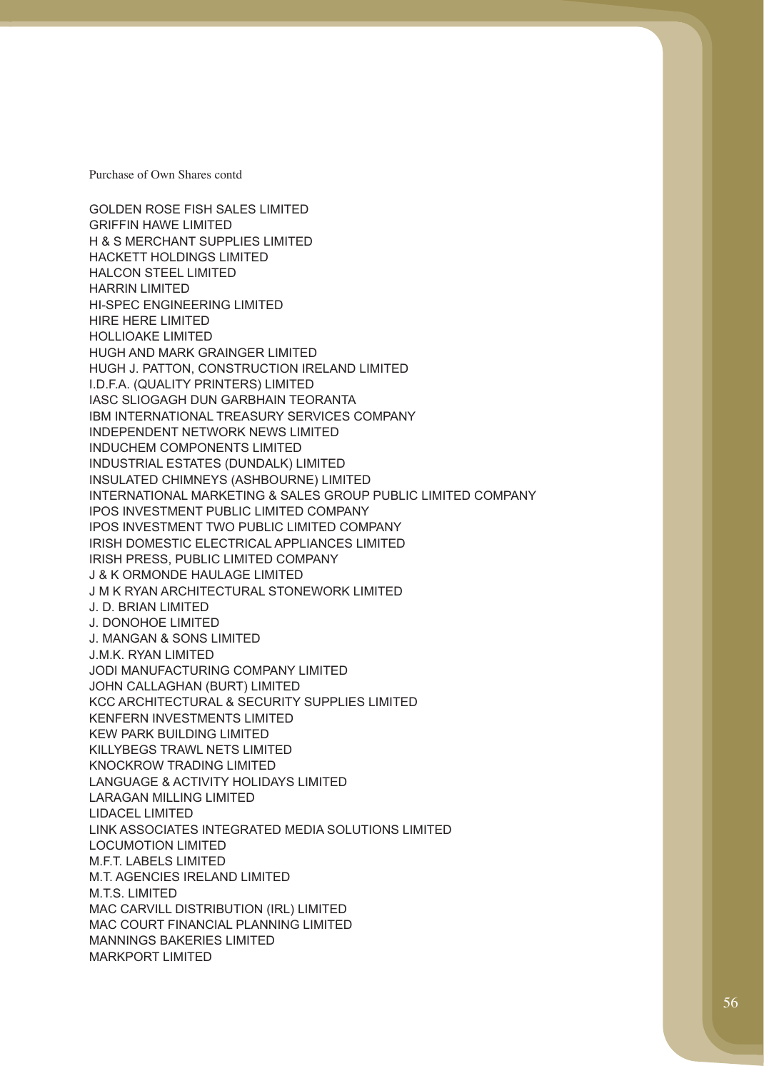Purchase of Own Shares contd

GOLDEN ROSE FISH SALES LIMITED
GRIFFIN HAWE LIMITED
H & S MERCHANT SUPPLIES LIMITED
HACKETT HOLDINGS LIMITED
HALCON STEEL LIMITED
HARRIN LIMITED
HI-SPEC ENGINEERING LIMITED
HIRE HERE LIMITED
HOLLIOAKE LIMITED
HUGH AND MARK GRAINGER LIMITED
HUGH J. PATTON, CONSTRUCTION IRELAND LIMITED
I.D.F.A. (QUALITY PRINTERS) LIMITED
IASC SLIOGAGH DUN GARBHAIN TEORANTA
IBM INTERNATIONAL TREASURY SERVICES COMPANY
INDEPENDENT NETWORK NEWS LIMITED
INDUCHEM COMPONENTS LIMITED
INDUSTRIAL ESTATES (DUNDALK) LIMITED
INSULATED CHIMNEYS (ASHBOURNE) LIMITED
INTERNATIONAL MARKETING & SALES GROUP PUBLIC LIMITED COMPANY
IPOS INVESTMENT PUBLIC LIMITED COMPANY
IPOS INVESTMENT TWO PUBLIC LIMITED COMPANY
IRISH DOMESTIC ELECTRICAL APPLIANCES LIMITED
IRISH PRESS, PUBLIC LIMITED COMPANY
J & K ORMONDE HAULAGE LIMITED
J M K RYAN ARCHITECTURAL STONEWORK LIMITED
J. D. BRIAN LIMITED
J. DONOHOE LIMITED
J. MANGAN & SONS LIMITED
J.M.K. RYAN LIMITED
JODI MANUFACTURING COMPANY LIMITED
JOHN CALLAGHAN (BURT) LIMITED
KCC ARCHITECTURAL & SECURITY SUPPLIES LIMITED
KENFERN INVESTMENTS LIMITED
KEW PARK BUILDING LIMITED
KILLYBEGS TRAWL NETS LIMITED
KNOCKROW TRADING LIMITED
LANGUAGE & ACTIVITY HOLIDAYS LIMITED
LARAGAN MILLING LIMITED
LIDACEL LIMITED
LINK ASSOCIATES INTEGRATED MEDIA SOLUTIONS LIMITED
LOCUMOTION LIMITED
M.F.T. LABELS LIMITED
M.T. AGENCIES IRELAND LIMITED
M.T.S. LIMITED
MAC CARVILL DISTRIBUTION (IRL) LIMITED
MAC COURT FINANCIAL PLANNING LIMITED
MANNINGS BAKERIES LIMITED
MARKPORT LIMITED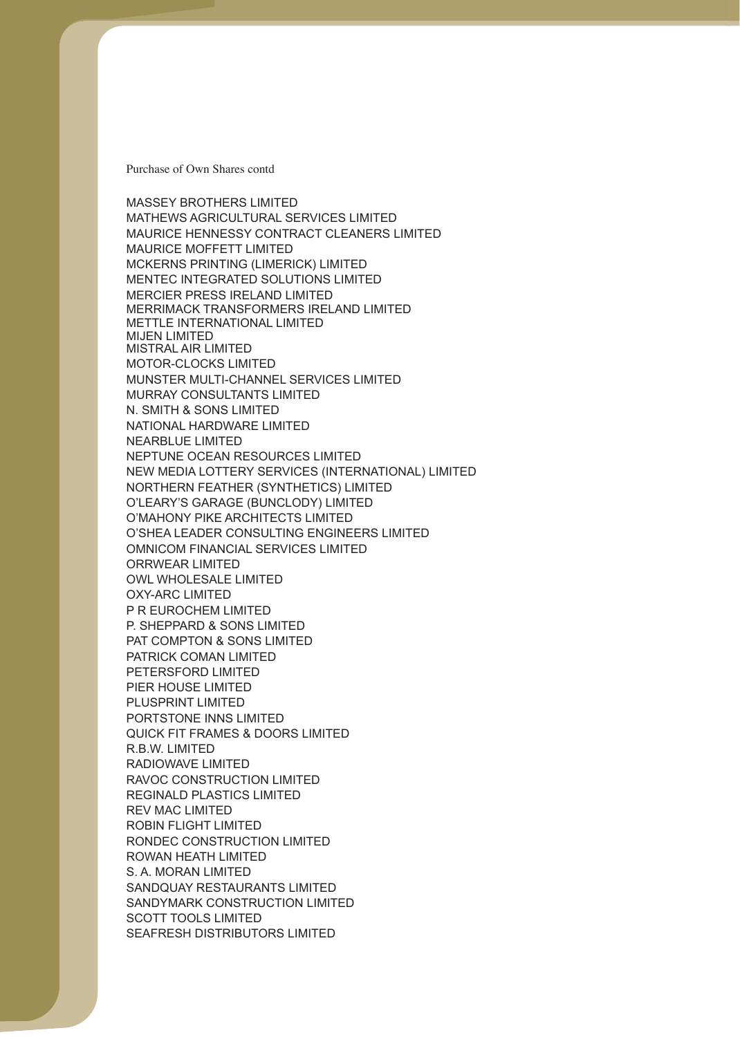Purchase of Own Shares contd

MASSEY BROTHERS LIMITED
MATHEWS AGRICULTURAL SERVICES LIMITED
MAURICE HENNESSY CONTRACT CLEANERS LIMITED
MAURICE MOFFETT LIMITED
MCKERNS PRINTING (LIMERICK) LIMITED
MENTEC INTEGRATED SOLUTIONS LIMITED
MERCIER PRESS IRELAND LIMITED
MERRIMACK TRANSFORMERS IRELAND LIMITED
METTLE INTERNATIONAL LIMITED
MIJEN LIMITED
MISTRAL AIR LIMITED
MOTOR-CLOCKS LIMITED
MUNSTER MULTI-CHANNEL SERVICES LIMITED
MURRAY CONSULTANTS LIMITED
N. SMITH & SONS LIMITED
NATIONAL HARDWARE LIMITED
NEARBLUE LIMITED
NEPTUNE OCEAN RESOURCES LIMITED
NEW MEDIA LOTTERY SERVICES (INTERNATIONAL) LIMITED
NORTHERN FEATHER (SYNTHETICS) LIMITED
O'LEARY'S GARAGE (BUNCLODY) LIMITED
O'MAHONY PIKE ARCHITECTS LIMITED
O'SHEA LEADER CONSULTING ENGINEERS LIMITED
OMNICOM FINANCIAL SERVICES LIMITED
ORRWEAR LIMITED
OWL WHOLESALE LIMITED
OXY-ARC LIMITED
P R EUROCHEM LIMITED
P. SHEPPARD & SONS LIMITED
PAT COMPTON & SONS LIMITED
PATRICK COMAN LIMITED
PETERSFORD LIMITED
PIER HOUSE LIMITED
PLUSPRINT LIMITED
PORTSTONE INNS LIMITED
QUICK FIT FRAMES & DOORS LIMITED
R.B.W. LIMITED
RADIOWAVE LIMITED
RAVOC CONSTRUCTION LIMITED
REGINALD PLASTICS LIMITED
REV MAC LIMITED
ROBIN FLIGHT LIMITED
RONDEC CONSTRUCTION LIMITED
ROWAN HEATH LIMITED
S. A. MORAN LIMITED
SANDQUAY RESTAURANTS LIMITED
SANDYMARK CONSTRUCTION LIMITED
SCOTT TOOLS LIMITED
SEAFRESH DISTRIBUTORS LIMITED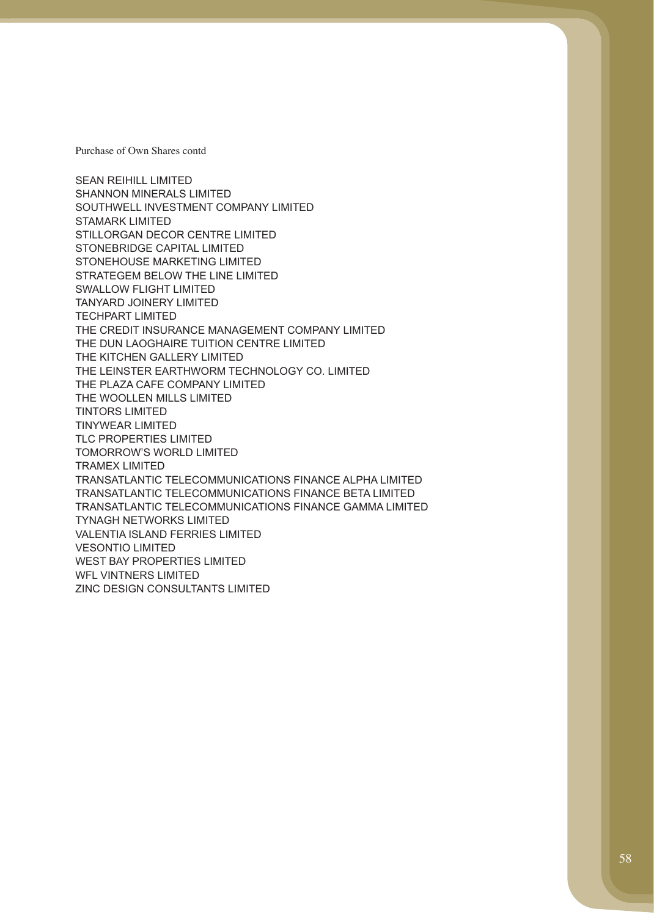Purchase of Own Shares contd

SEAN REIHILL LIMITED
SHANNON MINERALS LIMITED
SOUTHWELL INVESTMENT COMPANY LIMITED
STAMARK LIMITED
STILLORGAN DECOR CENTRE LIMITED
STONEBRIDGE CAPITAL LIMITED
STONEHOUSE MARKETING LIMITED
STRATEGEM BELOW THE LINE LIMITED
SWALLOW FLIGHT LIMITED
TANYARD JOINERY LIMITED
TECHPART LIMITED
THE CREDIT INSURANCE MANAGEMENT COMPANY LIMITED
THE DUN LAOGHAIRE TUITION CENTRE LIMITED
THE KITCHEN GALLERY LIMITED
THE LEINSTER EARTHWORM TECHNOLOGY CO. LIMITED
THE PLAZA CAFE COMPANY LIMITED
THE WOOLLEN MILLS LIMITED
TINTORS LIMITED
TINYWEAR LIMITED
TLC PROPERTIES LIMITED
TOMORROW'S WORLD LIMITED
TRAMEX LIMITED
TRANSATLANTIC TELECOMMUNICATIONS FINANCE ALPHA LIMITED
TRANSATLANTIC TELECOMMUNICATIONS FINANCE BETA LIMITED
TRANSATLANTIC TELECOMMUNICATIONS FINANCE GAMMA LIMITED
TYNAGH NETWORKS LIMITED
VALENTIA ISLAND FERRIES LIMITED
VESONTIO LIMITED
WEST BAY PROPERTIES LIMITED
WFL VINTNERS LIMITED
ZINC DESIGN CONSULTANTS LIMITED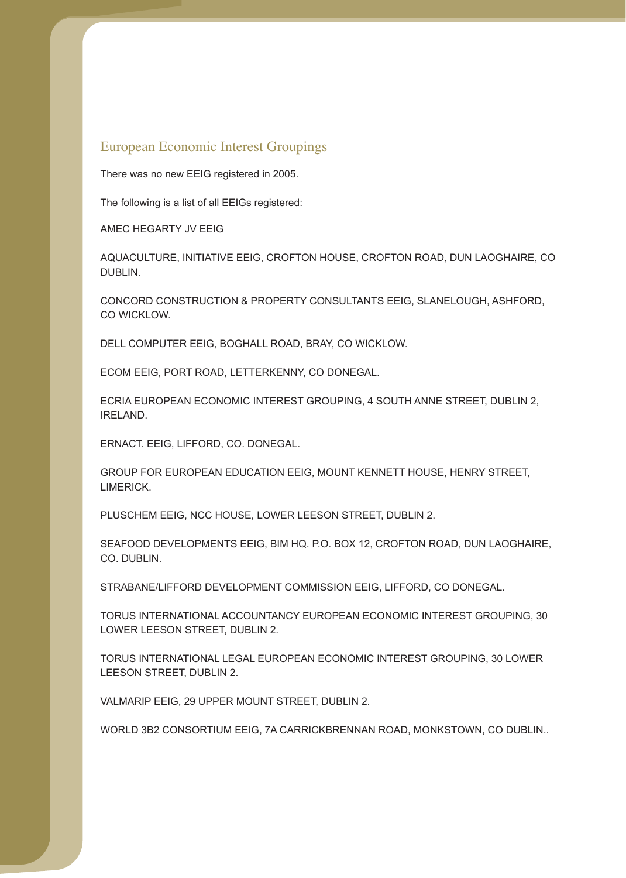## European Economic Interest Groupings

There was no new EEIG registered in 2005.

The following is a list of all EEIGs registered:

AMEC HEGARTY JV EEIG

AQUACULTURE, INITIATIVE EEIG, CROFTON HOUSE, CROFTON ROAD, DUN LAOGHAIRE, CO DUBLIN.

CONCORD CONSTRUCTION & PROPERTY CONSULTANTS EEIG, SLANELOUGH, ASHFORD, CO WICKLOW.

DELL COMPUTER EEIG, BOGHALL ROAD, BRAY, CO WICKLOW.

ECOM EEIG, PORT ROAD, LETTERKENNY, CO DONEGAL.

ECRIA EUROPEAN ECONOMIC INTEREST GROUPING, 4 SOUTH ANNE STREET, DUBLIN 2, IRELAND.

ERNACT. EEIG, LIFFORD, CO. DONEGAL.

GROUP FOR EUROPEAN EDUCATION EEIG, MOUNT KENNETT HOUSE, HENRY STREET, LIMERICK.

PLUSCHEM EEIG, NCC HOUSE, LOWER LEESON STREET, DUBLIN 2.

SEAFOOD DEVELOPMENTS EEIG, BIM HQ. P.O. BOX 12, CROFTON ROAD, DUN LAOGHAIRE, CO. DUBLIN.

STRABANE/LIFFORD DEVELOPMENT COMMISSION EEIG, LIFFORD, CO DONEGAL.

TORUS INTERNATIONAL ACCOUNTANCY EUROPEAN ECONOMIC INTEREST GROUPING, 30 LOWER LEESON STREET, DUBLIN 2.

TORUS INTERNATIONAL LEGAL EUROPEAN ECONOMIC INTEREST GROUPING, 30 LOWER LEESON STREET, DUBLIN 2.

VALMARIP EEIG, 29 UPPER MOUNT STREET, DUBLIN 2.

WORLD 3B2 CONSORTIUM EEIG, 7A CARRICKBRENNAN ROAD, MONKSTOWN, CO DUBLIN..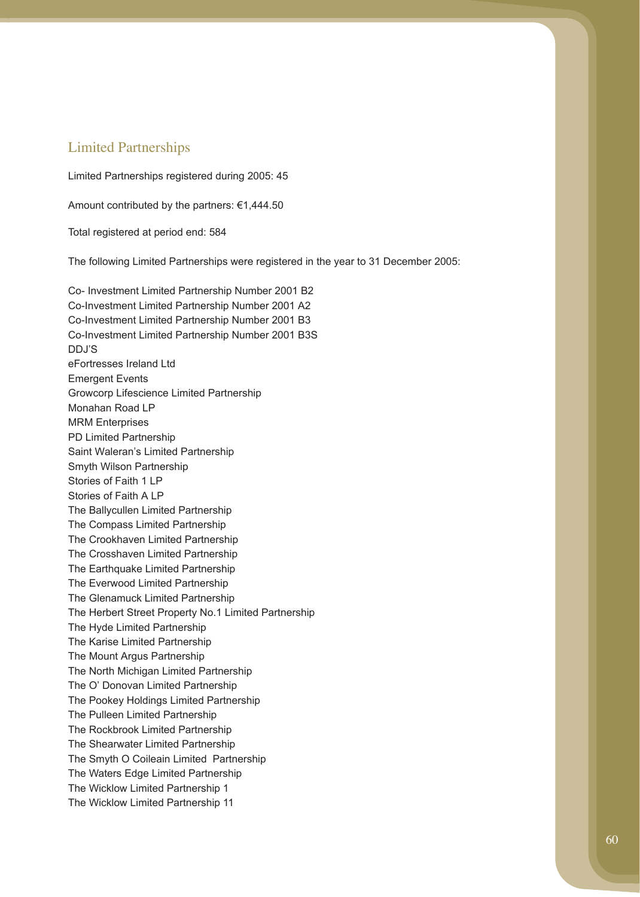## Limited Partnerships

Limited Partnerships registered during 2005: 45

Amount contributed by the partners: €1,444.50

Total registered at period end: 584

The following Limited Partnerships were registered in the year to 31 December 2005:

Co- Investment Limited Partnership Number 2001 B2
Co-Investment Limited Partnership Number 2001 A2
Co-Investment Limited Partnership Number 2001 B3
Co-Investment Limited Partnership Number 2001 B3S
DDJ'S
eFortresses Ireland Ltd
Emergent Events
Growcorp Lifescience Limited Partnership
Monahan Road LP
MRM Enterprises
PD Limited Partnership
Saint Waleran's Limited Partnership
Smyth Wilson Partnership
Stories of Faith 1 LP
Stories of Faith A LP
The Ballycullen Limited Partnership
The Compass Limited Partnership
The Crookhaven Limited Partnership
The Crosshaven Limited Partnership
The Earthquake Limited Partnership
The Everwood Limited Partnership
The Glenamuck Limited Partnership
The Herbert Street Property No.1 Limited Partnership
The Hyde Limited Partnership
The Karise Limited Partnership
The Mount Argus Partnership
The North Michigan Limited Partnership
The O' Donovan Limited Partnership
The Pookey Holdings Limited Partnership
The Pulleen Limited Partnership
The Rockbrook Limited Partnership
The Shearwater Limited Partnership
The Smyth O Coileain Limited Partnership
The Waters Edge Limited Partnership
The Wicklow Limited Partnership 1
The Wicklow Limited Partnership 11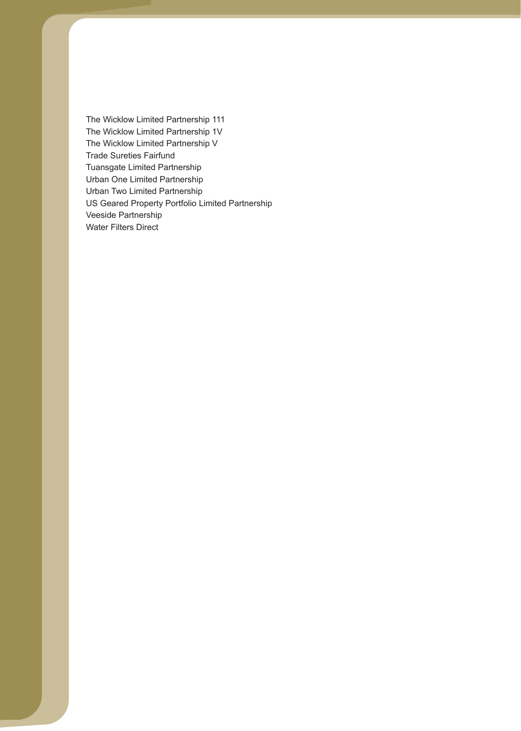The Wicklow Limited Partnership 111
The Wicklow Limited Partnership 1V
The Wicklow Limited Partnership V
Trade Sureties Fairfund
Tuansgate Limited Partnership
Urban One Limited Partnership
Urban Two Limited Partnership
US Geared Property Portfolio Limited Partnership
Veeside Partnership
Water Filters Direct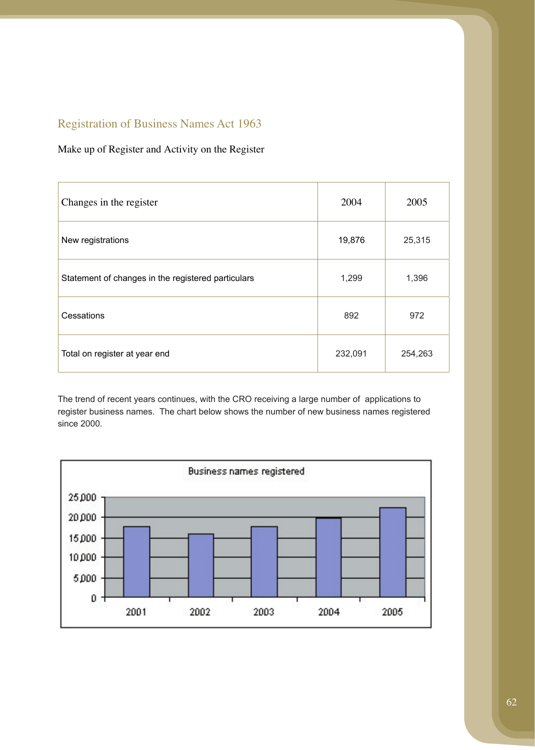## Registration of Business Names Act 1963

Make up of Register and Activity on the Register

| Changes in the register | 2004 | 2005 |
|---|---|---|
| New registrations | 19,876 | 25,315 |
| Statement of changes in the registered particulars | 1,299 | 1,396 |
| Cessations | 892 | 972 |
| Total on register at year end | 232,091 | 254,263 |

The trend of recent years continues, with the CRO receiving a large number of applications to register business names. The chart below shows the number of new business names registered since 2000.

Business names registered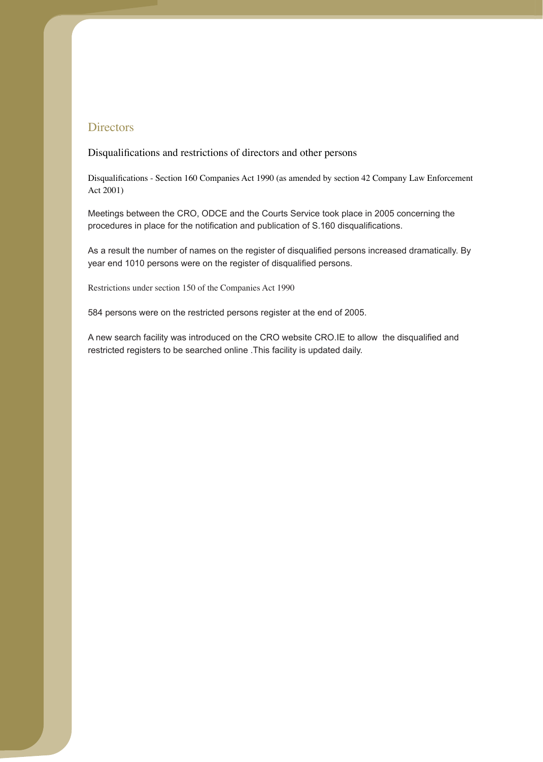## Directors

### Disqualifications and restrictions of directors and other persons

#### Disqualifications - Section 160 Companies Act 1990 (as amended by section 42 Company Law Enforcement Act 2001)

Meetings between the CRO, ODCE and the Courts Service took place in 2005 concerning the procedures in place for the notification and publication of S.160 disqualifications.

As a result the number of names on the register of disqualified persons increased dramatically. By year end 1010 persons were on the register of disqualified persons.

#### Restrictions under section 150 of the Companies Act 1990

584 persons were on the restricted persons register at the end of 2005.

A new search facility was introduced on the CRO website CRO.IE to allow the disqualified and restricted registers to be searched online .This facility is updated daily.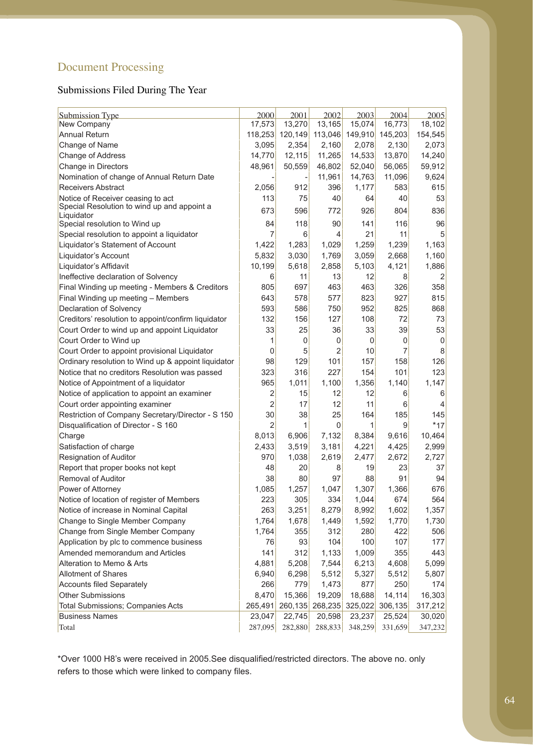## Document Processing

### Submissions Filed During The Year

| Submission Type | 2000 | 2001 | 2002 | 2003 | 2004 | 2005 |
|---|---|---|---|---|---|---|
| New Company | 17,573 | 13,270 | 13,165 | 15,074 | 16,773 | 18,102 |
| Annual Return | 118,253 | 120,149 | 113,046 | 149,910 | 145,203 | 154,545 |
| Change of Name | 3,095 | 2,354 | 2,160 | 2,078 | 2,130 | 2,073 |
| Change of Address | 14,770 | 12,115 | 11,265 | 14,533 | 13,870 | 14,240 |
| Change in Directors | 48,961 | 50,559 | 46,802 | 52,040 | 56,065 | 59,912 |
| Nomination of change of Annual Return Date | - | - | 11,961 | 14,763 | 11,096 | 9,624 |
| Receivers Abstract | 2,056 | 912 | 396 | 1,177 | 583 | 615 |
| Notice of Receiver ceasing to act | 113 | 75 | 40 | 64 | 40 | 53 |
| Special Resolution to wind up and appoint a Liquidator | 673 | 596 | 772 | 926 | 804 | 836 |
| Special resolution to Wind up | 84 | 118 | 90 | 141 | 116 | 96 |
| Special resolution to appoint a liquidator | 7 | 6 | 4 | 21 | 11 | 5 |
| Liquidator's Statement of Account | 1,422 | 1,283 | 1,029 | 1,259 | 1,239 | 1,163 |
| Liquidator's Account | 5,832 | 3,030 | 1,769 | 3,059 | 2,668 | 1,160 |
| Liquidator's Affidavit | 10,199 | 5,618 | 2,858 | 5,103 | 4,121 | 1,886 |
| Ineffective declaration of Solvency | 6 | 11 | 13 | 12 | 8 | 2 |
| Final Winding up meeting - Members & Creditors | 805 | 697 | 463 | 463 | 326 | 358 |
| Final Winding up meeting – Members | 643 | 578 | 577 | 823 | 927 | 815 |
| Declaration of Solvency | 593 | 586 | 750 | 952 | 825 | 868 |
| Creditors' resolution to appoint/confirm liquidator | 132 | 156 | 127 | 108 | 72 | 73 |
| Court Order to wind up and appoint Liquidator | 33 | 25 | 36 | 33 | 39 | 53 |
| Court Order to Wind up | 1 | 0 | 0 | 0 | 0 | 0 |
| Court Order to appoint provisional Liquidator | 0 | 5 | 2 | 10 | 7 | 8 |
| Ordinary resolution to Wind up & appoint liquidator | 98 | 129 | 101 | 157 | 158 | 126 |
| Notice that no creditors Resolution was passed | 323 | 316 | 227 | 154 | 101 | 123 |
| Notice of Appointment of a liquidator | 965 | 1,011 | 1,100 | 1,356 | 1,140 | 1,147 |
| Notice of application to appoint an examiner | 2 | 15 | 12 | 12 | 6 | 6 |
| Court order appointing examiner | 2 | 17 | 12 | 11 | 6 | 4 |
| Restriction of Company Secretary/Director - S 150 | 30 | 38 | 25 | 164 | 185 | 145 |
| Disqualification of Director - S 160 | 2 | 1 | 0 | 1 | 9 | *17 |
| Charge | 8,013 | 6,906 | 7,132 | 8,384 | 9,616 | 10,464 |
| Satisfaction of charge | 2,433 | 3,519 | 3,181 | 4,221 | 4,425 | 2,999 |
| Resignation of Auditor | 970 | 1,038 | 2,619 | 2,477 | 2,672 | 2,727 |
| Report that proper books not kept | 48 | 20 | 8 | 19 | 23 | 37 |
| Removal of Auditor | 38 | 80 | 97 | 88 | 91 | 94 |
| Power of Attorney | 1,085 | 1,257 | 1,047 | 1,307 | 1,366 | 676 |
| Notice of location of register of Members | 223 | 305 | 334 | 1,044 | 674 | 564 |
| Notice of increase in Nominal Capital | 263 | 3,251 | 8,279 | 8,992 | 1,602 | 1,357 |
| Change to Single Member Company | 1,764 | 1,678 | 1,449 | 1,592 | 1,770 | 1,730 |
| Change from Single Member Company | 1,764 | 355 | 312 | 280 | 422 | 506 |
| Application by plc to commence business | 76 | 93 | 104 | 100 | 107 | 177 |
| Amended memorandum and Articles | 141 | 312 | 1,133 | 1,009 | 355 | 443 |
| Alteration to Memo & Arts | 4,881 | 5,208 | 7,544 | 6,213 | 4,608 | 5,099 |
| Allotment of Shares | 6,940 | 6,298 | 5,512 | 5,327 | 5,512 | 5,807 |
| Accounts filed Separately | 266 | 779 | 1,473 | 877 | 250 | 174 |
| Other Submissions | 8,470 | 15,366 | 19,209 | 18,688 | 14,114 | 16,303 |
| Total Submissions; Companies Acts | 265,491 | 260,135 | 268,235 | 325,022 | 306,135 | 317,212 |
| Business Names | 23,047 | 22,745 | 20,598 | 23,237 | 25,524 | 30,020 |
| Total | 287,095 | 282,880 | 288,833 | 348,259 | 331,659 | 347,232 |

*Over 1000 H8's were received in 2005.See disqualified/restricted directors. The above no. only refers to those which were linked to company files.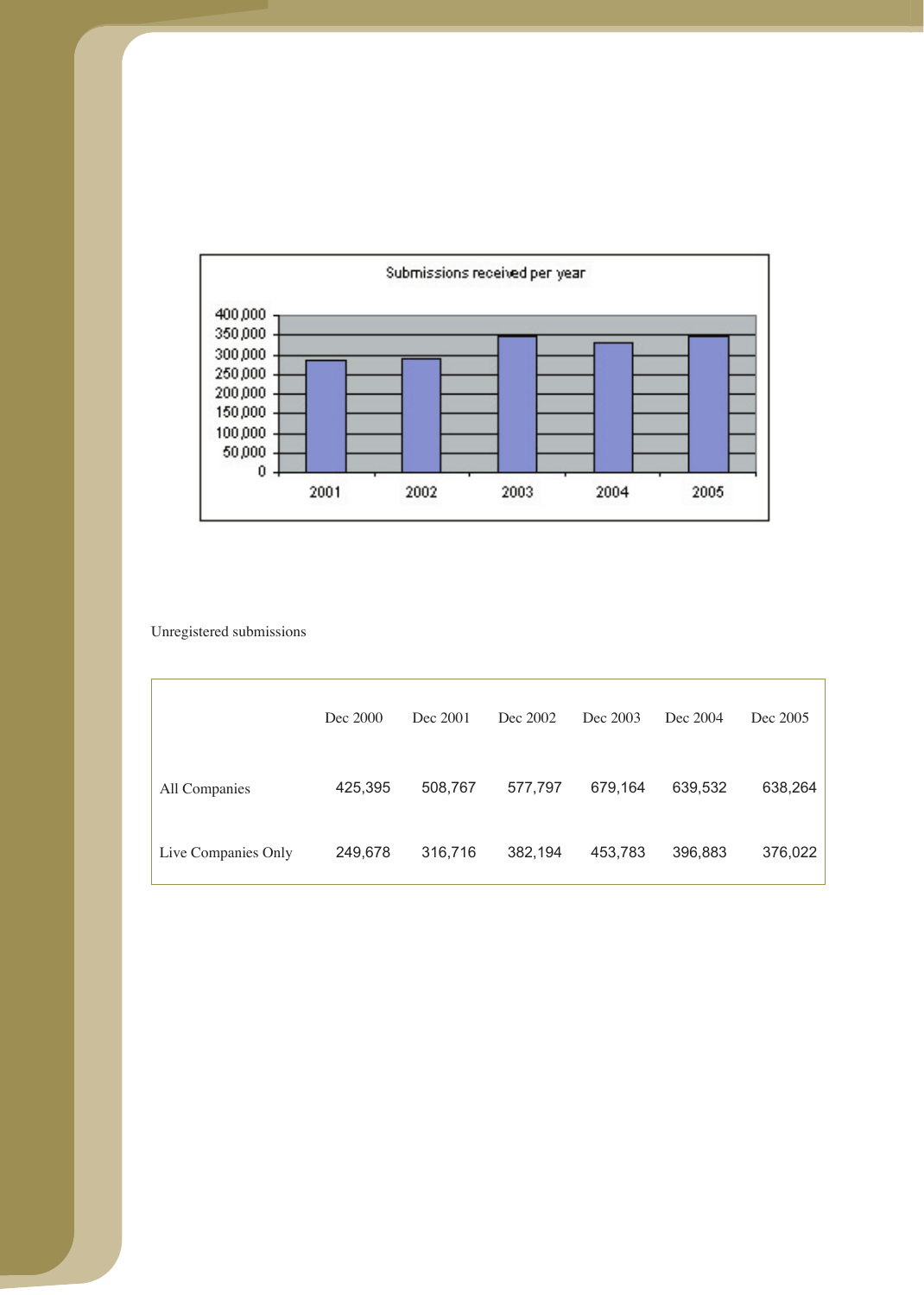Unregistered submissions

| | Dec 2000 | Dec 2001 | Dec 2002 | Dec 2003 | Dec 2004 | Dec 2005 |
|---|---|---|---|---|---|---|
| All Companies | 425,395 | 508,767 | 577,797 | 679,164 | 639,532 | 638,264 |
| Live Companies Only | 249,678 | 316,716 | 382,194 | 453,783 | 396,883 | 376,022 |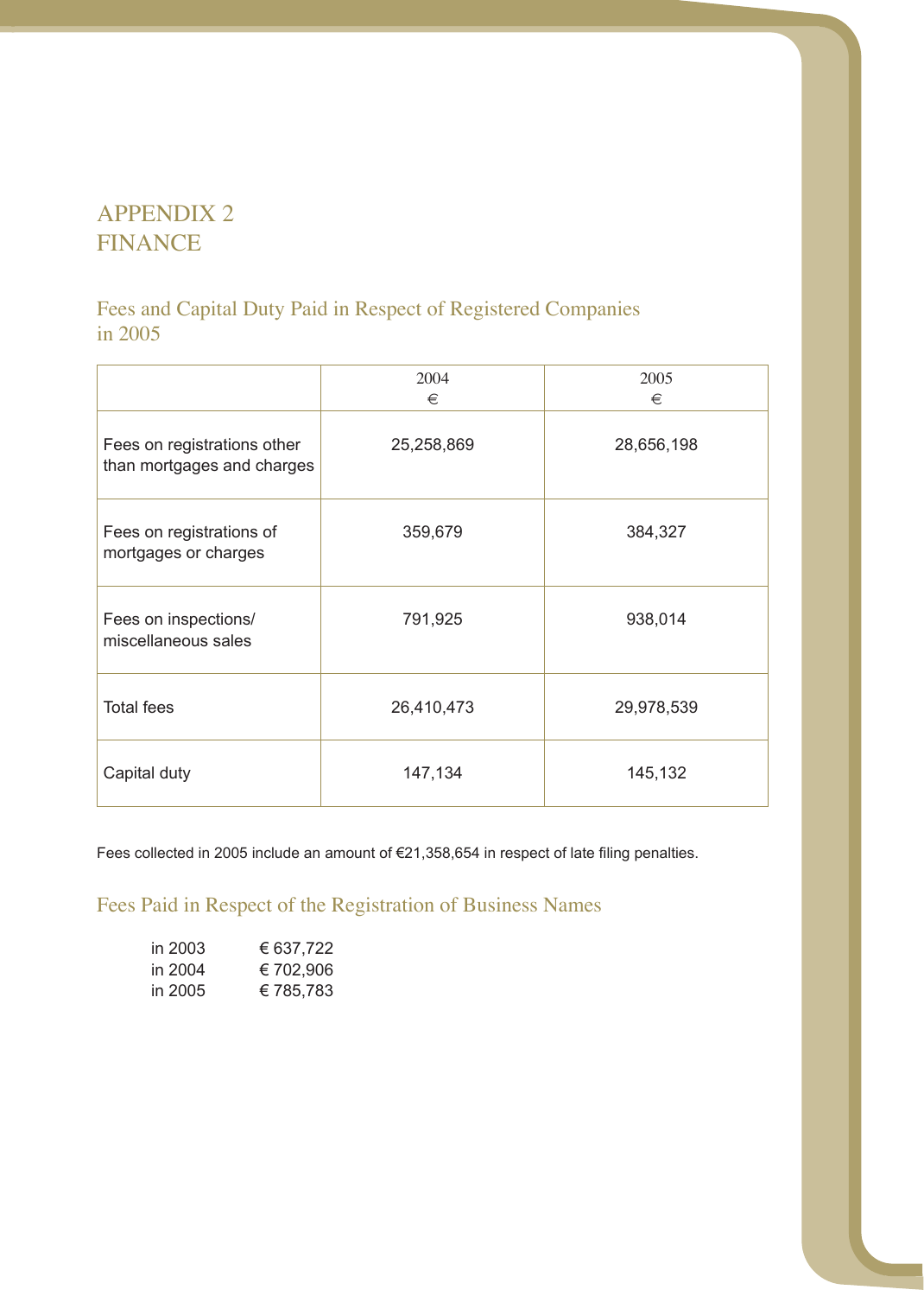# APPENDIX 2
# FINANCE

## Fees and Capital Duty Paid in Respect of Registered Companies in 2005

| | 2004<br>€ | 2005<br>€ |
|---|---|---|
| Fees on registrations other than mortgages and charges | 25,258,869 | 28,656,198 |
| Fees on registrations of mortgages or charges | 359,679 | 384,327 |
| Fees on inspections/ miscellaneous sales | 791,925 | 938,014 |
| Total fees | 26,410,473 | 29,978,539 |
| Capital duty | 147,134 | 145,132 |

Fees collected in 2005 include an amount of €21,358,654 in respect of late filing penalties.

## Fees Paid in Respect of the Registration of Business Names

| | |
|---|---|
| in 2003 | € 637,722 |
| in 2004 | € 702,906 |
| in 2005 | € 785,783 |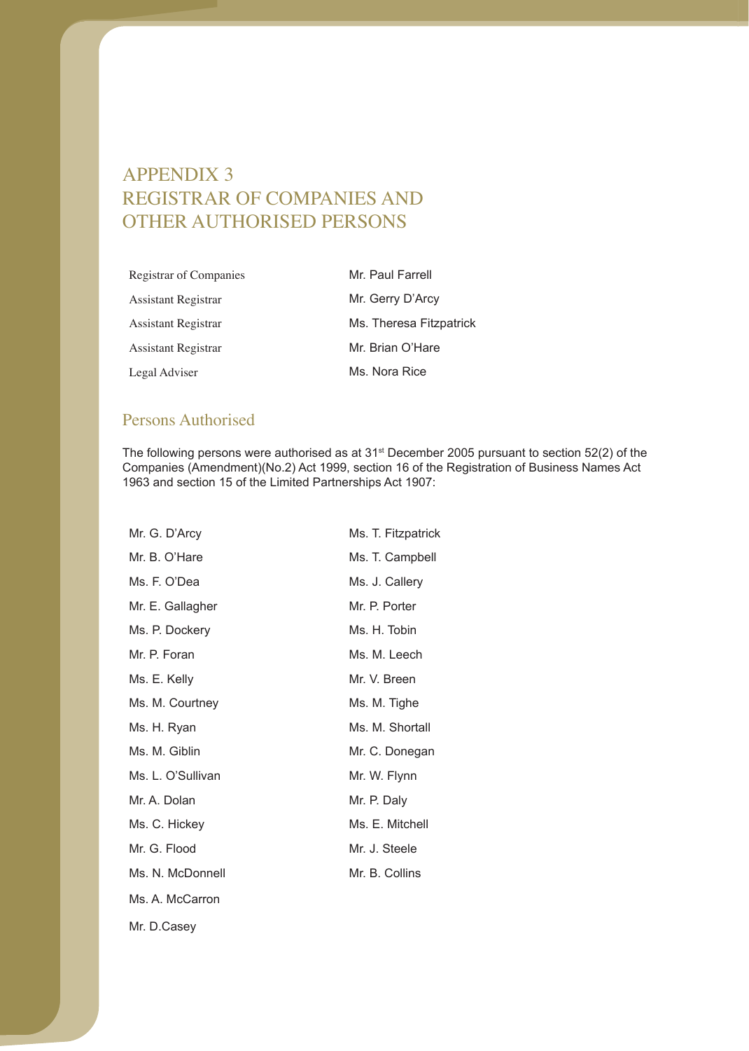# APPENDIX 3
# REGISTRAR OF COMPANIES AND OTHER AUTHORISED PERSONS

| | |
|---|---|
| Registrar of Companies | Mr. Paul Farrell |
| Assistant Registrar | Mr. Gerry D'Arcy |
| Assistant Registrar | Ms. Theresa Fitzpatrick |
| Assistant Registrar | Mr. Brian O'Hare |
| Legal Adviser | Ms. Nora Rice |

## Persons Authorised

The following persons were authorised as at 31st December 2005 pursuant to section 52(2) of the Companies (Amendment)(No.2) Act 1999, section 16 of the Registration of Business Names Act 1963 and section 15 of the Limited Partnerships Act 1907:

| | |
|---|---|
| Mr. G. D'Arcy | Ms. T. Fitzpatrick |
| Mr. B. O'Hare | Ms. T. Campbell |
| Ms. F. O'Dea | Ms. J. Callery |
| Mr. E. Gallagher | Mr. P. Porter |
| Ms. P. Dockery | Ms. H. Tobin |
| Mr. P. Foran | Ms. M. Leech |
| Ms. E. Kelly | Mr. V. Breen |
| Ms. M. Courtney | Ms. M. Tighe |
| Ms. H. Ryan | Ms. M. Shortall |
| Ms. M. Giblin | Mr. C. Donegan |
| Ms. L. O'Sullivan | Mr. W. Flynn |
| Mr. A. Dolan | Mr. P. Daly |
| Ms. C. Hickey | Ms. E. Mitchell |
| Mr. G. Flood | Mr. J. Steele |
| Ms. N. McDonnell | Mr. B. Collins |
| Ms. A. McCarron | |
| Mr. D.Casey | |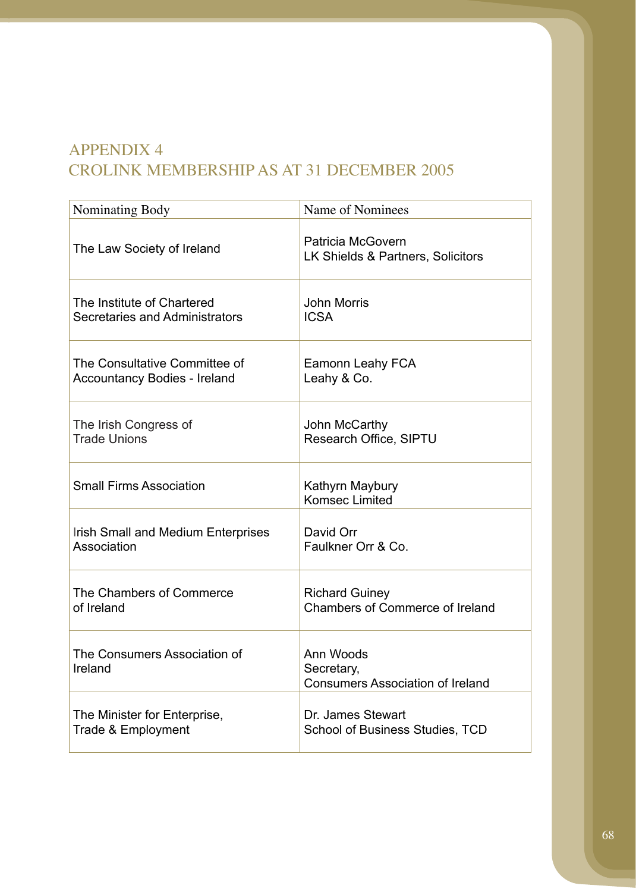# APPENDIX 4
# CROLINK MEMBERSHIP AS AT 31 DECEMBER 2005

| Nominating Body | Name of Nominees |
|---|---|
| The Law Society of Ireland | Patricia McGovern<br>LK Shields & Partners, Solicitors |
| The Institute of Chartered Secretaries and Administrators | John Morris<br>ICSA |
| The Consultative Committee of Accountancy Bodies - Ireland | Eamonn Leahy FCA<br>Leahy & Co. |
| The Irish Congress of Trade Unions | John McCarthy<br>Research Office, SIPTU |
| Small Firms Association | Kathyrn Maybury<br>Komsec Limited |
| Irish Small and Medium Enterprises Association | David Orr<br>Faulkner Orr & Co. |
| The Chambers of Commerce of Ireland | Richard Guiney<br>Chambers of Commerce of Ireland |
| The Consumers Association of Ireland | Ann Woods<br>Secretary,<br>Consumers Association of Ireland |
| The Minister for Enterprise, Trade & Employment | Dr. James Stewart<br>School of Business Studies, TCD |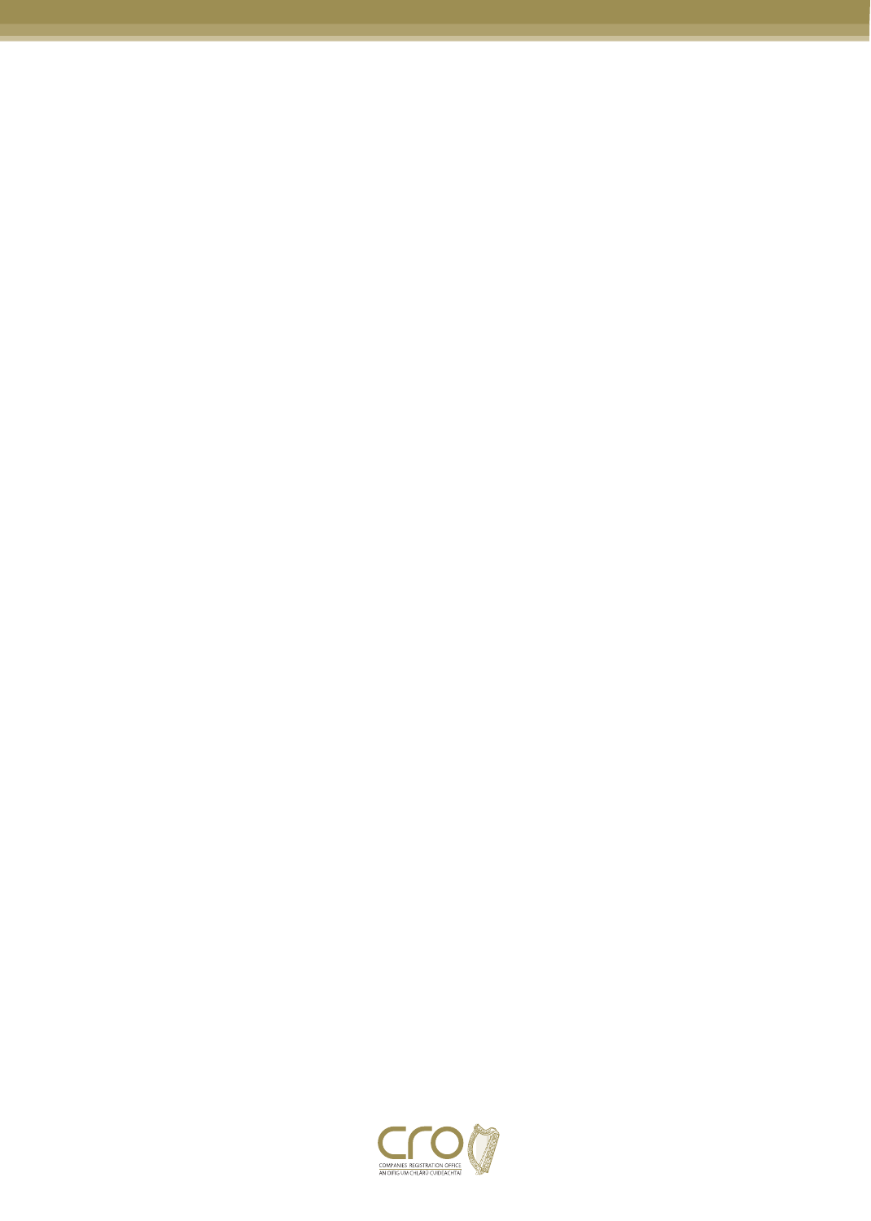CRO

COMPANIES REGISTRATION OFFICE

AN OIFIG UM CHLÁRÚ CUIDEACHTAÍ